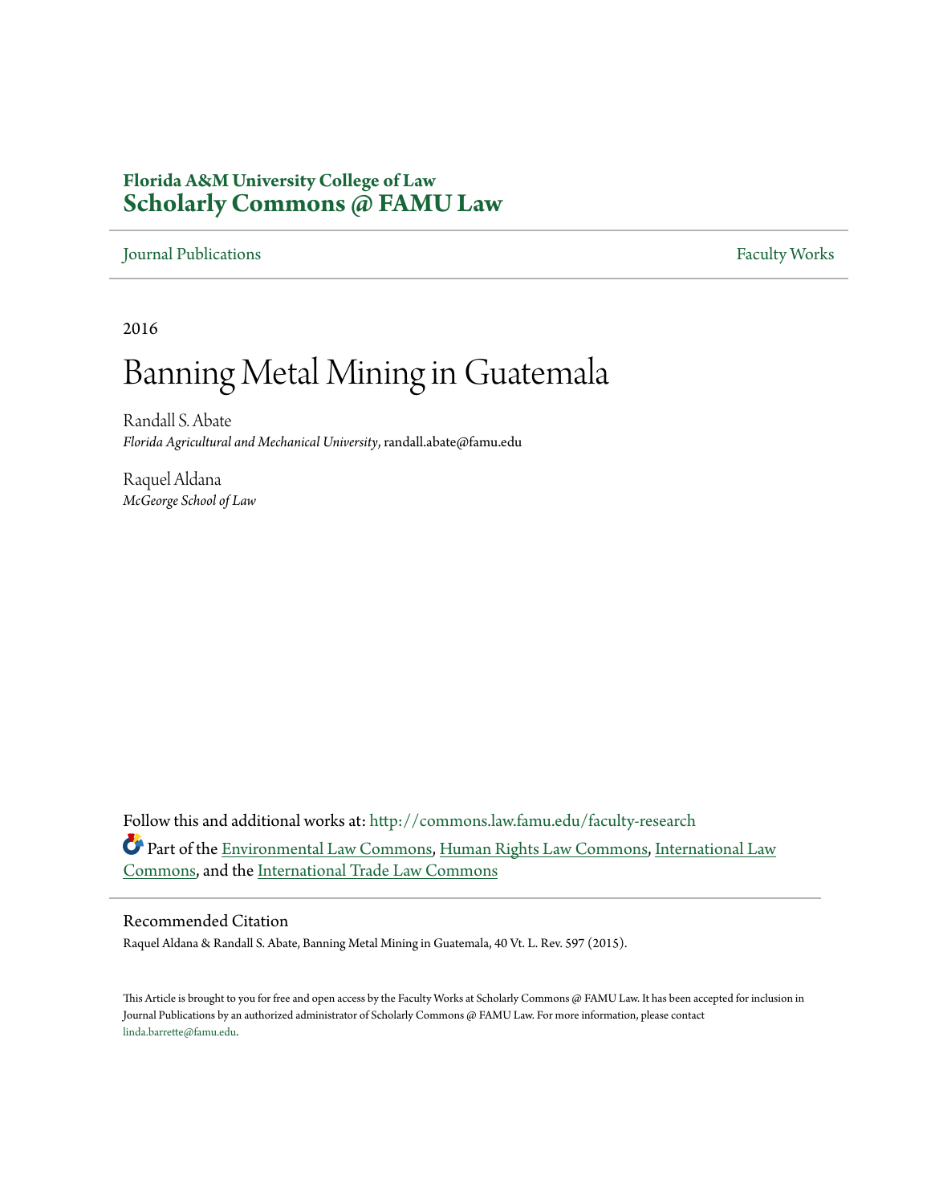**Florida A&M University College of Law**
## Scholarly Commons @ FAMU Law

Journal Publications | Faculty Works

2016

# Banning Metal Mining in Guatemala

Randall S. Abate
*Florida Agricultural and Mechanical University*, randall.abate@famu.edu

Raquel Aldana
*McGeorge School of Law*

Follow this and additional works at: http://commons.law.famu.edu/faculty-research

Part of the Environmental Law Commons, Human Rights Law Commons, International Law Commons, and the International Trade Law Commons

### Recommended Citation

Raquel Aldana & Randall S. Abate, Banning Metal Mining in Guatemala, 40 Vt. L. Rev. 597 (2015).

This Article is brought to you for free and open access by the Faculty Works at Scholarly Commons @ FAMU Law. It has been accepted for inclusion in Journal Publications by an authorized administrator of Scholarly Commons @ FAMU Law. For more information, please contact linda.barrette@famu.edu.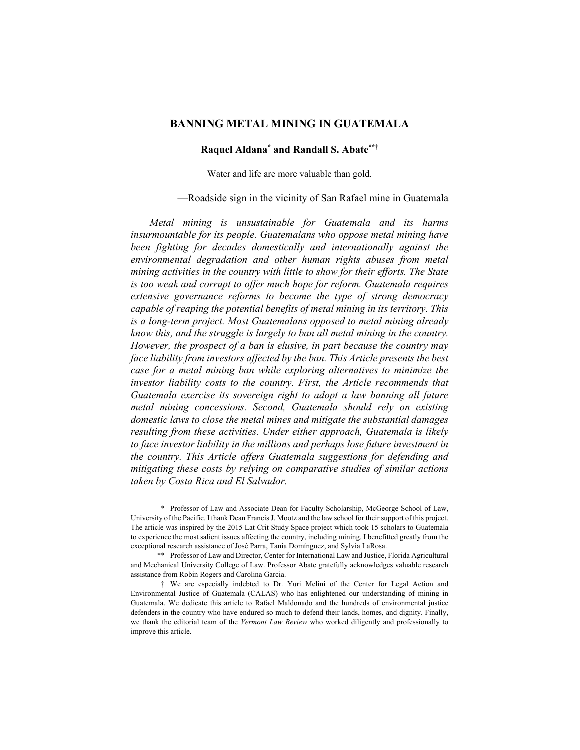# BANNING METAL MINING IN GUATEMALA

**Raquel Aldana[*] and Randall S. Abate[**†]**

Water and life are more valuable than gold.

—Roadside sign in the vicinity of San Rafael mine in Guatemala

*Metal mining is unsustainable for Guatemala and its harms insurmountable for its people. Guatemalans who oppose metal mining have been fighting for decades domestically and internationally against the environmental degradation and other human rights abuses from metal mining activities in the country with little to show for their efforts. The State is too weak and corrupt to offer much hope for reform. Guatemala requires extensive governance reforms to become the type of strong democracy capable of reaping the potential benefits of metal mining in its territory. This is a long-term project. Most Guatemalans opposed to metal mining already know this, and the struggle is largely to ban all metal mining in the country. However, the prospect of a ban is elusive, in part because the country may face liability from investors affected by the ban. This Article presents the best case for a metal mining ban while exploring alternatives to minimize the investor liability costs to the country. First, the Article recommends that Guatemala exercise its sovereign right to adopt a law banning all future metal mining concessions. Second, Guatemala should rely on existing domestic laws to close the metal mines and mitigate the substantial damages resulting from these activities. Under either approach, Guatemala is likely to face investor liability in the millions and perhaps lose future investment in the country. This Article offers Guatemala suggestions for defending and mitigating these costs by relying on comparative studies of similar actions taken by Costa Rica and El Salvador.*

---

\* Professor of Law and Associate Dean for Faculty Scholarship, McGeorge School of Law, University of the Pacific. I thank Dean Francis J. Mootz and the law school for their support of this project. The article was inspired by the 2015 Lat Crit Study Space project which took 15 scholars to Guatemala to experience the most salient issues affecting the country, including mining. I benefitted greatly from the exceptional research assistance of José Parra, Tania Domínguez, and Sylvia LaRosa.

\*\* Professor of Law and Director, Center for International Law and Justice, Florida Agricultural and Mechanical University College of Law. Professor Abate gratefully acknowledges valuable research assistance from Robin Rogers and Carolina Garcia.

† We are especially indebted to Dr. Yuri Melini of the Center for Legal Action and Environmental Justice of Guatemala (CALAS) who has enlightened our understanding of mining in Guatemala. We dedicate this article to Rafael Maldonado and the hundreds of environmental justice defenders in the country who have endured so much to defend their lands, homes, and dignity. Finally, we thank the editorial team of the *Vermont Law Review* who worked diligently and professionally to improve this article.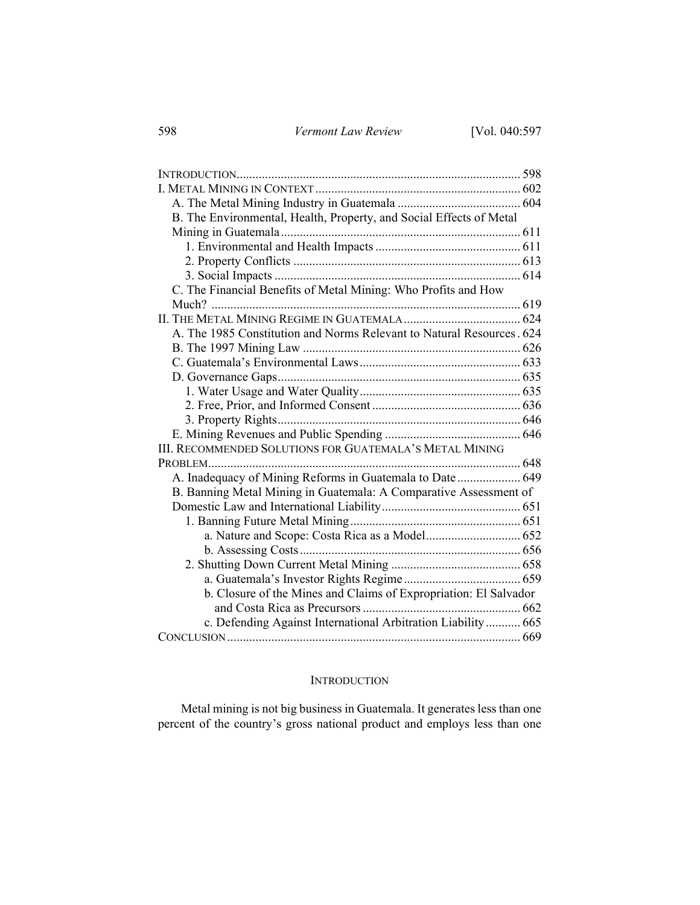INTRODUCTION ........................................................................................ 598
I. METAL MINING IN CONTEXT ................................................................ 602
    A. The Metal Mining Industry in Guatemala ....................................... 604
    B. The Environmental, Health, Property, and Social Effects of Metal Mining in Guatemala ........................................................................... 611
        1. Environmental and Health Impacts ............................................. 611
        2. Property Conflicts ....................................................................... 613
        3. Social Impacts ............................................................................. 614
    C. The Financial Benefits of Metal Mining: Who Profits and How Much? ................................................................................................ 619
II. THE METAL MINING REGIME IN GUATEMALA ..................................... 624
    A. The 1985 Constitution and Norms Relevant to Natural Resources . 624
    B. The 1997 Mining Law .................................................................... 626
    C. Guatemala's Environmental Laws .................................................. 633
    D. Governance Gaps ............................................................................ 635
        1. Water Usage and Water Quality .................................................. 635
        2. Free, Prior, and Informed Consent .............................................. 636
        3. Property Rights ............................................................................ 646
    E. Mining Revenues and Public Spending .......................................... 646
III. RECOMMENDED SOLUTIONS FOR GUATEMALA'S METAL MINING PROBLEM .................................................................................................. 648
    A. Inadequacy of Mining Reforms in Guatemala to Date .................... 649
    B. Banning Metal Mining in Guatemala: A Comparative Assessment of Domestic Law and International Liability ........................................... 651
        1. Banning Future Metal Mining ...................................................... 651
            a. Nature and Scope: Costa Rica as a Model ............................. 652
            b. Assessing Costs ..................................................................... 656
        2. Shutting Down Current Metal Mining ......................................... 658
            a. Guatemala's Investor Rights Regime ..................................... 659
            b. Closure of the Mines and Claims of Expropriation: El Salvador and Costa Rica as Precursors ................................................. 662
            c. Defending Against International Arbitration Liability ........... 665
CONCLUSION ............................................................................................ 669

## INTRODUCTION

Metal mining is not big business in Guatemala. It generates less than one percent of the country's gross national product and employs less than one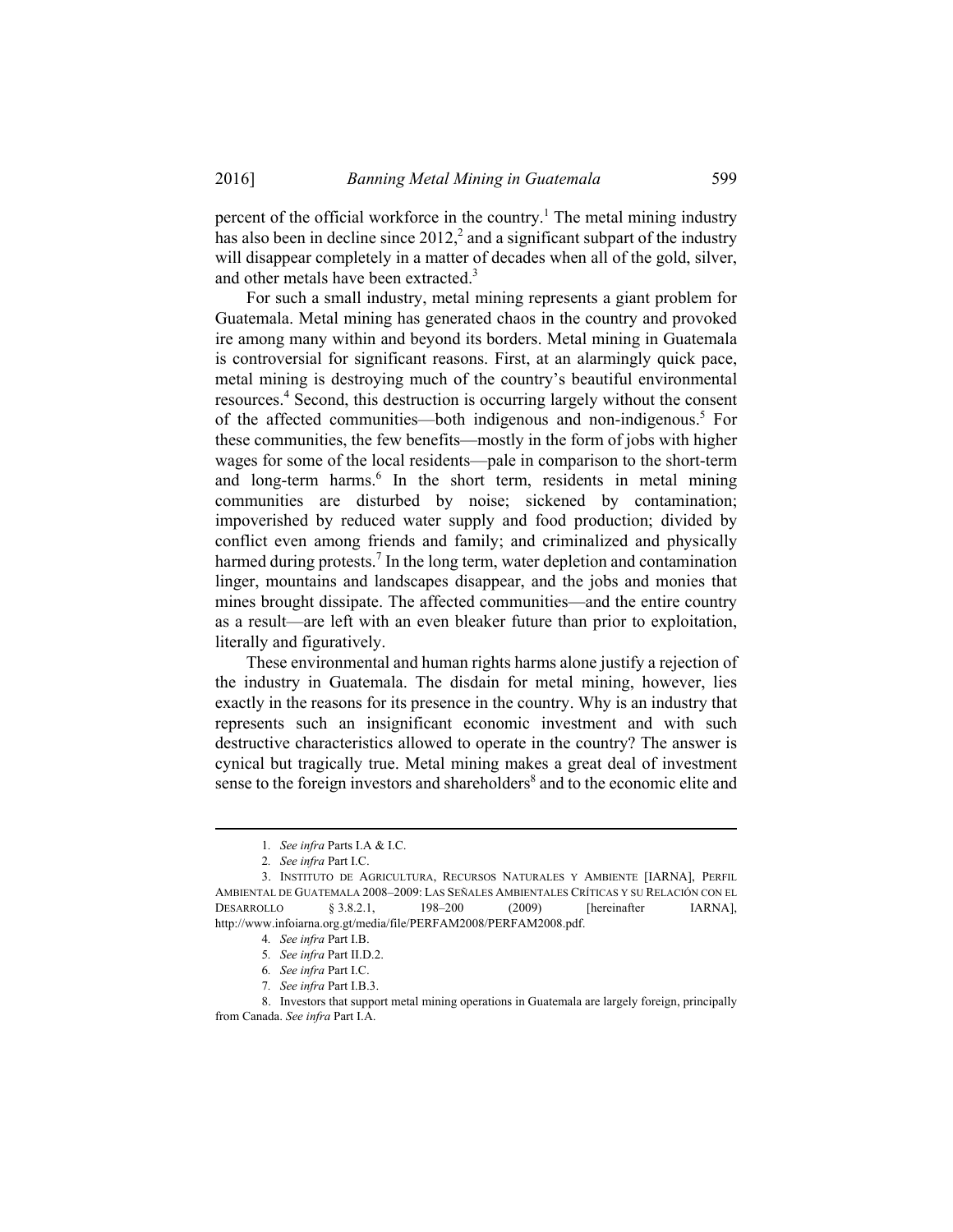percent of the official workforce in the country.[1] The metal mining industry has also been in decline since 2012,[2] and a significant subpart of the industry will disappear completely in a matter of decades when all of the gold, silver, and other metals have been extracted.[3]

For such a small industry, metal mining represents a giant problem for Guatemala. Metal mining has generated chaos in the country and provoked ire among many within and beyond its borders. Metal mining in Guatemala is controversial for significant reasons. First, at an alarmingly quick pace, metal mining is destroying much of the country's beautiful environmental resources.[4] Second, this destruction is occurring largely without the consent of the affected communities—both indigenous and non-indigenous.[5] For these communities, the few benefits—mostly in the form of jobs with higher wages for some of the local residents—pale in comparison to the short-term and long-term harms.[6] In the short term, residents in metal mining communities are disturbed by noise; sickened by contamination; impoverished by reduced water supply and food production; divided by conflict even among friends and family; and criminalized and physically harmed during protests.[7] In the long term, water depletion and contamination linger, mountains and landscapes disappear, and the jobs and monies that mines brought dissipate. The affected communities—and the entire country as a result—are left with an even bleaker future than prior to exploitation, literally and figuratively.

These environmental and human rights harms alone justify a rejection of the industry in Guatemala. The disdain for metal mining, however, lies exactly in the reasons for its presence in the country. Why is an industry that represents such an insignificant economic investment and with such destructive characteristics allowed to operate in the country? The answer is cynical but tragically true. Metal mining makes a great deal of investment sense to the foreign investors and shareholders[8] and to the economic elite and

---

1. *See infra* Parts I.A & I.C.
2. *See infra* Part I.C.
3. INSTITUTO DE AGRICULTURA, RECURSOS NATURALES Y AMBIENTE [IARNA], PERFIL AMBIENTAL DE GUATEMALA 2008–2009: LAS SEÑALES AMBIENTALES CRÍTICAS Y SU RELACIÓN CON EL DESARROLLO § 3.8.2.1, 198–200 (2009) [hereinafter IARNA], http://www.infoiarna.org.gt/media/file/PERFAM2008/PERFAM2008.pdf.
4. *See infra* Part I.B.
5. *See infra* Part II.D.2.
6. *See infra* Part I.C.
7. *See infra* Part I.B.3.
8. Investors that support metal mining operations in Guatemala are largely foreign, principally from Canada. *See infra* Part I.A.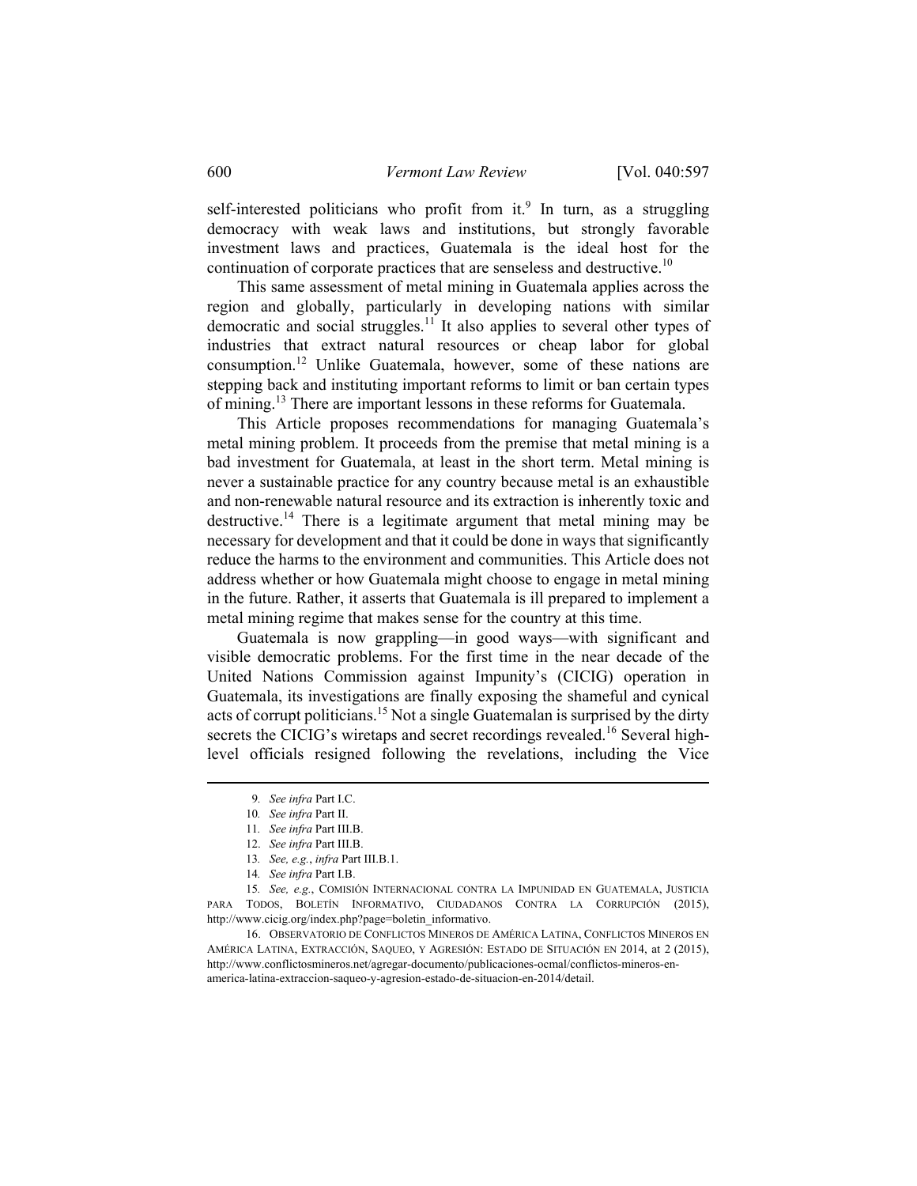self-interested politicians who profit from it.[9] In turn, as a struggling democracy with weak laws and institutions, but strongly favorable investment laws and practices, Guatemala is the ideal host for the continuation of corporate practices that are senseless and destructive.[10]

This same assessment of metal mining in Guatemala applies across the region and globally, particularly in developing nations with similar democratic and social struggles.[11] It also applies to several other types of industries that extract natural resources or cheap labor for global consumption.[12] Unlike Guatemala, however, some of these nations are stepping back and instituting important reforms to limit or ban certain types of mining.[13] There are important lessons in these reforms for Guatemala.

This Article proposes recommendations for managing Guatemala's metal mining problem. It proceeds from the premise that metal mining is a bad investment for Guatemala, at least in the short term. Metal mining is never a sustainable practice for any country because metal is an exhaustible and non-renewable natural resource and its extraction is inherently toxic and destructive.[14] There is a legitimate argument that metal mining may be necessary for development and that it could be done in ways that significantly reduce the harms to the environment and communities. This Article does not address whether or how Guatemala might choose to engage in metal mining in the future. Rather, it asserts that Guatemala is ill prepared to implement a metal mining regime that makes sense for the country at this time.

Guatemala is now grappling—in good ways—with significant and visible democratic problems. For the first time in the near decade of the United Nations Commission against Impunity's (CICIG) operation in Guatemala, its investigations are finally exposing the shameful and cynical acts of corrupt politicians.[15] Not a single Guatemalan is surprised by the dirty secrets the CICIG's wiretaps and secret recordings revealed.[16] Several high-level officials resigned following the revelations, including the Vice

---

9. *See infra* Part I.C.

10. *See infra* Part II.

11. *See infra* Part III.B.

12. *See infra* Part III.B.

13. *See, e.g.*, *infra* Part III.B.1.

14. *See infra* Part I.B.

15. *See, e.g.*, COMISIÓN INTERNACIONAL CONTRA LA IMPUNIDAD EN GUATEMALA, JUSTICIA PARA TODOS, BOLETÍN INFORMATIVO, CIUDADANOS CONTRA LA CORRUPCIÓN (2015), http://www.cicig.org/index.php?page=boletin_informativo.

16. OBSERVATORIO DE CONFLICTOS MINEROS DE AMÉRICA LATINA, CONFLICTOS MINEROS EN AMÉRICA LATINA, EXTRACCIÓN, SAQUEO, Y AGRESIÓN: ESTADO DE SITUACIÓN EN 2014, at 2 (2015), http://www.conflictosmineros.net/agregar-documento/publicaciones-ocmal/conflictos-mineros-en-america-latina-extraccion-saqueo-y-agresion-estado-de-situacion-en-2014/detail.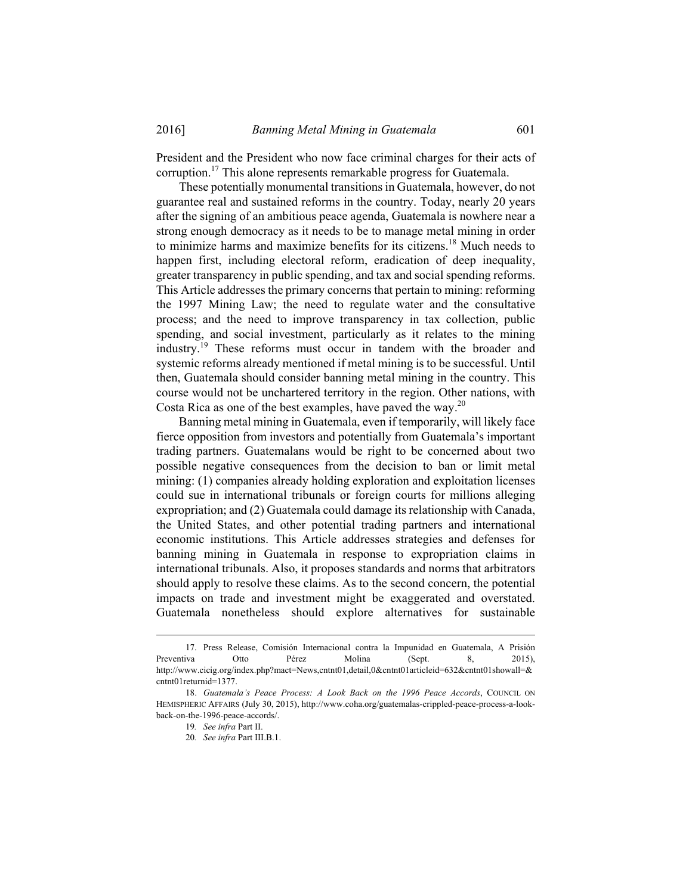President and the President who now face criminal charges for their acts of corruption.[17] This alone represents remarkable progress for Guatemala.

These potentially monumental transitions in Guatemala, however, do not guarantee real and sustained reforms in the country. Today, nearly 20 years after the signing of an ambitious peace agenda, Guatemala is nowhere near a strong enough democracy as it needs to be to manage metal mining in order to minimize harms and maximize benefits for its citizens.[18] Much needs to happen first, including electoral reform, eradication of deep inequality, greater transparency in public spending, and tax and social spending reforms. This Article addresses the primary concerns that pertain to mining: reforming the 1997 Mining Law; the need to regulate water and the consultative process; and the need to improve transparency in tax collection, public spending, and social investment, particularly as it relates to the mining industry.[19] These reforms must occur in tandem with the broader and systemic reforms already mentioned if metal mining is to be successful. Until then, Guatemala should consider banning metal mining in the country. This course would not be unchartered territory in the region. Other nations, with Costa Rica as one of the best examples, have paved the way.[20]

Banning metal mining in Guatemala, even if temporarily, will likely face fierce opposition from investors and potentially from Guatemala's important trading partners. Guatemalans would be right to be concerned about two possible negative consequences from the decision to ban or limit metal mining: (1) companies already holding exploration and exploitation licenses could sue in international tribunals or foreign courts for millions alleging expropriation; and (2) Guatemala could damage its relationship with Canada, the United States, and other potential trading partners and international economic institutions. This Article addresses strategies and defenses for banning mining in Guatemala in response to expropriation claims in international tribunals. Also, it proposes standards and norms that arbitrators should apply to resolve these claims. As to the second concern, the potential impacts on trade and investment might be exaggerated and overstated. Guatemala nonetheless should explore alternatives for sustainable

---

17. Press Release, Comisión Internacional contra la Impunidad en Guatemala, A Prisión Preventiva Otto Pérez Molina (Sept. 8, 2015), http://www.cicig.org/index.php?mact=News,cntnt01,detail,0&cntnt01articleid=632&cntnt01showall=&cntnt01returnid=1377.

18. *Guatemala's Peace Process: A Look Back on the 1996 Peace Accords*, COUNCIL ON HEMISPHERIC AFFAIRS (July 30, 2015), http://www.coha.org/guatemalas-crippled-peace-process-a-look-back-on-the-1996-peace-accords/.

19. *See infra* Part II.

20. *See infra* Part III.B.1.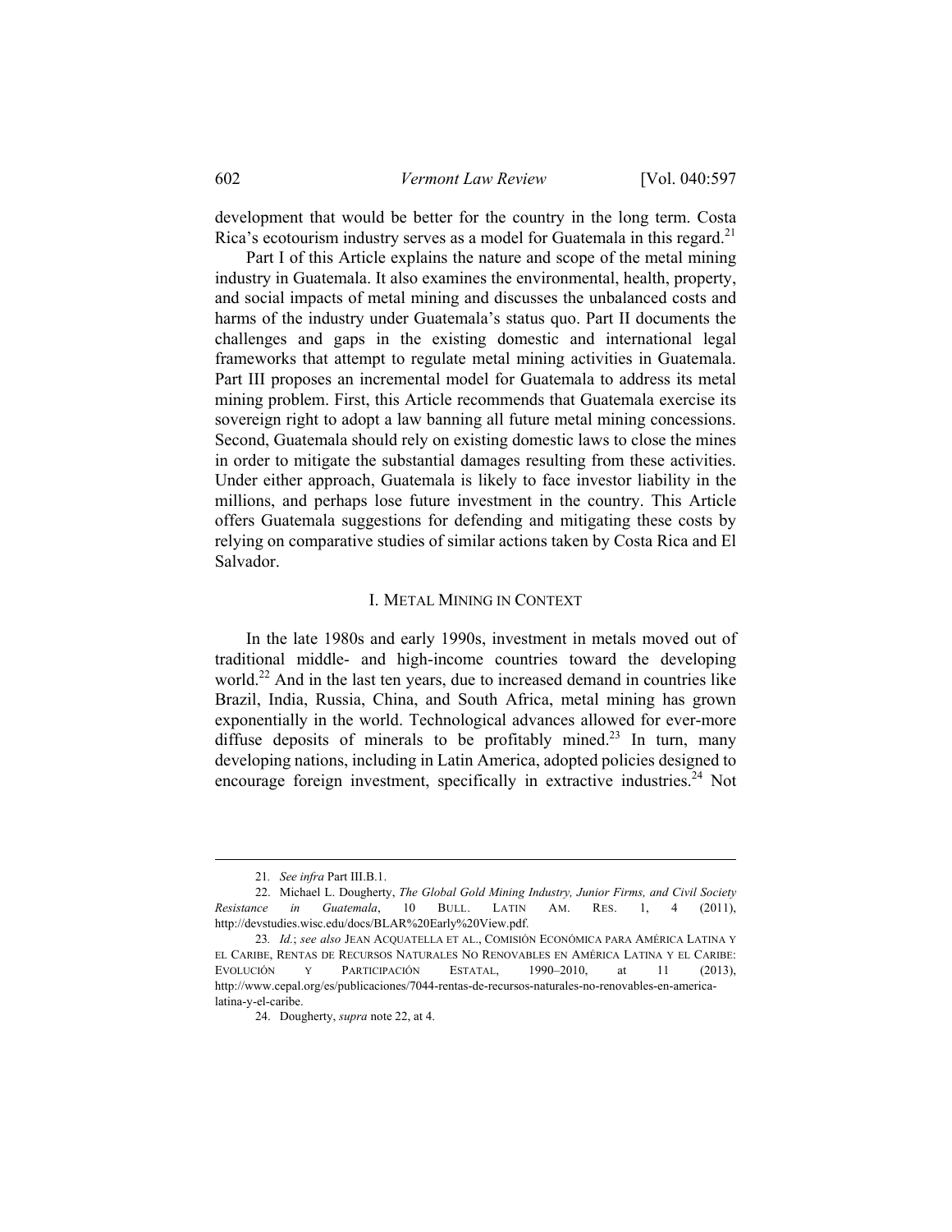development that would be better for the country in the long term. Costa Rica's ecotourism industry serves as a model for Guatemala in this regard.[21]

Part I of this Article explains the nature and scope of the metal mining industry in Guatemala. It also examines the environmental, health, property, and social impacts of metal mining and discusses the unbalanced costs and harms of the industry under Guatemala's status quo. Part II documents the challenges and gaps in the existing domestic and international legal frameworks that attempt to regulate metal mining activities in Guatemala. Part III proposes an incremental model for Guatemala to address its metal mining problem. First, this Article recommends that Guatemala exercise its sovereign right to adopt a law banning all future metal mining concessions. Second, Guatemala should rely on existing domestic laws to close the mines in order to mitigate the substantial damages resulting from these activities. Under either approach, Guatemala is likely to face investor liability in the millions, and perhaps lose future investment in the country. This Article offers Guatemala suggestions for defending and mitigating these costs by relying on comparative studies of similar actions taken by Costa Rica and El Salvador.

## I. Metal Mining in Context

In the late 1980s and early 1990s, investment in metals moved out of traditional middle- and high-income countries toward the developing world.[22] And in the last ten years, due to increased demand in countries like Brazil, India, Russia, China, and South Africa, metal mining has grown exponentially in the world. Technological advances allowed for ever-more diffuse deposits of minerals to be profitably mined.[23] In turn, many developing nations, including in Latin America, adopted policies designed to encourage foreign investment, specifically in extractive industries.[24] Not

---

21. *See infra* Part III.B.1.

22. Michael L. Dougherty, *The Global Gold Mining Industry, Junior Firms, and Civil Society Resistance in Guatemala*, 10 Bull. Latin Am. Res. 1, 4 (2011), http://devstudies.wisc.edu/docs/BLAR%20Early%20View.pdf.

23. *Id.*; *see also* Jean Acquatella et al., Comisión Económica para América Latina y el Caribe, Rentas de Recursos Naturales No Renovables en América Latina y el Caribe: Evolución y Participación Estatal, 1990–2010, at 11 (2013), http://www.cepal.org/es/publicaciones/7044-rentas-de-recursos-naturales-no-renovables-en-america-latina-y-el-caribe.

24. Dougherty, *supra* note 22, at 4.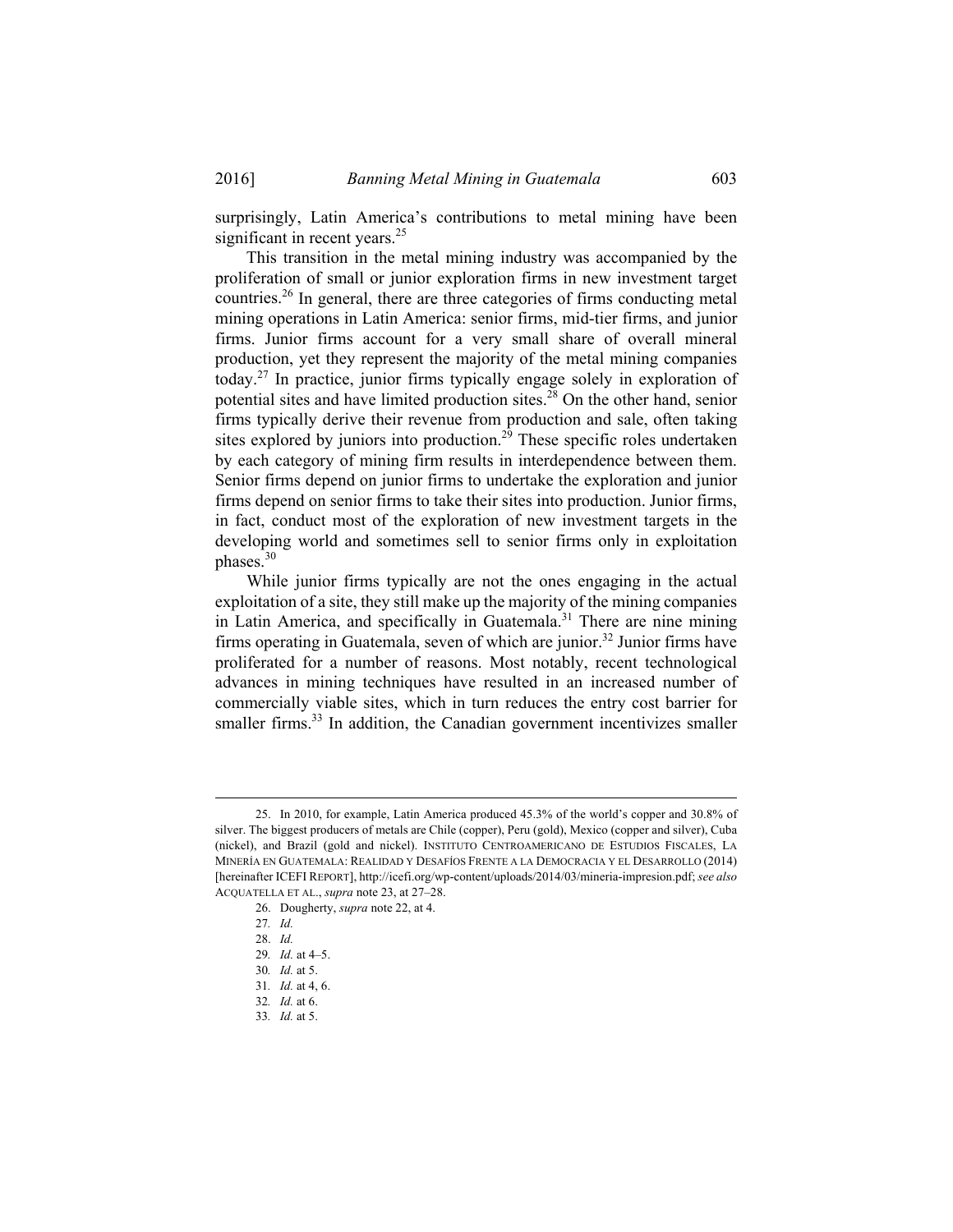surprisingly, Latin America's contributions to metal mining have been significant in recent years.[25]

This transition in the metal mining industry was accompanied by the proliferation of small or junior exploration firms in new investment target countries.[26] In general, there are three categories of firms conducting metal mining operations in Latin America: senior firms, mid-tier firms, and junior firms. Junior firms account for a very small share of overall mineral production, yet they represent the majority of the metal mining companies today.[27] In practice, junior firms typically engage solely in exploration of potential sites and have limited production sites.[28] On the other hand, senior firms typically derive their revenue from production and sale, often taking sites explored by juniors into production.[29] These specific roles undertaken by each category of mining firm results in interdependence between them. Senior firms depend on junior firms to undertake the exploration and junior firms depend on senior firms to take their sites into production. Junior firms, in fact, conduct most of the exploration of new investment targets in the developing world and sometimes sell to senior firms only in exploitation phases.[30]

While junior firms typically are not the ones engaging in the actual exploitation of a site, they still make up the majority of the mining companies in Latin America, and specifically in Guatemala.[31] There are nine mining firms operating in Guatemala, seven of which are junior.[32] Junior firms have proliferated for a number of reasons. Most notably, recent technological advances in mining techniques have resulted in an increased number of commercially viable sites, which in turn reduces the entry cost barrier for smaller firms.[33] In addition, the Canadian government incentivizes smaller

---

25. In 2010, for example, Latin America produced 45.3% of the world's copper and 30.8% of silver. The biggest producers of metals are Chile (copper), Peru (gold), Mexico (copper and silver), Cuba (nickel), and Brazil (gold and nickel). INSTITUTO CENTROAMERICANO DE ESTUDIOS FISCALES, LA MINERÍA EN GUATEMALA: REALIDAD Y DESAFÍOS FRENTE A LA DEMOCRACIA Y EL DESARROLLO (2014) [hereinafter ICEFI REPORT], http://icefi.org/wp-content/uploads/2014/03/mineria-impresion.pdf; *see also* ACQUATELLA ET AL., *supra* note 23, at 27–28.

26. Dougherty, *supra* note 22, at 4.

27. *Id.*

28. *Id.*

29. *Id.* at 4–5.

30. *Id.* at 5.

31. *Id.* at 4, 6.

32. *Id.* at 6.

33. *Id.* at 5.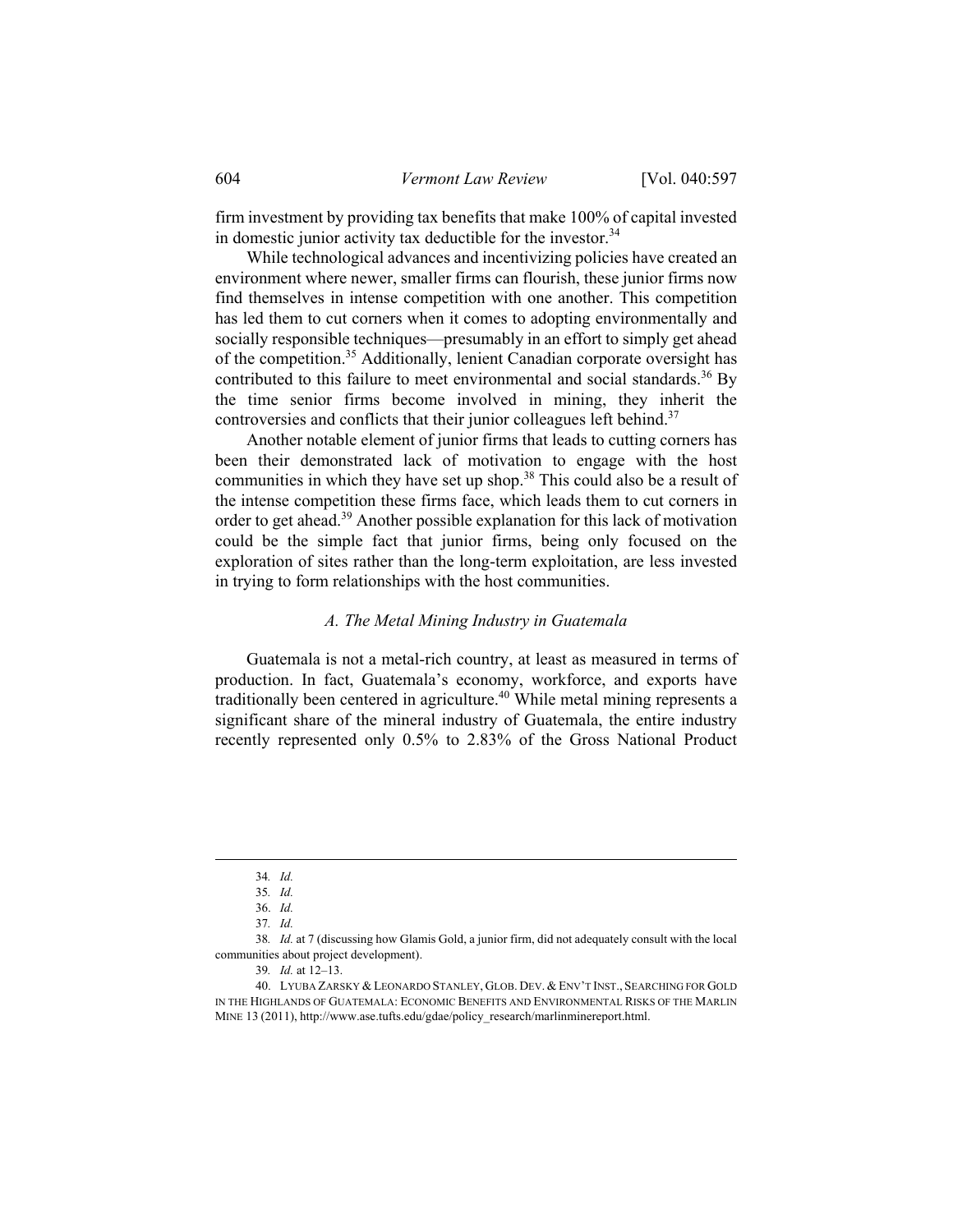firm investment by providing tax benefits that make 100% of capital invested in domestic junior activity tax deductible for the investor.[34]

While technological advances and incentivizing policies have created an environment where newer, smaller firms can flourish, these junior firms now find themselves in intense competition with one another. This competition has led them to cut corners when it comes to adopting environmentally and socially responsible techniques—presumably in an effort to simply get ahead of the competition.[35] Additionally, lenient Canadian corporate oversight has contributed to this failure to meet environmental and social standards.[36] By the time senior firms become involved in mining, they inherit the controversies and conflicts that their junior colleagues left behind.[37]

Another notable element of junior firms that leads to cutting corners has been their demonstrated lack of motivation to engage with the host communities in which they have set up shop.[38] This could also be a result of the intense competition these firms face, which leads them to cut corners in order to get ahead.[39] Another possible explanation for this lack of motivation could be the simple fact that junior firms, being only focused on the exploration of sites rather than the long-term exploitation, are less invested in trying to form relationships with the host communities.

### *A. The Metal Mining Industry in Guatemala*

Guatemala is not a metal-rich country, at least as measured in terms of production. In fact, Guatemala's economy, workforce, and exports have traditionally been centered in agriculture.[40] While metal mining represents a significant share of the mineral industry of Guatemala, the entire industry recently represented only 0.5% to 2.83% of the Gross National Product

---

34. *Id.*

35. *Id.*

36. *Id.*

37. *Id.*

38. *Id.* at 7 (discussing how Glamis Gold, a junior firm, did not adequately consult with the local communities about project development).

39. *Id.* at 12–13.

40. LYUBA ZARSKY & LEONARDO STANLEY, GLOB. DEV. & ENV'T INST., SEARCHING FOR GOLD IN THE HIGHLANDS OF GUATEMALA: ECONOMIC BENEFITS AND ENVIRONMENTAL RISKS OF THE MARLIN MINE 13 (2011), http://www.ase.tufts.edu/gdae/policy_research/marlinminereport.html.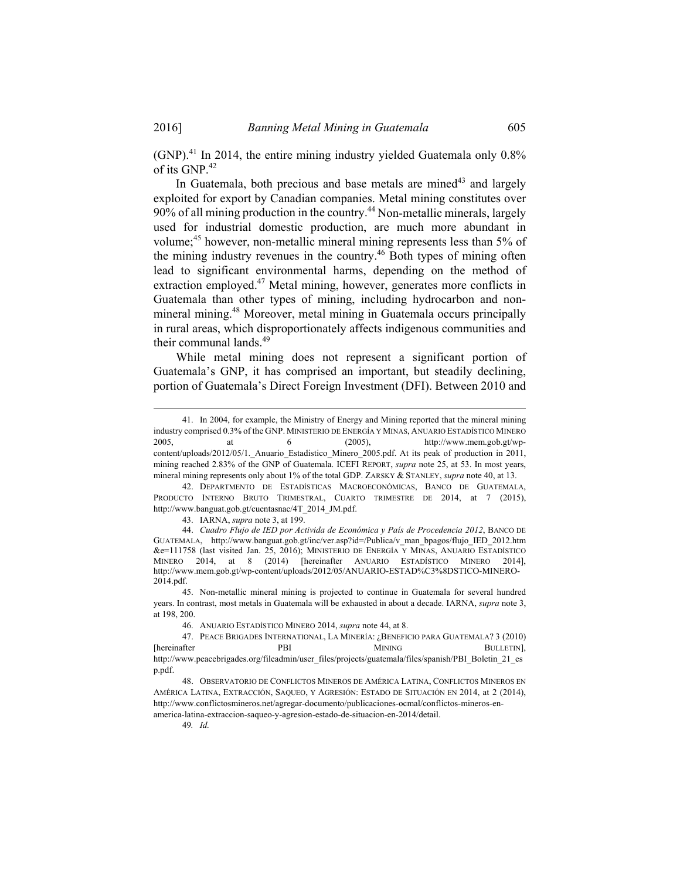(GNP).[41] In 2014, the entire mining industry yielded Guatemala only 0.8% of its GNP.[42]

In Guatemala, both precious and base metals are mined[43] and largely exploited for export by Canadian companies. Metal mining constitutes over 90% of all mining production in the country.[44] Non-metallic minerals, largely used for industrial domestic production, are much more abundant in volume;[45] however, non-metallic mineral mining represents less than 5% of the mining industry revenues in the country.[46] Both types of mining often lead to significant environmental harms, depending on the method of extraction employed.[47] Metal mining, however, generates more conflicts in Guatemala than other types of mining, including hydrocarbon and non-mineral mining.[48] Moreover, metal mining in Guatemala occurs principally in rural areas, which disproportionately affects indigenous communities and their communal lands.[49]

While metal mining does not represent a significant portion of Guatemala's GNP, it has comprised an important, but steadily declining, portion of Guatemala's Direct Foreign Investment (DFI). Between 2010 and

---

41. In 2004, for example, the Ministry of Energy and Mining reported that the mineral mining industry comprised 0.3% of the GNP. MINISTERIO DE ENERGÍA Y MINAS, ANUARIO ESTADÍSTICO MINERO 2005, at 6 (2005), http://www.mem.gob.gt/wp-content/uploads/2012/05/1._Anuario_Estadistico_Minero_2005.pdf. At its peak of production in 2011, mining reached 2.83% of the GNP of Guatemala. ICEFI REPORT, *supra* note 25, at 53. In most years, mineral mining represents only about 1% of the total GDP. ZARSKY & STANLEY, *supra* note 40, at 13.

42. DEPARTMENTO DE ESTADÍSTICAS MACROECONÓMICAS, BANCO DE GUATEMALA, PRODUCTO INTERNO BRUTO TRIMESTRAL, CUARTO TRIMESTRE DE 2014, at 7 (2015), http://www.banguat.gob.gt/cuentasnac/4T_2014_JM.pdf.

43. IARNA, *supra* note 3, at 199.

44. *Cuadro Flujo de IED por Activida de Económica y País de Procedencia 2012*, BANCO DE GUATEMALA, http://www.banguat.gob.gt/inc/ver.asp?id=/Publica/v_man_bpagos/flujo_IED_2012.htm&e=111758 (last visited Jan. 25, 2016); MINISTERIO DE ENERGÍA Y MINAS, ANUARIO ESTADÍSTICO MINERO 2014, at 8 (2014) [hereinafter ANUARIO ESTADÍSTICO MINERO 2014], http://www.mem.gob.gt/wp-content/uploads/2012/05/ANUARIO-ESTAD%C3%8DSTICO-MINERO-2014.pdf.

45. Non-metallic mineral mining is projected to continue in Guatemala for several hundred years. In contrast, most metals in Guatemala will be exhausted in about a decade. IARNA, *supra* note 3, at 198, 200.

46. ANUARIO ESTADÍSTICO MINERO 2014, *supra* note 44, at 8.

47. PEACE BRIGADES INTERNATIONAL, LA MINERÍA: ¿BENEFICIO PARA GUATEMALA? 3 (2010) [hereinafter PBI MINING BULLETIN], http://www.peacebrigades.org/fileadmin/user_files/projects/guatemala/files/spanish/PBI_Boletin_21_esp.pdf.

48. OBSERVATORIO DE CONFLICTOS MINEROS DE AMÉRICA LATINA, CONFLICTOS MINEROS EN AMÉRICA LATINA, EXTRACCIÓN, SAQUEO, Y AGRESIÓN: ESTADO DE SITUACIÓN EN 2014, at 2 (2014), http://www.conflictosmineros.net/agregar-documento/publicaciones-ocmal/conflictos-mineros-en-america-latina-extraccion-saqueo-y-agresion-estado-de-situacion-en-2014/detail.

49. *Id.*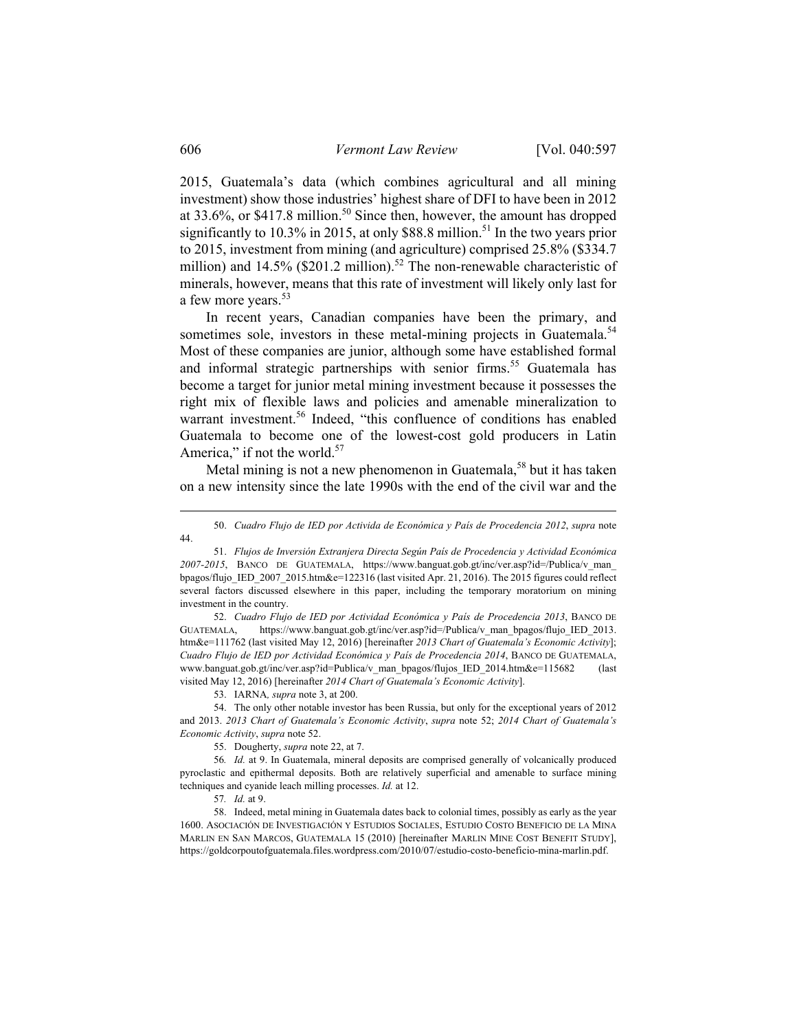2015, Guatemala's data (which combines agricultural and all mining investment) show those industries' highest share of DFI to have been in 2012 at 33.6%, or $417.8 million.[50] Since then, however, the amount has dropped significantly to 10.3% in 2015, at only $88.8 million.[51] In the two years prior to 2015, investment from mining (and agriculture) comprised 25.8% ($334.7 million) and 14.5% ($201.2 million).[52] The non-renewable characteristic of minerals, however, means that this rate of investment will likely only last for a few more years.[53]

In recent years, Canadian companies have been the primary, and sometimes sole, investors in these metal-mining projects in Guatemala.[54] Most of these companies are junior, although some have established formal and informal strategic partnerships with senior firms.[55] Guatemala has become a target for junior metal mining investment because it possesses the right mix of flexible laws and policies and amenable mineralization to warrant investment.[56] Indeed, "this confluence of conditions has enabled Guatemala to become one of the lowest-cost gold producers in Latin America," if not the world.[57]

Metal mining is not a new phenomenon in Guatemala,[58] but it has taken on a new intensity since the late 1990s with the end of the civil war and the

---

50. *Cuadro Flujo de IED por Activida de Económica y País de Procedencia 2012*, *supra* note 44.

51. *Flujos de Inversión Extranjera Directa Según País de Procedencia y Actividad Económica 2007-2015*, BANCO DE GUATEMALA, https://www.banguat.gob.gt/inc/ver.asp?id=/Publica/v_man_bpagos/flujo_IED_2007_2015.htm&e=122316 (last visited Apr. 21, 2016). The 2015 figures could reflect several factors discussed elsewhere in this paper, including the temporary moratorium on mining investment in the country.

52. *Cuadro Flujo de IED por Actividad Económica y País de Procedencia 2013*, BANCO DE GUATEMALA, https://www.banguat.gob.gt/inc/ver.asp?id=/Publica/v_man_bpagos/flujo_IED_2013.htm&e=111762 (last visited May 12, 2016) [hereinafter *2013 Chart of Guatemala's Economic Activity*]; *Cuadro Flujo de IED por Actividad Económica y País de Procedencia 2014*, BANCO DE GUATEMALA, www.banguat.gob.gt/inc/ver.asp?id=Publica/v_man_bpagos/flujos_IED_2014.htm&e=115682 (last visited May 12, 2016) [hereinafter *2014 Chart of Guatemala's Economic Activity*].

53. IARNA*, supra* note 3, at 200.

54. The only other notable investor has been Russia, but only for the exceptional years of 2012 and 2013. *2013 Chart of Guatemala's Economic Activity*, *supra* note 52; *2014 Chart of Guatemala's Economic Activity*, *supra* note 52.

55. Dougherty, *supra* note 22, at 7.

56*. Id.* at 9. In Guatemala, mineral deposits are comprised generally of volcanically produced pyroclastic and epithermal deposits. Both are relatively superficial and amenable to surface mining techniques and cyanide leach milling processes. *Id.* at 12.

57*. Id.* at 9.

58. Indeed, metal mining in Guatemala dates back to colonial times, possibly as early as the year 1600. ASOCIACIÓN DE INVESTIGACIÓN Y ESTUDIOS SOCIALES, ESTUDIO COSTO BENEFICIO DE LA MINA MARLIN EN SAN MARCOS, GUATEMALA 15 (2010) [hereinafter MARLIN MINE COST BENEFIT STUDY], https://goldcorpoutofguatemala.files.wordpress.com/2010/07/estudio-costo-beneficio-mina-marlin.pdf.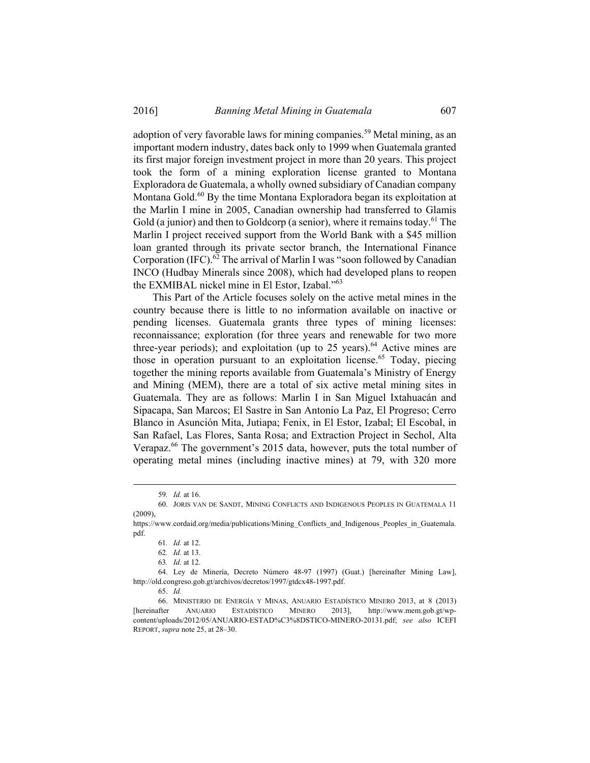adoption of very favorable laws for mining companies.[59] Metal mining, as an important modern industry, dates back only to 1999 when Guatemala granted its first major foreign investment project in more than 20 years. This project took the form of a mining exploration license granted to Montana Exploradora de Guatemala, a wholly owned subsidiary of Canadian company Montana Gold.[60] By the time Montana Exploradora began its exploitation at the Marlin I mine in 2005, Canadian ownership had transferred to Glamis Gold (a junior) and then to Goldcorp (a senior), where it remains today.[61] The Marlin I project received support from the World Bank with a $45 million loan granted through its private sector branch, the International Finance Corporation (IFC).[62] The arrival of Marlin I was "soon followed by Canadian INCO (Hudbay Minerals since 2008), which had developed plans to reopen the EXMIBAL nickel mine in El Estor, Izabal."[63]

This Part of the Article focuses solely on the active metal mines in the country because there is little to no information available on inactive or pending licenses. Guatemala grants three types of mining licenses: reconnaissance; exploration (for three years and renewable for two more three-year periods); and exploitation (up to 25 years).[64] Active mines are those in operation pursuant to an exploitation license.[65] Today, piecing together the mining reports available from Guatemala's Ministry of Energy and Mining (MEM), there are a total of six active metal mining sites in Guatemala. They are as follows: Marlin I in San Miguel Ixtahuacán and Sipacapa, San Marcos; El Sastre in San Antonio La Paz, El Progreso; Cerro Blanco in Asunción Mita, Jutiapa; Fenix, in El Estor, Izabal; El Escobal, in San Rafael, Las Flores, Santa Rosa; and Extraction Project in Sechol, Alta Verapaz.[66] The government's 2015 data, however, puts the total number of operating metal mines (including inactive mines) at 79, with 320 more

---

59. *Id.* at 16.

60. JORIS VAN DE SANDT, MINING CONFLICTS AND INDIGENOUS PEOPLES IN GUATEMALA 11 (2009), https://www.cordaid.org/media/publications/Mining_Conflicts_and_Indigenous_Peoples_in_Guatemala.pdf.

61. *Id.* at 12.

62. *Id.* at 13.

63. *Id.* at 12.

64. Ley de Minería, Decreto Número 48-97 (1997) (Guat.) [hereinafter Mining Law], http://old.congreso.gob.gt/archivos/decretos/1997/gtdcx48-1997.pdf.

65. *Id.*

66. MINISTERIO DE ENERGÍA Y MINAS, ANUARIO ESTADÍSTICO MINERO 2013, at 8 (2013) [hereinafter ANUARIO ESTADÍSTICO MINERO 2013], http://www.mem.gob.gt/wp-content/uploads/2012/05/ANUARIO-ESTAD%C3%8DSTICO-MINERO-20131.pdf; *see also* ICEFI REPORT, *supra* note 25, at 28–30.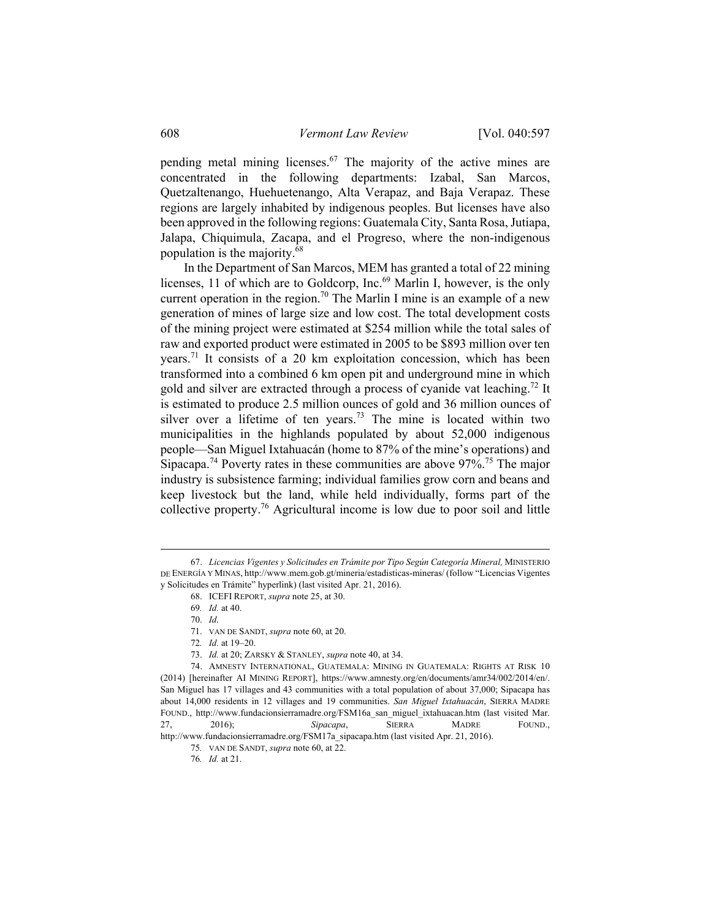pending metal mining licenses.[67] The majority of the active mines are concentrated in the following departments: Izabal, San Marcos, Quetzaltenango, Huehuetenango, Alta Verapaz, and Baja Verapaz. These regions are largely inhabited by indigenous peoples. But licenses have also been approved in the following regions: Guatemala City, Santa Rosa, Jutiapa, Jalapa, Chiquimula, Zacapa, and el Progreso, where the non-indigenous population is the majority.[68]

In the Department of San Marcos, MEM has granted a total of 22 mining licenses, 11 of which are to Goldcorp, Inc.[69] Marlin I, however, is the only current operation in the region.[70] The Marlin I mine is an example of a new generation of mines of large size and low cost. The total development costs of the mining project were estimated at $254 million while the total sales of raw and exported product were estimated in 2005 to be $893 million over ten years.[71] It consists of a 20 km exploitation concession, which has been transformed into a combined 6 km open pit and underground mine in which gold and silver are extracted through a process of cyanide vat leaching.[72] It is estimated to produce 2.5 million ounces of gold and 36 million ounces of silver over a lifetime of ten years.[73] The mine is located within two municipalities in the highlands populated by about 52,000 indigenous people—San Miguel Ixtahuacán (home to 87% of the mine's operations) and Sipacapa.[74] Poverty rates in these communities are above 97%.[75] The major industry is subsistence farming; individual families grow corn and beans and keep livestock but the land, while held individually, forms part of the collective property.[76] Agricultural income is low due to poor soil and little

---

67. *Licencias Vigentes y Solicitudes en Trámite por Tipo Según Categoría Mineral,* MINISTERIO DE ENERGÍA Y MINAS, http://www.mem.gob.gt/mineria/estadisticas-mineras/ (follow "Licencias Vigentes y Solicitudes en Trámite" hyperlink) (last visited Apr. 21, 2016).

68. ICEFI REPORT, *supra* note 25, at 30.

69. *Id.* at 40.

70. *Id.*

71. VAN DE SANDT, *supra* note 60, at 20.

72. *Id.* at 19–20.

73. *Id.* at 20; ZARSKY & STANLEY, *supra* note 40, at 34.

74. AMNESTY INTERNATIONAL, GUATEMALA: MINING IN GUATEMALA: RIGHTS AT RISK 10 (2014) [hereinafter AI MINING REPORT], https://www.amnesty.org/en/documents/amr34/002/2014/en/. San Miguel has 17 villages and 43 communities with a total population of about 37,000; Sipacapa has about 14,000 residents in 12 villages and 19 communities. *San Miguel Ixtahuacán*, SIERRA MADRE FOUND., http://www.fundacionsierramadre.org/FSM16a_san_miguel_ixtahuacan.htm (last visited Mar. 27, 2016); *Sipacapa*, SIERRA MADRE FOUND., http://www.fundacionsierramadre.org/FSM17a_sipacapa.htm (last visited Apr. 21, 2016).

75. VAN DE SANDT, *supra* note 60, at 22.

76. *Id.* at 21.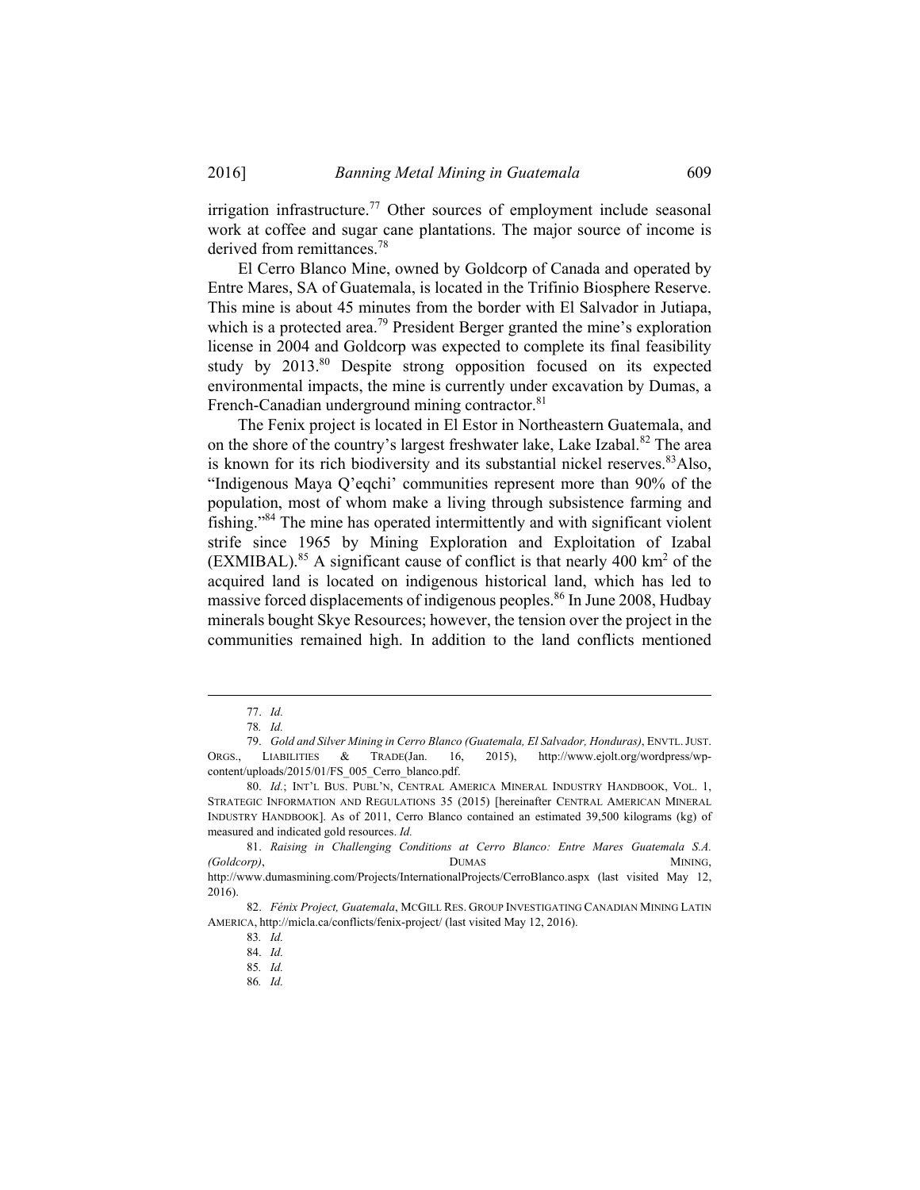irrigation infrastructure.[77] Other sources of employment include seasonal work at coffee and sugar cane plantations. The major source of income is derived from remittances.[78]

El Cerro Blanco Mine, owned by Goldcorp of Canada and operated by Entre Mares, SA of Guatemala, is located in the Trifinio Biosphere Reserve. This mine is about 45 minutes from the border with El Salvador in Jutiapa, which is a protected area.[79] President Berger granted the mine's exploration license in 2004 and Goldcorp was expected to complete its final feasibility study by 2013.[80] Despite strong opposition focused on its expected environmental impacts, the mine is currently under excavation by Dumas, a French-Canadian underground mining contractor.[81]

The Fenix project is located in El Estor in Northeastern Guatemala, and on the shore of the country's largest freshwater lake, Lake Izabal.[82] The area is known for its rich biodiversity and its substantial nickel reserves.[83]Also, "Indigenous Maya Q'eqchi' communities represent more than 90% of the population, most of whom make a living through subsistence farming and fishing."[84] The mine has operated intermittently and with significant violent strife since 1965 by Mining Exploration and Exploitation of Izabal (EXMIBAL).[85] A significant cause of conflict is that nearly 400 km$^2$ of the acquired land is located on indigenous historical land, which has led to massive forced displacements of indigenous peoples.[86] In June 2008, Hudbay minerals bought Skye Resources; however, the tension over the project in the communities remained high. In addition to the land conflicts mentioned

---

77. *Id.*

78. *Id.*

79. *Gold and Silver Mining in Cerro Blanco (Guatemala, El Salvador, Honduras)*, ENVTL. JUST. ORGS., LIABILITIES & TRADE(Jan. 16, 2015), http://www.ejolt.org/wordpress/wp-content/uploads/2015/01/FS_005_Cerro_blanco.pdf.

80. *Id.*; INT'L BUS. PUBL'N, CENTRAL AMERICA MINERAL INDUSTRY HANDBOOK, VOL. 1, STRATEGIC INFORMATION AND REGULATIONS 35 (2015) [hereinafter CENTRAL AMERICAN MINERAL INDUSTRY HANDBOOK]. As of 2011, Cerro Blanco contained an estimated 39,500 kilograms (kg) of measured and indicated gold resources. *Id.*

81. *Raising in Challenging Conditions at Cerro Blanco: Entre Mares Guatemala S.A. (Goldcorp)*, DUMAS MINING, http://www.dumasmining.com/Projects/InternationalProjects/CerroBlanco.aspx (last visited May 12, 2016).

82. *Fénix Project, Guatemala*, MCGILL RES. GROUP INVESTIGATING CANADIAN MINING LATIN AMERICA, http://micla.ca/conflicts/fenix-project/ (last visited May 12, 2016).

83. *Id.*

84. *Id.*

85. *Id.*

86. *Id.*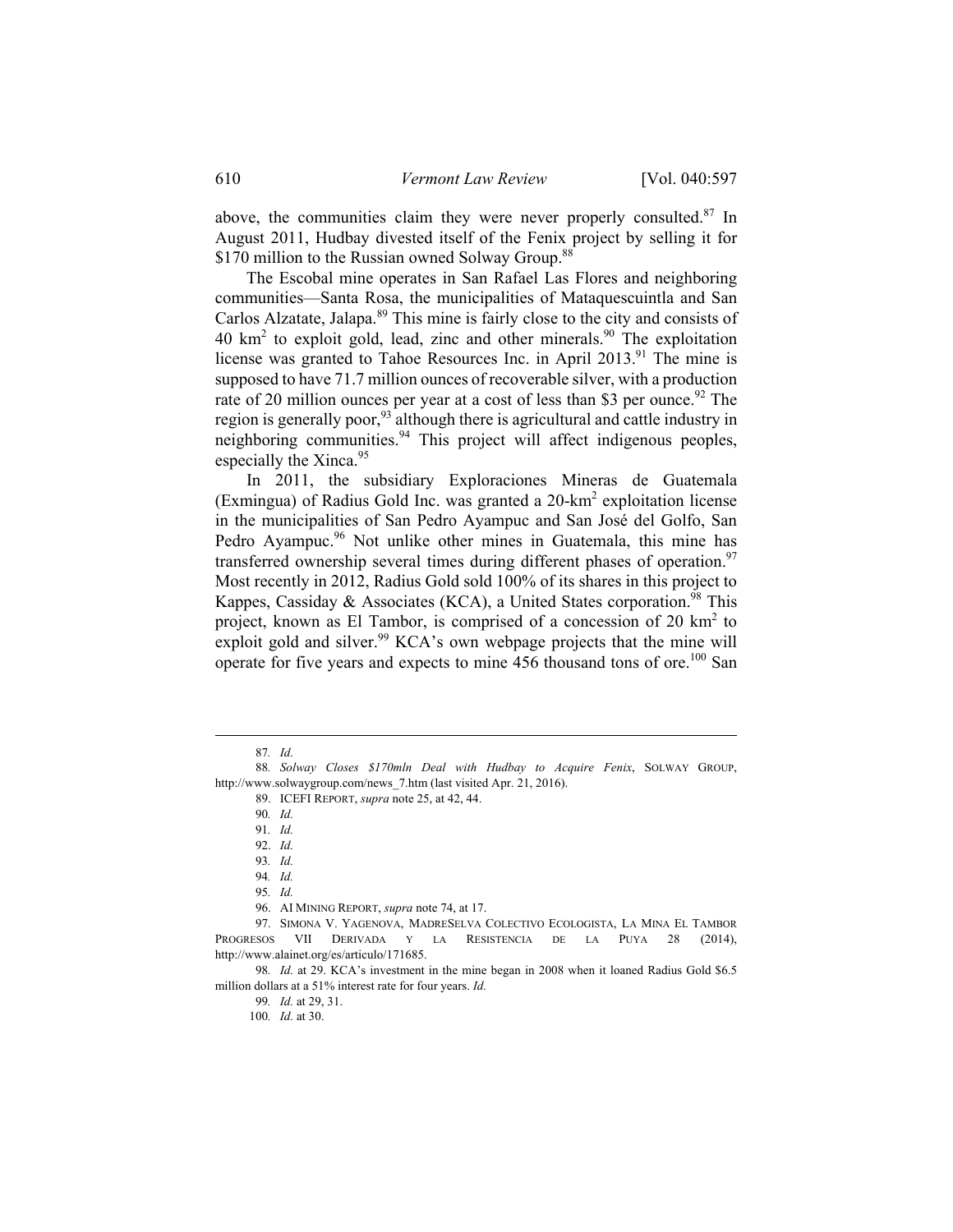above, the communities claim they were never properly consulted.[87] In August 2011, Hudbay divested itself of the Fenix project by selling it for \$170 million to the Russian owned Solway Group.[88]

The Escobal mine operates in San Rafael Las Flores and neighboring communities—Santa Rosa, the municipalities of Mataquescuintla and San Carlos Alzatate, Jalapa.[89] This mine is fairly close to the city and consists of 40 $km^2$ to exploit gold, lead, zinc and other minerals.[90] The exploitation license was granted to Tahoe Resources Inc. in April 2013.[91] The mine is supposed to have 71.7 million ounces of recoverable silver, with a production rate of 20 million ounces per year at a cost of less than \$3 per ounce.[92] The region is generally poor,[93] although there is agricultural and cattle industry in neighboring communities.[94] This project will affect indigenous peoples, especially the Xinca.[95]

In 2011, the subsidiary Exploraciones Mineras de Guatemala (Exmingua) of Radius Gold Inc. was granted a 20-$km^2$ exploitation license in the municipalities of San Pedro Ayampuc and San José del Golfo, San Pedro Ayampuc.[96] Not unlike other mines in Guatemala, this mine has transferred ownership several times during different phases of operation.[97] Most recently in 2012, Radius Gold sold 100% of its shares in this project to Kappes, Cassiday & Associates (KCA), a United States corporation.[98] This project, known as El Tambor, is comprised of a concession of 20 $km^2$ to exploit gold and silver.[99] KCA's own webpage projects that the mine will operate for five years and expects to mine 456 thousand tons of ore.[100] San

---

87. *Id.*

88. *Solway Closes \$170mln Deal with Hudbay to Acquire Fenix*, SOLWAY GROUP, http://www.solwaygroup.com/news_7.htm (last visited Apr. 21, 2016).

89. ICEFI REPORT, *supra* note 25, at 42, 44.

90. *Id.*

91. *Id.*

92. *Id.*

93. *Id.*

94. *Id.*

95. *Id.*

96. AI MINING REPORT, *supra* note 74, at 17.

97. SIMONA V. YAGENOVA, MADRESELVA COLECTIVO ECOLOGISTA, LA MINA EL TAMBOR PROGRESOS VII DERIVADA Y LA RESISTENCIA DE LA PUYA 28 (2014), http://www.alainet.org/es/articulo/171685.

98. *Id.* at 29. KCA's investment in the mine began in 2008 when it loaned Radius Gold \$6.5 million dollars at a 51% interest rate for four years. *Id.*

99. *Id.* at 29, 31.

100. *Id.* at 30.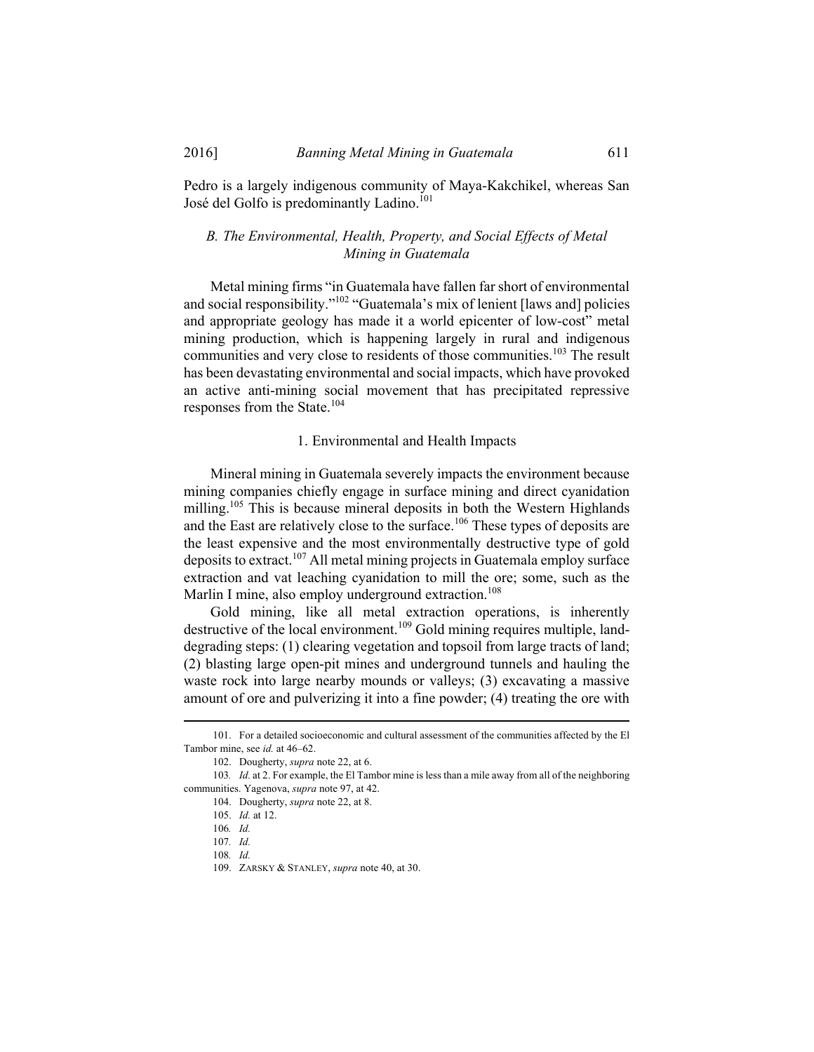Pedro is a largely indigenous community of Maya-Kakchikel, whereas San José del Golfo is predominantly Ladino.[101]

### *B. The Environmental, Health, Property, and Social Effects of Metal Mining in Guatemala*

Metal mining firms "in Guatemala have fallen far short of environmental and social responsibility."[102] "Guatemala's mix of lenient [laws and] policies and appropriate geology has made it a world epicenter of low-cost" metal mining production, which is happening largely in rural and indigenous communities and very close to residents of those communities.[103] The result has been devastating environmental and social impacts, which have provoked an active anti-mining social movement that has precipitated repressive responses from the State.[104]

#### 1. Environmental and Health Impacts

Mineral mining in Guatemala severely impacts the environment because mining companies chiefly engage in surface mining and direct cyanidation milling.[105] This is because mineral deposits in both the Western Highlands and the East are relatively close to the surface.[106] These types of deposits are the least expensive and the most environmentally destructive type of gold deposits to extract.[107] All metal mining projects in Guatemala employ surface extraction and vat leaching cyanidation to mill the ore; some, such as the Marlin I mine, also employ underground extraction.[108]

Gold mining, like all metal extraction operations, is inherently destructive of the local environment.[109] Gold mining requires multiple, land-degrading steps: (1) clearing vegetation and topsoil from large tracts of land; (2) blasting large open-pit mines and underground tunnels and hauling the waste rock into large nearby mounds or valleys; (3) excavating a massive amount of ore and pulverizing it into a fine powder; (4) treating the ore with

---

101. For a detailed socioeconomic and cultural assessment of the communities affected by the El Tambor mine, see *id.* at 46–62.

102. Dougherty, *supra* note 22, at 6.

103. *Id.* at 2. For example, the El Tambor mine is less than a mile away from all of the neighboring communities. Yagenova, *supra* note 97, at 42.

104. Dougherty, *supra* note 22, at 8.

105. *Id.* at 12.

106. *Id.*

107. *Id.*

108. *Id.*

109. ZARSKY & STANLEY, *supra* note 40, at 30.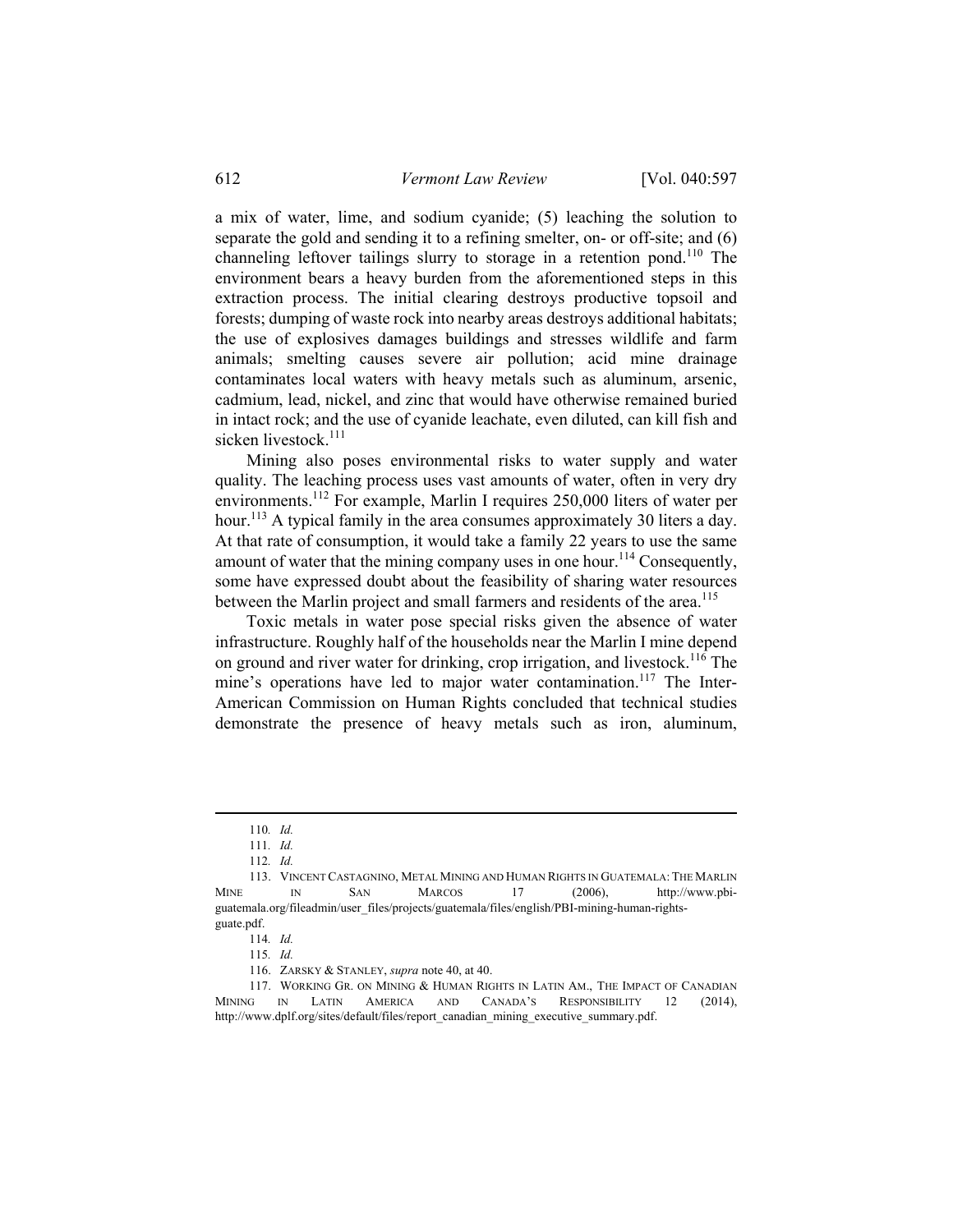a mix of water, lime, and sodium cyanide; (5) leaching the solution to separate the gold and sending it to a refining smelter, on- or off-site; and (6) channeling leftover tailings slurry to storage in a retention pond.[110] The environment bears a heavy burden from the aforementioned steps in this extraction process. The initial clearing destroys productive topsoil and forests; dumping of waste rock into nearby areas destroys additional habitats; the use of explosives damages buildings and stresses wildlife and farm animals; smelting causes severe air pollution; acid mine drainage contaminates local waters with heavy metals such as aluminum, arsenic, cadmium, lead, nickel, and zinc that would have otherwise remained buried in intact rock; and the use of cyanide leachate, even diluted, can kill fish and sicken livestock.[111]

Mining also poses environmental risks to water supply and water quality. The leaching process uses vast amounts of water, often in very dry environments.[112] For example, Marlin I requires 250,000 liters of water per hour.[113] A typical family in the area consumes approximately 30 liters a day. At that rate of consumption, it would take a family 22 years to use the same amount of water that the mining company uses in one hour.[114] Consequently, some have expressed doubt about the feasibility of sharing water resources between the Marlin project and small farmers and residents of the area.[115]

Toxic metals in water pose special risks given the absence of water infrastructure. Roughly half of the households near the Marlin I mine depend on ground and river water for drinking, crop irrigation, and livestock.[116] The mine's operations have led to major water contamination.[117] The Inter-American Commission on Human Rights concluded that technical studies demonstrate the presence of heavy metals such as iron, aluminum,

---

110. *Id.*

111. *Id.*

112. *Id.*

113. VINCENT CASTAGNINO, METAL MINING AND HUMAN RIGHTS IN GUATEMALA: THE MARLIN MINE IN SAN MARCOS 17 (2006), http://www.pbi-guatemala.org/fileadmin/user_files/projects/guatemala/files/english/PBI-mining-human-rights-guate.pdf.

114. *Id.*

115. *Id.*

116. ZARSKY & STANLEY, *supra* note 40, at 40.

117. WORKING GR. ON MINING & HUMAN RIGHTS IN LATIN AM., THE IMPACT OF CANADIAN MINING IN LATIN AMERICA AND CANADA'S RESPONSIBILITY 12 (2014), http://www.dplf.org/sites/default/files/report_canadian_mining_executive_summary.pdf.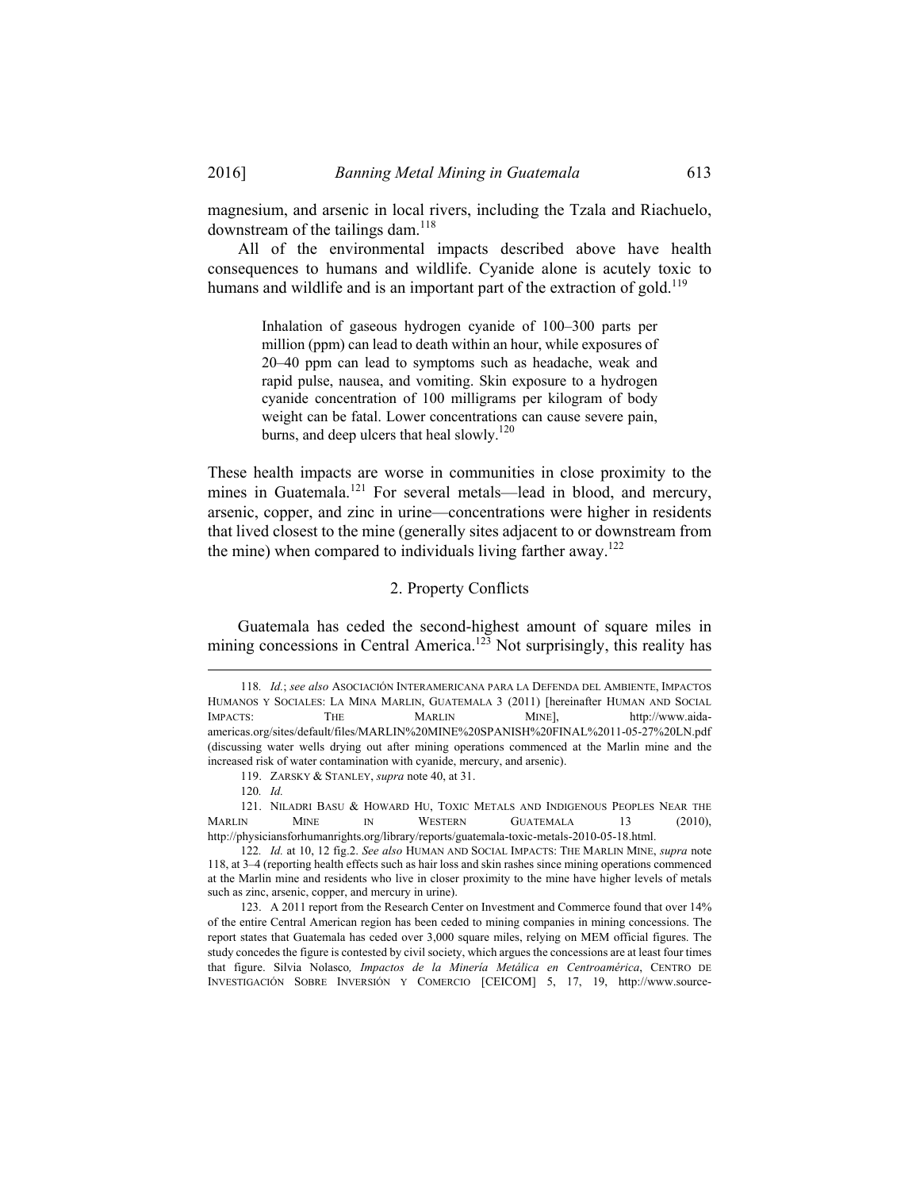magnesium, and arsenic in local rivers, including the Tzala and Riachuelo, downstream of the tailings dam.[118]

All of the environmental impacts described above have health consequences to humans and wildlife. Cyanide alone is acutely toxic to humans and wildlife and is an important part of the extraction of gold.[119]

> Inhalation of gaseous hydrogen cyanide of 100–300 parts per million (ppm) can lead to death within an hour, while exposures of 20–40 ppm can lead to symptoms such as headache, weak and rapid pulse, nausea, and vomiting. Skin exposure to a hydrogen cyanide concentration of 100 milligrams per kilogram of body weight can be fatal. Lower concentrations can cause severe pain, burns, and deep ulcers that heal slowly.[120]

These health impacts are worse in communities in close proximity to the mines in Guatemala.[121] For several metals—lead in blood, and mercury, arsenic, copper, and zinc in urine—concentrations were higher in residents that lived closest to the mine (generally sites adjacent to or downstream from the mine) when compared to individuals living farther away.[122]

### 2. Property Conflicts

Guatemala has ceded the second-highest amount of square miles in mining concessions in Central America.[123] Not surprisingly, this reality has

---

118. *Id.*; *see also* ASOCIACIÓN INTERAMERICANA PARA LA DEFENDA DEL AMBIENTE, IMPACTOS HUMANOS Y SOCIALES: LA MINA MARLIN, GUATEMALA 3 (2011) [hereinafter HUMAN AND SOCIAL IMPACTS: THE MARLIN MINE], http://www.aida-americas.org/sites/default/files/MARLIN%20MINE%20SPANISH%20FINAL%2011-05-27%20LN.pdf (discussing water wells drying out after mining operations commenced at the Marlin mine and the increased risk of water contamination with cyanide, mercury, and arsenic).

119. ZARSKY & STANLEY, *supra* note 40, at 31.

120. *Id.*

121. NILADRI BASU & HOWARD HU, TOXIC METALS AND INDIGENOUS PEOPLES NEAR THE MARLIN MINE IN WESTERN GUATEMALA 13 (2010), http://physiciansforhumanrights.org/library/reports/guatemala-toxic-metals-2010-05-18.html.

122. *Id.* at 10, 12 fig.2. *See also* HUMAN AND SOCIAL IMPACTS: THE MARLIN MINE, *supra* note 118, at 3–4 (reporting health effects such as hair loss and skin rashes since mining operations commenced at the Marlin mine and residents who live in closer proximity to the mine have higher levels of metals such as zinc, arsenic, copper, and mercury in urine).

123. A 2011 report from the Research Center on Investment and Commerce found that over 14% of the entire Central American region has been ceded to mining companies in mining concessions. The report states that Guatemala has ceded over 3,000 square miles, relying on MEM official figures. The study concedes the figure is contested by civil society, which argues the concessions are at least four times that figure. Silvia Nolasco*, Impactos de la Minería Metálica en Centroamérica*, CENTRO DE INVESTIGACIÓN SOBRE INVERSIÓN Y COMERCIO [CEICOM] 5, 17, 19, http://www.source-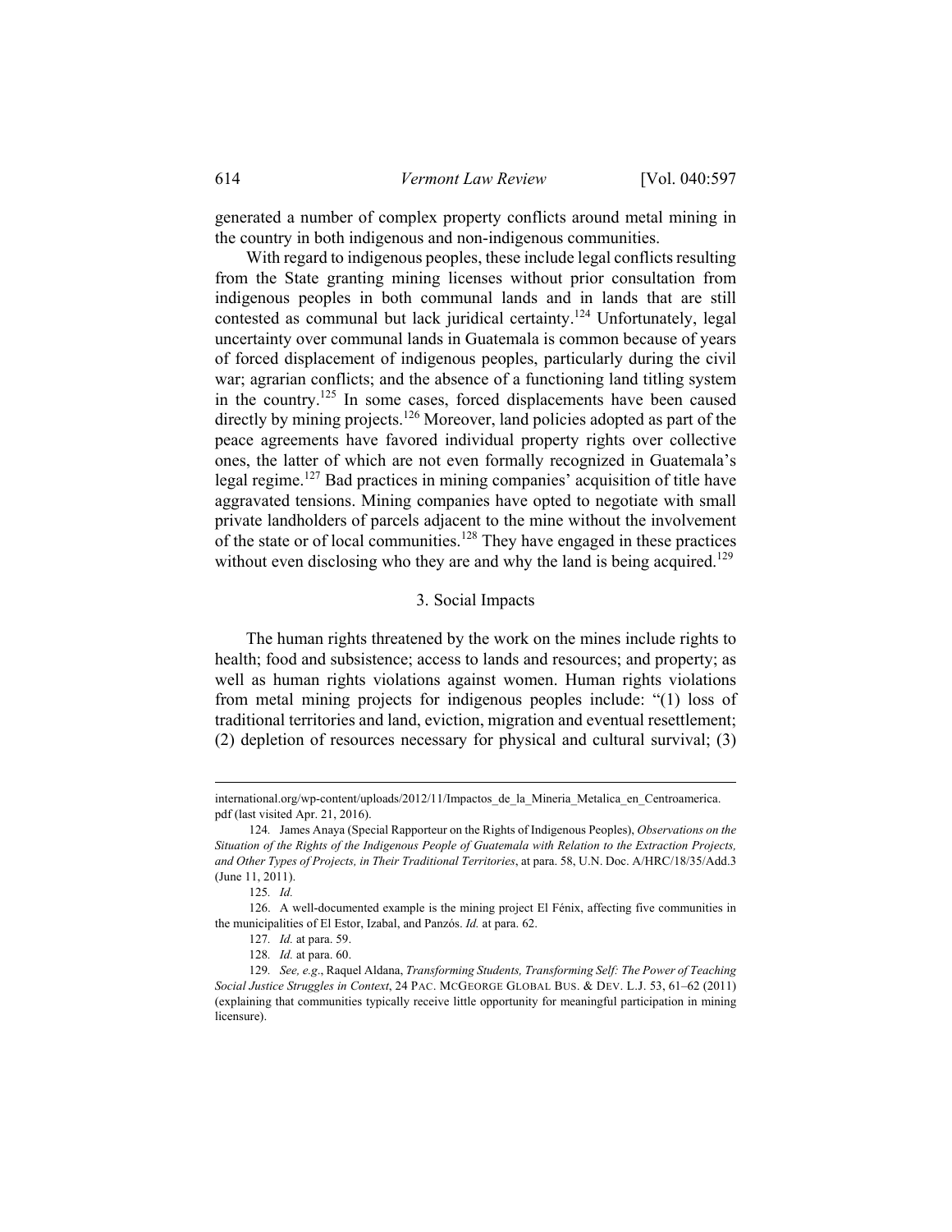generated a number of complex property conflicts around metal mining in the country in both indigenous and non-indigenous communities.

With regard to indigenous peoples, these include legal conflicts resulting from the State granting mining licenses without prior consultation from indigenous peoples in both communal lands and in lands that are still contested as communal but lack juridical certainty.[124] Unfortunately, legal uncertainty over communal lands in Guatemala is common because of years of forced displacement of indigenous peoples, particularly during the civil war; agrarian conflicts; and the absence of a functioning land titling system in the country.[125] In some cases, forced displacements have been caused directly by mining projects.[126] Moreover, land policies adopted as part of the peace agreements have favored individual property rights over collective ones, the latter of which are not even formally recognized in Guatemala's legal regime.[127] Bad practices in mining companies' acquisition of title have aggravated tensions. Mining companies have opted to negotiate with small private landholders of parcels adjacent to the mine without the involvement of the state or of local communities.[128] They have engaged in these practices without even disclosing who they are and why the land is being acquired.[129]

### 3. Social Impacts

The human rights threatened by the work on the mines include rights to health; food and subsistence; access to lands and resources; and property; as well as human rights violations against women. Human rights violations from metal mining projects for indigenous peoples include: "(1) loss of traditional territories and land, eviction, migration and eventual resettlement; (2) depletion of resources necessary for physical and cultural survival; (3)

---

international.org/wp-content/uploads/2012/11/Impactos_de_la_Mineria_Metalica_en_Centroamerica.pdf (last visited Apr. 21, 2016).

124. James Anaya (Special Rapporteur on the Rights of Indigenous Peoples), *Observations on the Situation of the Rights of the Indigenous People of Guatemala with Relation to the Extraction Projects, and Other Types of Projects, in Their Traditional Territories*, at para. 58, U.N. Doc. A/HRC/18/35/Add.3 (June 11, 2011).

125. *Id.*

126. A well-documented example is the mining project El Fénix, affecting five communities in the municipalities of El Estor, Izabal, and Panzós. *Id.* at para. 62.

127. *Id.* at para. 59.

128. *Id.* at para. 60.

129. *See, e.g.*, Raquel Aldana, *Transforming Students, Transforming Self: The Power of Teaching Social Justice Struggles in Context*, 24 PAC. MCGEORGE GLOBAL BUS. & DEV. L.J. 53, 61–62 (2011) (explaining that communities typically receive little opportunity for meaningful participation in mining licensure).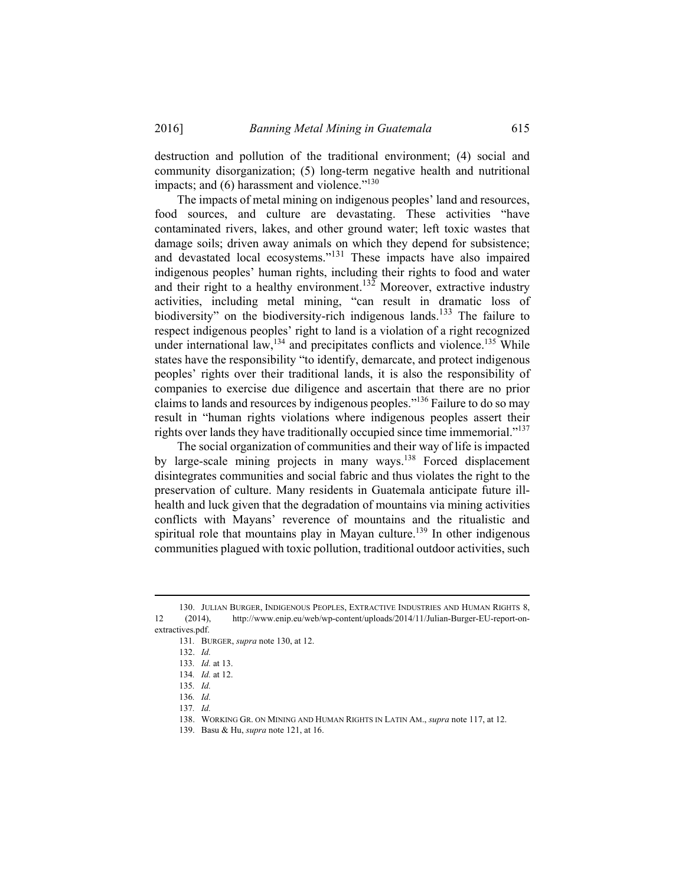destruction and pollution of the traditional environment; (4) social and community disorganization; (5) long-term negative health and nutritional impacts; and (6) harassment and violence."[130]

The impacts of metal mining on indigenous peoples' land and resources, food sources, and culture are devastating. These activities "have contaminated rivers, lakes, and other ground water; left toxic wastes that damage soils; driven away animals on which they depend for subsistence; and devastated local ecosystems."[131] These impacts have also impaired indigenous peoples' human rights, including their rights to food and water and their right to a healthy environment.[132] Moreover, extractive industry activities, including metal mining, "can result in dramatic loss of biodiversity" on the biodiversity-rich indigenous lands.[133] The failure to respect indigenous peoples' right to land is a violation of a right recognized under international law,[134] and precipitates conflicts and violence.[135] While states have the responsibility "to identify, demarcate, and protect indigenous peoples' rights over their traditional lands, it is also the responsibility of companies to exercise due diligence and ascertain that there are no prior claims to lands and resources by indigenous peoples."[136] Failure to do so may result in "human rights violations where indigenous peoples assert their rights over lands they have traditionally occupied since time immemorial."[137]

The social organization of communities and their way of life is impacted by large-scale mining projects in many ways.[138] Forced displacement disintegrates communities and social fabric and thus violates the right to the preservation of culture. Many residents in Guatemala anticipate future ill-health and luck given that the degradation of mountains via mining activities conflicts with Mayans' reverence of mountains and the ritualistic and spiritual role that mountains play in Mayan culture.[139] In other indigenous communities plagued with toxic pollution, traditional outdoor activities, such

---

130. JULIAN BURGER, INDIGENOUS PEOPLES, EXTRACTIVE INDUSTRIES AND HUMAN RIGHTS 8, 12 (2014), http://www.enip.eu/web/wp-content/uploads/2014/11/Julian-Burger-EU-report-on-extractives.pdf.

131. BURGER, *supra* note 130, at 12.

132. *Id.*

133. *Id.* at 13.

134. *Id.* at 12.

135. *Id.*

136. *Id.*

137. *Id.*

138. WORKING GR. ON MINING AND HUMAN RIGHTS IN LATIN AM., *supra* note 117, at 12.

139. Basu & Hu, *supra* note 121, at 16.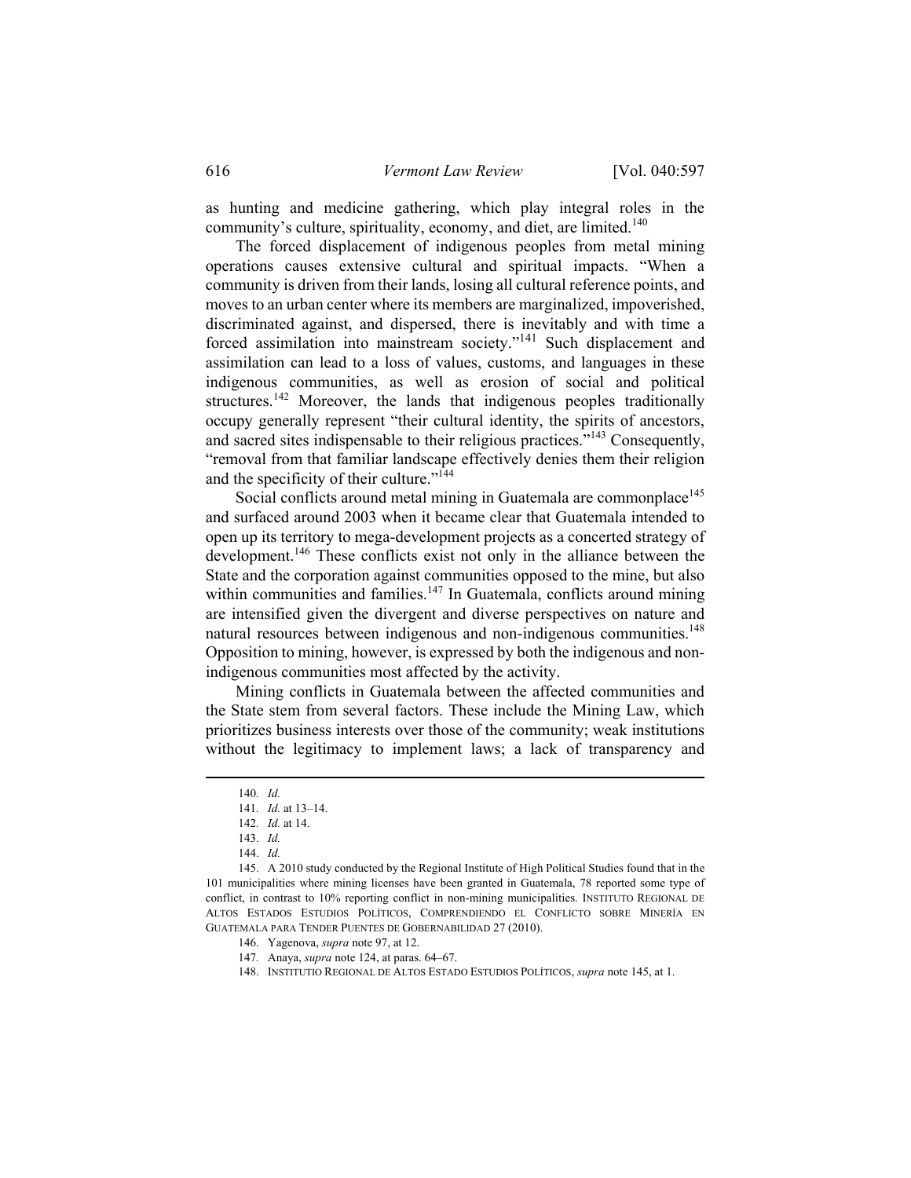as hunting and medicine gathering, which play integral roles in the community's culture, spirituality, economy, and diet, are limited.[140]

The forced displacement of indigenous peoples from metal mining operations causes extensive cultural and spiritual impacts. "When a community is driven from their lands, losing all cultural reference points, and moves to an urban center where its members are marginalized, impoverished, discriminated against, and dispersed, there is inevitably and with time a forced assimilation into mainstream society."[141] Such displacement and assimilation can lead to a loss of values, customs, and languages in these indigenous communities, as well as erosion of social and political structures.[142] Moreover, the lands that indigenous peoples traditionally occupy generally represent "their cultural identity, the spirits of ancestors, and sacred sites indispensable to their religious practices."[143] Consequently, "removal from that familiar landscape effectively denies them their religion and the specificity of their culture."[144]

Social conflicts around metal mining in Guatemala are commonplace[145] and surfaced around 2003 when it became clear that Guatemala intended to open up its territory to mega-development projects as a concerted strategy of development.[146] These conflicts exist not only in the alliance between the State and the corporation against communities opposed to the mine, but also within communities and families.[147] In Guatemala, conflicts around mining are intensified given the divergent and diverse perspectives on nature and natural resources between indigenous and non-indigenous communities.[148] Opposition to mining, however, is expressed by both the indigenous and non-indigenous communities most affected by the activity.

Mining conflicts in Guatemala between the affected communities and the State stem from several factors. These include the Mining Law, which prioritizes business interests over those of the community; weak institutions without the legitimacy to implement laws; a lack of transparency and

---

140. *Id.*

141. *Id.* at 13–14.

142. *Id.* at 14.

143. *Id.*

144. *Id.*

145. A 2010 study conducted by the Regional Institute of High Political Studies found that in the 101 municipalities where mining licenses have been granted in Guatemala, 78 reported some type of conflict, in contrast to 10% reporting conflict in non-mining municipalities. INSTITUTO REGIONAL DE ALTOS ESTADOS ESTUDIOS POLÍTICOS, COMPRENDIENDO EL CONFLICTO SOBRE MINERÍA EN GUATEMALA PARA TENDER PUENTES DE GOBERNABILIDAD 27 (2010).

146. Yagenova, *supra* note 97, at 12.

147. Anaya, *supra* note 124, at paras. 64–67.

148. INSTITUTIO REGIONAL DE ALTOS ESTADO ESTUDIOS POLÍTICOS, *supra* note 145, at 1.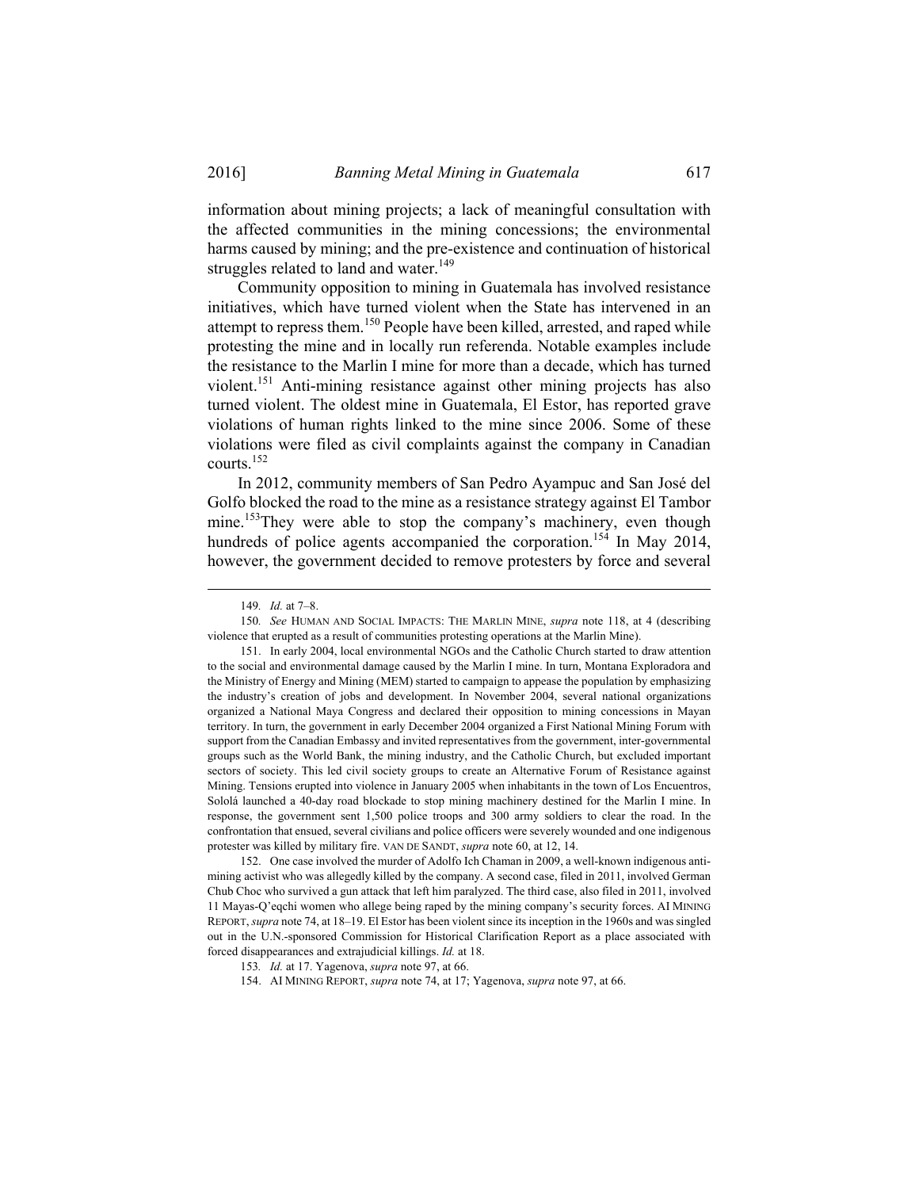information about mining projects; a lack of meaningful consultation with the affected communities in the mining concessions; the environmental harms caused by mining; and the pre-existence and continuation of historical struggles related to land and water.[149]

Community opposition to mining in Guatemala has involved resistance initiatives, which have turned violent when the State has intervened in an attempt to repress them.[150] People have been killed, arrested, and raped while protesting the mine and in locally run referenda. Notable examples include the resistance to the Marlin I mine for more than a decade, which has turned violent.[151] Anti-mining resistance against other mining projects has also turned violent. The oldest mine in Guatemala, El Estor, has reported grave violations of human rights linked to the mine since 2006. Some of these violations were filed as civil complaints against the company in Canadian courts.[152]

In 2012, community members of San Pedro Ayampuc and San José del Golfo blocked the road to the mine as a resistance strategy against El Tambor mine.[153]They were able to stop the company's machinery, even though hundreds of police agents accompanied the corporation.[154] In May 2014, however, the government decided to remove protesters by force and several

---

149. *Id.* at 7–8.

150. *See* HUMAN AND SOCIAL IMPACTS: THE MARLIN MINE, *supra* note 118, at 4 (describing violence that erupted as a result of communities protesting operations at the Marlin Mine).

151. In early 2004, local environmental NGOs and the Catholic Church started to draw attention to the social and environmental damage caused by the Marlin I mine. In turn, Montana Exploradora and the Ministry of Energy and Mining (MEM) started to campaign to appease the population by emphasizing the industry's creation of jobs and development. In November 2004, several national organizations organized a National Maya Congress and declared their opposition to mining concessions in Mayan territory. In turn, the government in early December 2004 organized a First National Mining Forum with support from the Canadian Embassy and invited representatives from the government, inter-governmental groups such as the World Bank, the mining industry, and the Catholic Church, but excluded important sectors of society. This led civil society groups to create an Alternative Forum of Resistance against Mining. Tensions erupted into violence in January 2005 when inhabitants in the town of Los Encuentros, Sololá launched a 40-day road blockade to stop mining machinery destined for the Marlin I mine. In response, the government sent 1,500 police troops and 300 army soldiers to clear the road. In the confrontation that ensued, several civilians and police officers were severely wounded and one indigenous protester was killed by military fire. VAN DE SANDT, *supra* note 60, at 12, 14.

152. One case involved the murder of Adolfo Ich Chaman in 2009, a well-known indigenous anti-mining activist who was allegedly killed by the company. A second case, filed in 2011, involved German Chub Choc who survived a gun attack that left him paralyzed. The third case, also filed in 2011, involved 11 Mayas-Q'eqchi women who allege being raped by the mining company's security forces. AI MINING REPORT, *supra* note 74, at 18–19. El Estor has been violent since its inception in the 1960s and was singled out in the U.N.-sponsored Commission for Historical Clarification Report as a place associated with forced disappearances and extrajudicial killings. *Id.* at 18.

153. *Id.* at 17. Yagenova, *supra* note 97, at 66.

154. AI MINING REPORT, *supra* note 74, at 17; Yagenova, *supra* note 97, at 66.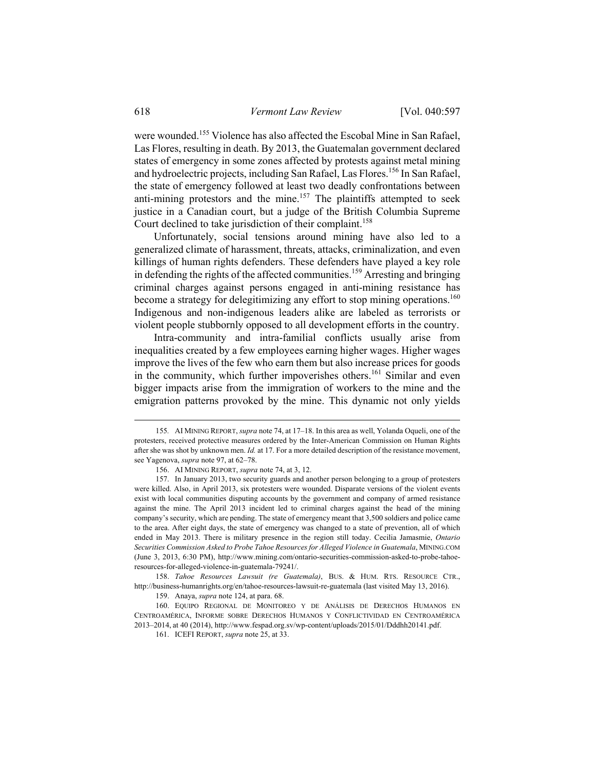were wounded.[155] Violence has also affected the Escobal Mine in San Rafael, Las Flores, resulting in death. By 2013, the Guatemalan government declared states of emergency in some zones affected by protests against metal mining and hydroelectric projects, including San Rafael, Las Flores.[156] In San Rafael, the state of emergency followed at least two deadly confrontations between anti-mining protestors and the mine.[157] The plaintiffs attempted to seek justice in a Canadian court, but a judge of the British Columbia Supreme Court declined to take jurisdiction of their complaint.[158]

Unfortunately, social tensions around mining have also led to a generalized climate of harassment, threats, attacks, criminalization, and even killings of human rights defenders. These defenders have played a key role in defending the rights of the affected communities.[159] Arresting and bringing criminal charges against persons engaged in anti-mining resistance has become a strategy for delegitimizing any effort to stop mining operations.[160] Indigenous and non-indigenous leaders alike are labeled as terrorists or violent people stubbornly opposed to all development efforts in the country.

Intra-community and intra-familial conflicts usually arise from inequalities created by a few employees earning higher wages. Higher wages improve the lives of the few who earn them but also increase prices for goods in the community, which further impoverishes others.[161] Similar and even bigger impacts arise from the immigration of workers to the mine and the emigration patterns provoked by the mine. This dynamic not only yields

---

155. AI MINING REPORT, *supra* note 74, at 17–18. In this area as well, Yolanda Oqueli, one of the protesters, received protective measures ordered by the Inter-American Commission on Human Rights after she was shot by unknown men. *Id.* at 17. For a more detailed description of the resistance movement, see Yagenova, *supra* note 97, at 62–78.

156. AI MINING REPORT, *supra* note 74, at 3, 12.

157. In January 2013, two security guards and another person belonging to a group of protesters were killed. Also, in April 2013, six protesters were wounded. Disparate versions of the violent events exist with local communities disputing accounts by the government and company of armed resistance against the mine. The April 2013 incident led to criminal charges against the head of the mining company's security, which are pending. The state of emergency meant that 3,500 soldiers and police came to the area. After eight days, the state of emergency was changed to a state of prevention, all of which ended in May 2013. There is military presence in the region still today. Cecilia Jamasmie, *Ontario Securities Commission Asked to Probe Tahoe Resources for Alleged Violence in Guatemala*, MINING.COM (June 3, 2013, 6:30 PM), http://www.mining.com/ontario-securities-commission-asked-to-probe-tahoe-resources-for-alleged-violence-in-guatemala-79241/.

158. *Tahoe Resources Lawsuit (re Guatemala)*, BUS. & HUM. RTS. RESOURCE CTR., http://business-humanrights.org/en/tahoe-resources-lawsuit-re-guatemala (last visited May 13, 2016).

159. Anaya, *supra* note 124, at para. 68.

160. EQUIPO REGIONAL DE MONITOREO Y DE ANÁLISIS DE DERECHOS HUMANOS EN CENTROAMÉRICA, INFORME SOBRE DERECHOS HUMANOS Y CONFLICTIVIDAD EN CENTROAMÉRICA 2013–2014, at 40 (2014), http://www.fespad.org.sv/wp-content/uploads/2015/01/Dddhh20141.pdf.

161. ICEFI REPORT, *supra* note 25, at 33.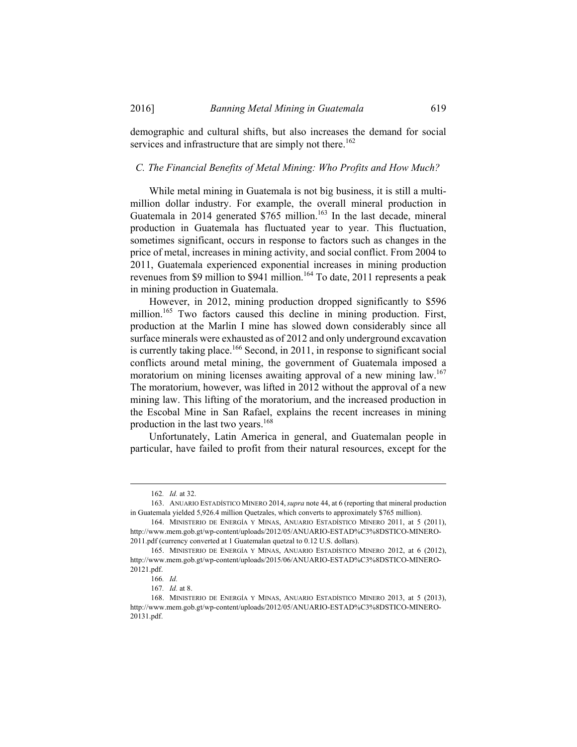demographic and cultural shifts, but also increases the demand for social services and infrastructure that are simply not there.[162]

### *C. The Financial Benefits of Metal Mining: Who Profits and How Much?*

While metal mining in Guatemala is not big business, it is still a multi-million dollar industry. For example, the overall mineral production in Guatemala in 2014 generated $765 million.[163] In the last decade, mineral production in Guatemala has fluctuated year to year. This fluctuation, sometimes significant, occurs in response to factors such as changes in the price of metal, increases in mining activity, and social conflict. From 2004 to 2011, Guatemala experienced exponential increases in mining production revenues from $9 million to $941 million.[164] To date, 2011 represents a peak in mining production in Guatemala.

However, in 2012, mining production dropped significantly to $596 million.[165] Two factors caused this decline in mining production. First, production at the Marlin I mine has slowed down considerably since all surface minerals were exhausted as of 2012 and only underground excavation is currently taking place.[166] Second, in 2011, in response to significant social conflicts around metal mining, the government of Guatemala imposed a moratorium on mining licenses awaiting approval of a new mining law.[167] The moratorium, however, was lifted in 2012 without the approval of a new mining law. This lifting of the moratorium, and the increased production in the Escobal Mine in San Rafael, explains the recent increases in mining production in the last two years.[168]

Unfortunately, Latin America in general, and Guatemalan people in particular, have failed to profit from their natural resources, except for the

---

162. *Id.* at 32.

163. ANUARIO ESTADÍSTICO MINERO 2014, *supra* note 44, at 6 (reporting that mineral production in Guatemala yielded 5,926.4 million Quetzales, which converts to approximately $765 million).

164. MINISTERIO DE ENERGÍA Y MINAS, ANUARIO ESTADÍSTICO MINERO 2011, at 5 (2011), http://www.mem.gob.gt/wp-content/uploads/2012/05/ANUARIO-ESTAD%C3%8DSTICO-MINERO-2011.pdf (currency converted at 1 Guatemalan quetzal to 0.12 U.S. dollars).

165. MINISTERIO DE ENERGÍA Y MINAS, ANUARIO ESTADÍSTICO MINERO 2012, at 6 (2012), http://www.mem.gob.gt/wp-content/uploads/2015/06/ANUARIO-ESTAD%C3%8DSTICO-MINERO-20121.pdf.

166. *Id.*

167. *Id.* at 8.

168. MINISTERIO DE ENERGÍA Y MINAS, ANUARIO ESTADÍSTICO MINERO 2013, at 5 (2013), http://www.mem.gob.gt/wp-content/uploads/2012/05/ANUARIO-ESTAD%C3%8DSTICO-MINERO-20131.pdf.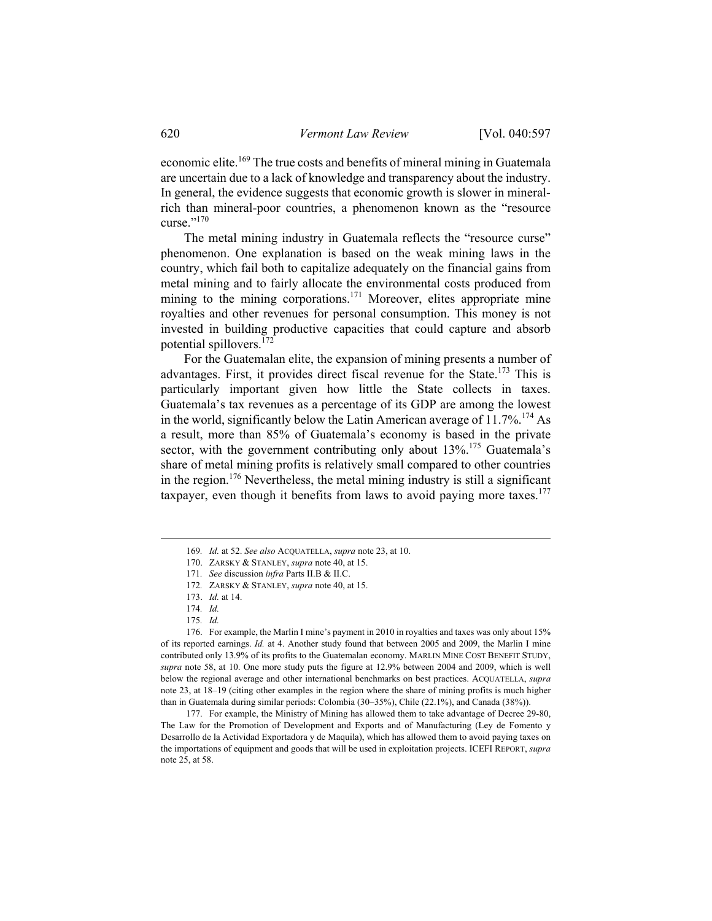economic elite.[169] The true costs and benefits of mineral mining in Guatemala are uncertain due to a lack of knowledge and transparency about the industry. In general, the evidence suggests that economic growth is slower in mineral-rich than mineral-poor countries, a phenomenon known as the "resource curse."[170]

The metal mining industry in Guatemala reflects the "resource curse" phenomenon. One explanation is based on the weak mining laws in the country, which fail both to capitalize adequately on the financial gains from metal mining and to fairly allocate the environmental costs produced from mining to the mining corporations.[171] Moreover, elites appropriate mine royalties and other revenues for personal consumption. This money is not invested in building productive capacities that could capture and absorb potential spillovers.[172]

For the Guatemalan elite, the expansion of mining presents a number of advantages. First, it provides direct fiscal revenue for the State.[173] This is particularly important given how little the State collects in taxes. Guatemala's tax revenues as a percentage of its GDP are among the lowest in the world, significantly below the Latin American average of 11.7%.[174] As a result, more than 85% of Guatemala's economy is based in the private sector, with the government contributing only about 13%.[175] Guatemala's share of metal mining profits is relatively small compared to other countries in the region.[176] Nevertheless, the metal mining industry is still a significant taxpayer, even though it benefits from laws to avoid paying more taxes.[177]

---

169. *Id.* at 52. *See also* ACQUATELLA, *supra* note 23, at 10.

170. ZARSKY & STANLEY, *supra* note 40, at 15.

171. *See* discussion *infra* Parts II.B & II.C.

172. ZARSKY & STANLEY, *supra* note 40, at 15.

173. *Id.* at 14.

174. *Id.*

175. *Id.*

176. For example, the Marlin I mine's payment in 2010 in royalties and taxes was only about 15% of its reported earnings. *Id.* at 4. Another study found that between 2005 and 2009, the Marlin I mine contributed only 13.9% of its profits to the Guatemalan economy. MARLIN MINE COST BENEFIT STUDY, *supra* note 58, at 10. One more study puts the figure at 12.9% between 2004 and 2009, which is well below the regional average and other international benchmarks on best practices. ACQUATELLA, *supra* note 23, at 18–19 (citing other examples in the region where the share of mining profits is much higher than in Guatemala during similar periods: Colombia (30–35%), Chile (22.1%), and Canada (38%)).

177. For example, the Ministry of Mining has allowed them to take advantage of Decree 29-80, The Law for the Promotion of Development and Exports and of Manufacturing (Ley de Fomento y Desarrollo de la Actividad Exportadora y de Maquila), which has allowed them to avoid paying taxes on the importations of equipment and goods that will be used in exploitation projects. ICEFI REPORT, *supra* note 25, at 58.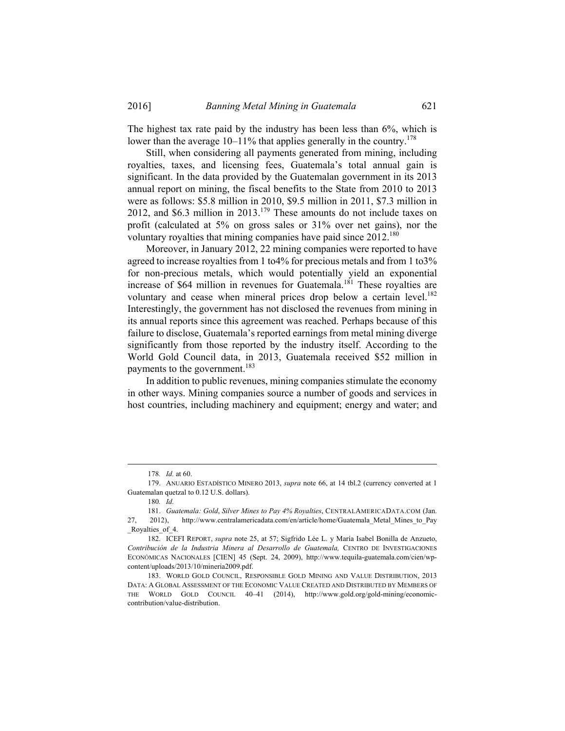The highest tax rate paid by the industry has been less than 6%, which is lower than the average 10–11% that applies generally in the country.[178]

Still, when considering all payments generated from mining, including royalties, taxes, and licensing fees, Guatemala's total annual gain is significant. In the data provided by the Guatemalan government in its 2013 annual report on mining, the fiscal benefits to the State from 2010 to 2013 were as follows: $5.8 million in 2010, $9.5 million in 2011, $7.3 million in 2012, and $6.3 million in 2013.[179] These amounts do not include taxes on profit (calculated at 5% on gross sales or 31% over net gains), nor the voluntary royalties that mining companies have paid since 2012.[180]

Moreover, in January 2012, 22 mining companies were reported to have agreed to increase royalties from 1 to4% for precious metals and from 1 to3% for non-precious metals, which would potentially yield an exponential increase of $64 million in revenues for Guatemala.[181] These royalties are voluntary and cease when mineral prices drop below a certain level.[182] Interestingly, the government has not disclosed the revenues from mining in its annual reports since this agreement was reached. Perhaps because of this failure to disclose, Guatemala's reported earnings from metal mining diverge significantly from those reported by the industry itself. According to the World Gold Council data, in 2013, Guatemala received $52 million in payments to the government.[183]

In addition to public revenues, mining companies stimulate the economy in other ways. Mining companies source a number of goods and services in host countries, including machinery and equipment; energy and water; and

---

178. *Id.* at 60.

179. ANUARIO ESTADÍSTICO MINERO 2013, *supra* note 66, at 14 tbl.2 (currency converted at 1 Guatemalan quetzal to 0.12 U.S. dollars).

180. *Id.*

181. *Guatemala: Gold, Silver Mines to Pay 4% Royalties*, CENTRALAMERICADATA.COM (Jan. 27, 2012), http://www.centralamericadata.com/en/article/home/Guatemala_Metal_Mines_to_Pay_Royalties_of_4.

182. ICEFI REPORT, *supra* note 25, at 57; Sigfrido Lée L. y María Isabel Bonilla de Anzueto, *Contribución de la Industria Minera al Desarrollo de Guatemala,* CENTRO DE INVESTIGACIONES ECONÓMICAS NACIONALES [CIEN] 45 (Sept. 24, 2009), http://www.tequila-guatemala.com/cien/wp-content/uploads/2013/10/mineria2009.pdf.

183. WORLD GOLD COUNCIL, RESPONSIBLE GOLD MINING AND VALUE DISTRIBUTION, 2013 DATA: A GLOBAL ASSESSMENT OF THE ECONOMIC VALUE CREATED AND DISTRIBUTED BY MEMBERS OF THE WORLD GOLD COUNCIL 40–41 (2014), http://www.gold.org/gold-mining/economic-contribution/value-distribution.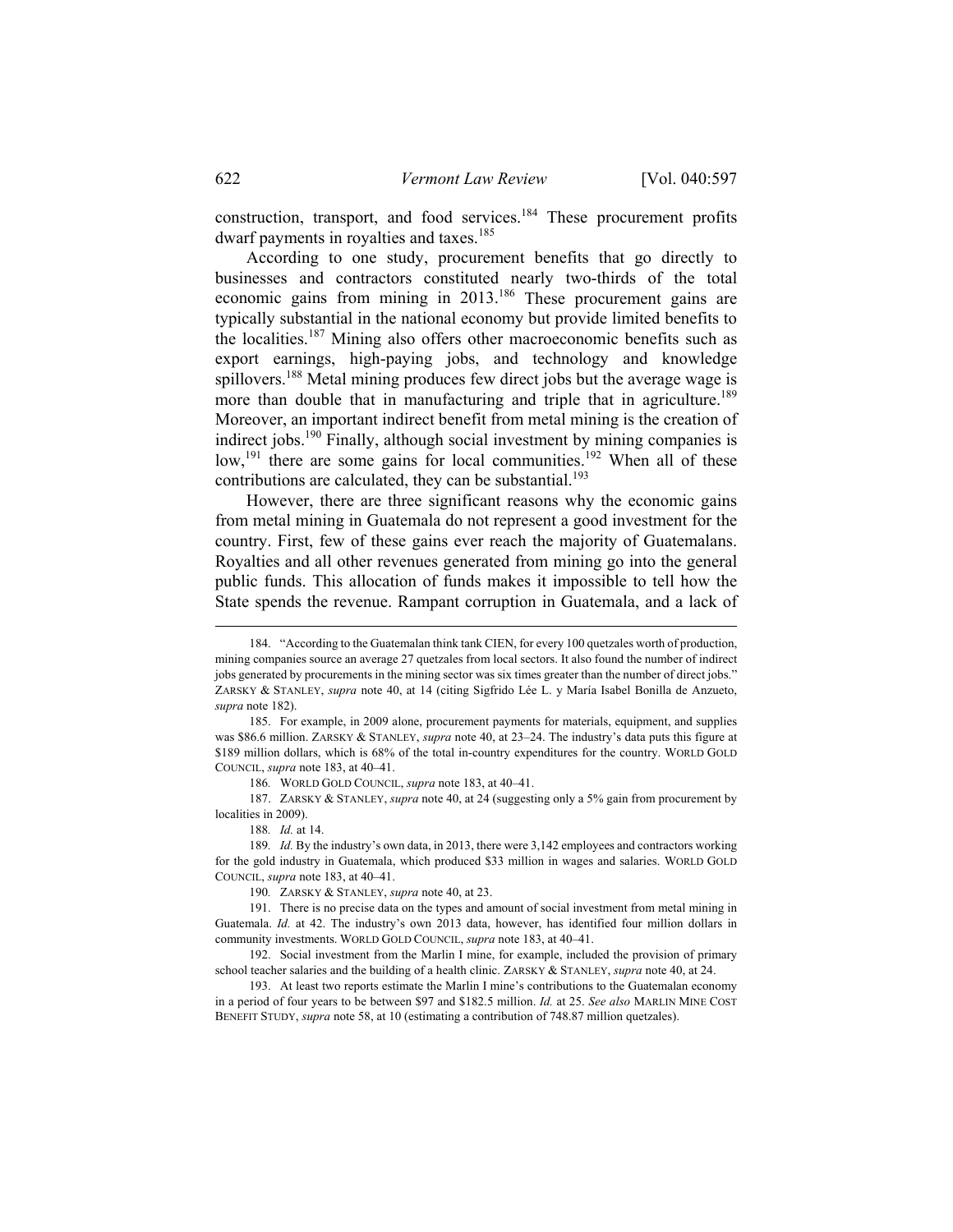construction, transport, and food services.[184] These procurement profits dwarf payments in royalties and taxes.[185]

According to one study, procurement benefits that go directly to businesses and contractors constituted nearly two-thirds of the total economic gains from mining in 2013.[186] These procurement gains are typically substantial in the national economy but provide limited benefits to the localities.[187] Mining also offers other macroeconomic benefits such as export earnings, high-paying jobs, and technology and knowledge spillovers.[188] Metal mining produces few direct jobs but the average wage is more than double that in manufacturing and triple that in agriculture.[189] Moreover, an important indirect benefit from metal mining is the creation of indirect jobs.[190] Finally, although social investment by mining companies is low,[191] there are some gains for local communities.[192] When all of these contributions are calculated, they can be substantial.[193]

However, there are three significant reasons why the economic gains from metal mining in Guatemala do not represent a good investment for the country. First, few of these gains ever reach the majority of Guatemalans. Royalties and all other revenues generated from mining go into the general public funds. This allocation of funds makes it impossible to tell how the State spends the revenue. Rampant corruption in Guatemala, and a lack of

---

184. "According to the Guatemalan think tank CIEN, for every 100 quetzales worth of production, mining companies source an average 27 quetzales from local sectors. It also found the number of indirect jobs generated by procurements in the mining sector was six times greater than the number of direct jobs." ZARSKY & STANLEY, *supra* note 40, at 14 (citing Sigfrido Lée L. y María Isabel Bonilla de Anzueto, *supra* note 182).

185. For example, in 2009 alone, procurement payments for materials, equipment, and supplies was $86.6 million. ZARSKY & STANLEY, *supra* note 40, at 23–24. The industry's data puts this figure at $189 million dollars, which is 68% of the total in-country expenditures for the country. WORLD GOLD COUNCIL, *supra* note 183, at 40–41.

186. WORLD GOLD COUNCIL, *supra* note 183, at 40–41.

187. ZARSKY & STANLEY, *supra* note 40, at 24 (suggesting only a 5% gain from procurement by localities in 2009).

188. *Id.* at 14.

189. *Id.* By the industry's own data, in 2013, there were 3,142 employees and contractors working for the gold industry in Guatemala, which produced $33 million in wages and salaries. WORLD GOLD COUNCIL, *supra* note 183, at 40–41.

190. ZARSKY & STANLEY, *supra* note 40, at 23.

191. There is no precise data on the types and amount of social investment from metal mining in Guatemala. *Id.* at 42. The industry's own 2013 data, however, has identified four million dollars in community investments. WORLD GOLD COUNCIL, *supra* note 183, at 40–41.

192. Social investment from the Marlin I mine, for example, included the provision of primary school teacher salaries and the building of a health clinic. ZARSKY & STANLEY, *supra* note 40, at 24.

193. At least two reports estimate the Marlin I mine's contributions to the Guatemalan economy in a period of four years to be between $97 and $182.5 million. *Id.* at 25. *See also* MARLIN MINE COST BENEFIT STUDY, *supra* note 58, at 10 (estimating a contribution of 748.87 million quetzales).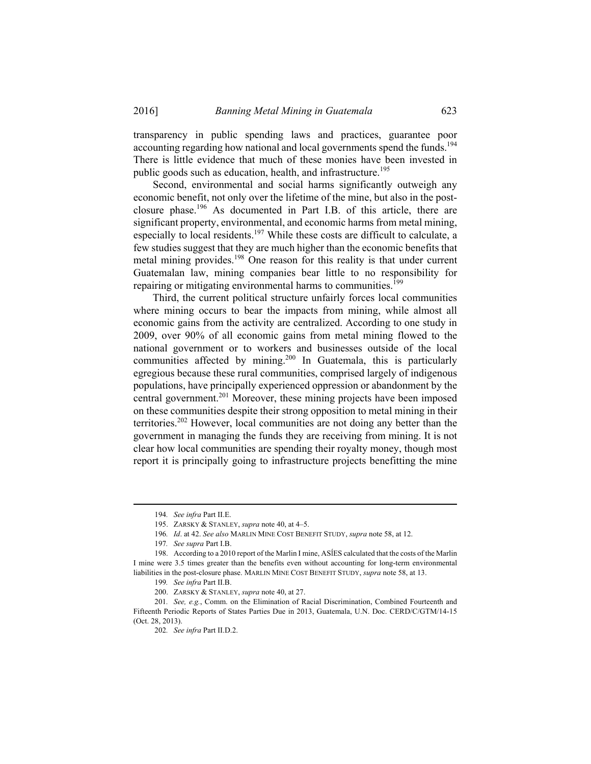transparency in public spending laws and practices, guarantee poor accounting regarding how national and local governments spend the funds.[194] There is little evidence that much of these monies have been invested in public goods such as education, health, and infrastructure.[195]

Second, environmental and social harms significantly outweigh any economic benefit, not only over the lifetime of the mine, but also in the post-closure phase.[196] As documented in Part I.B. of this article, there are significant property, environmental, and economic harms from metal mining, especially to local residents.[197] While these costs are difficult to calculate, a few studies suggest that they are much higher than the economic benefits that metal mining provides.[198] One reason for this reality is that under current Guatemalan law, mining companies bear little to no responsibility for repairing or mitigating environmental harms to communities.[199]

Third, the current political structure unfairly forces local communities where mining occurs to bear the impacts from mining, while almost all economic gains from the activity are centralized. According to one study in 2009, over 90% of all economic gains from metal mining flowed to the national government or to workers and businesses outside of the local communities affected by mining.[200] In Guatemala, this is particularly egregious because these rural communities, comprised largely of indigenous populations, have principally experienced oppression or abandonment by the central government.[201] Moreover, these mining projects have been imposed on these communities despite their strong opposition to metal mining in their territories.[202] However, local communities are not doing any better than the government in managing the funds they are receiving from mining. It is not clear how local communities are spending their royalty money, though most report it is principally going to infrastructure projects benefitting the mine

---

194. *See infra* Part II.E.

195. ZARSKY & STANLEY, *supra* note 40, at 4–5.

196. *Id*. at 42. *See also* MARLIN MINE COST BENEFIT STUDY, *supra* note 58, at 12.

197. *See supra* Part I.B.

198. According to a 2010 report of the Marlin I mine, ASÍES calculated that the costs of the Marlin I mine were 3.5 times greater than the benefits even without accounting for long-term environmental liabilities in the post-closure phase. MARLIN MINE COST BENEFIT STUDY, *supra* note 58, at 13.

199. *See infra* Part II.B.

200. ZARSKY & STANLEY, *supra* note 40, at 27.

201. *See, e.g.*, Comm. on the Elimination of Racial Discrimination, Combined Fourteenth and Fifteenth Periodic Reports of States Parties Due in 2013, Guatemala, U.N. Doc. CERD/C/GTM/14-15 (Oct. 28, 2013).

202. *See infra* Part II.D.2.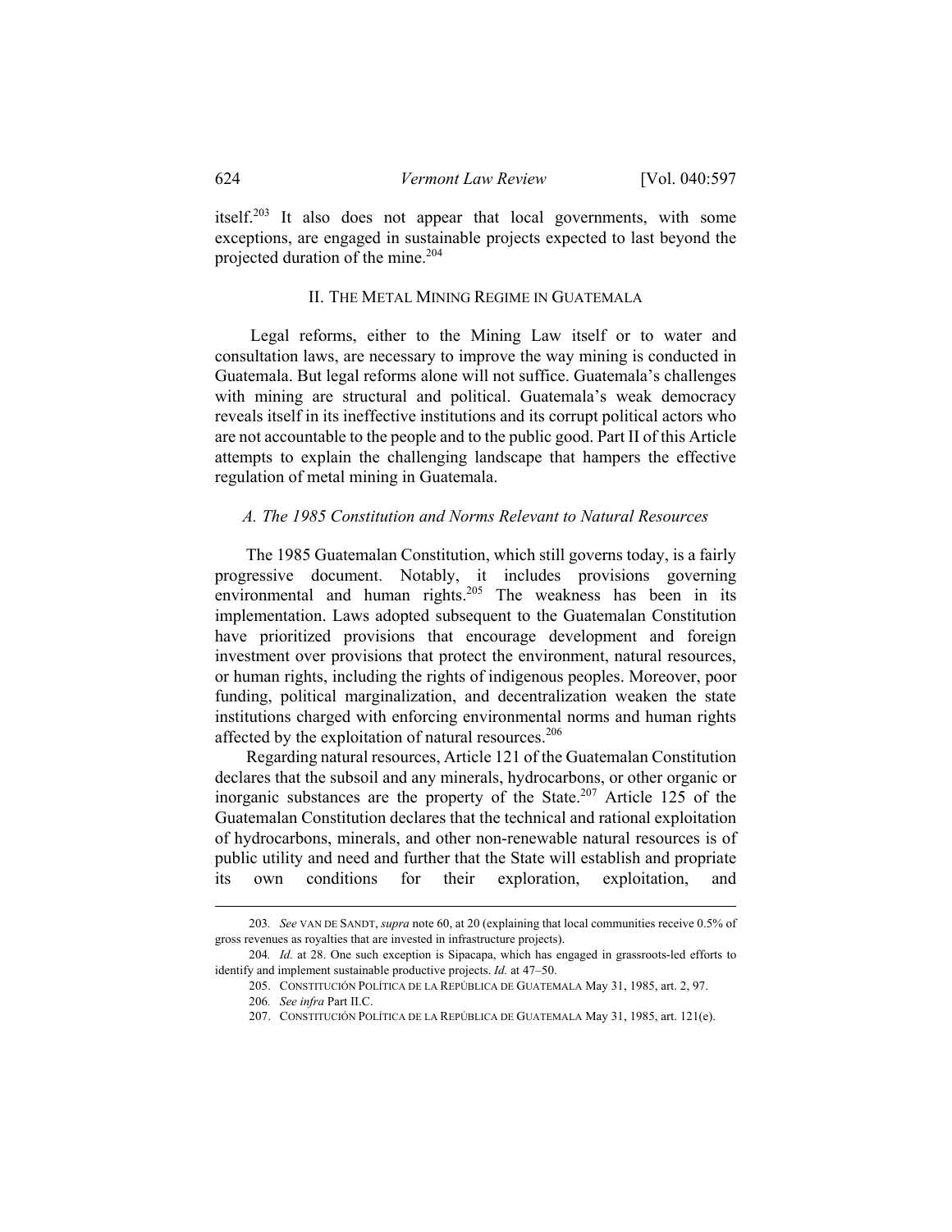itself.[203] It also does not appear that local governments, with some exceptions, are engaged in sustainable projects expected to last beyond the projected duration of the mine.[204]

## II. The Metal Mining Regime in Guatemala

Legal reforms, either to the Mining Law itself or to water and consultation laws, are necessary to improve the way mining is conducted in Guatemala. But legal reforms alone will not suffice. Guatemala's challenges with mining are structural and political. Guatemala's weak democracy reveals itself in its ineffective institutions and its corrupt political actors who are not accountable to the people and to the public good. Part II of this Article attempts to explain the challenging landscape that hampers the effective regulation of metal mining in Guatemala.

### *A. The 1985 Constitution and Norms Relevant to Natural Resources*

The 1985 Guatemalan Constitution, which still governs today, is a fairly progressive document. Notably, it includes provisions governing environmental and human rights.[205] The weakness has been in its implementation. Laws adopted subsequent to the Guatemalan Constitution have prioritized provisions that encourage development and foreign investment over provisions that protect the environment, natural resources, or human rights, including the rights of indigenous peoples. Moreover, poor funding, political marginalization, and decentralization weaken the state institutions charged with enforcing environmental norms and human rights affected by the exploitation of natural resources.[206]

Regarding natural resources, Article 121 of the Guatemalan Constitution declares that the subsoil and any minerals, hydrocarbons, or other organic or inorganic substances are the property of the State.[207] Article 125 of the Guatemalan Constitution declares that the technical and rational exploitation of hydrocarbons, minerals, and other non-renewable natural resources is of public utility and need and further that the State will establish and propriate its own conditions for their exploration, exploitation, and

---

203. *See* Van de Sandt, *supra* note 60, at 20 (explaining that local communities receive 0.5% of gross revenues as royalties that are invested in infrastructure projects).

204. *Id.* at 28. One such exception is Sipacapa, which has engaged in grassroots-led efforts to identify and implement sustainable productive projects. *Id.* at 47–50.

205. Constitución Política de la República de Guatemala May 31, 1985, art. 2, 97.

206. *See infra* Part II.C.

207. Constitución Política de la República de Guatemala May 31, 1985, art. 121(e).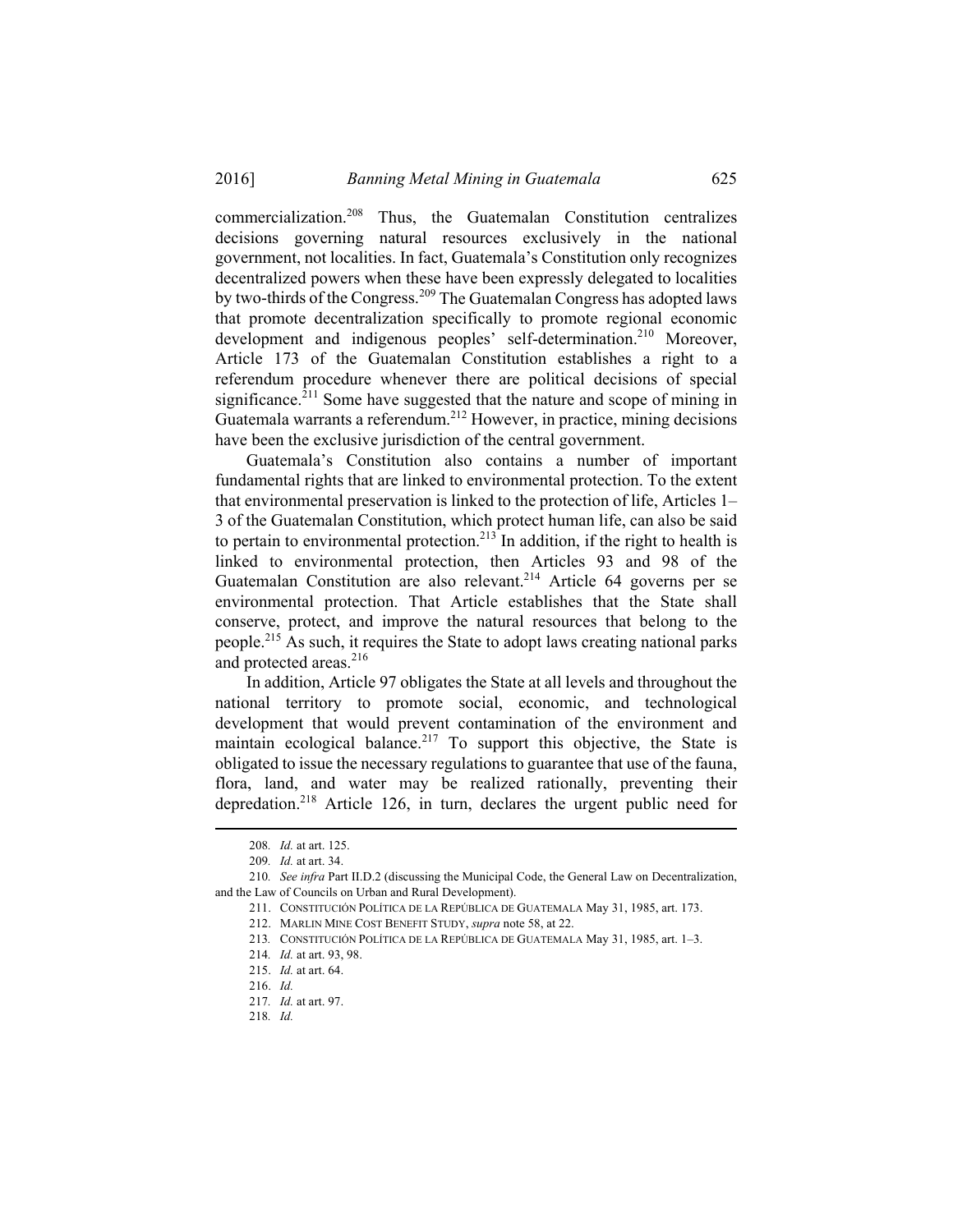commercialization.[208] Thus, the Guatemalan Constitution centralizes decisions governing natural resources exclusively in the national government, not localities. In fact, Guatemala's Constitution only recognizes decentralized powers when these have been expressly delegated to localities by two-thirds of the Congress.[209] The Guatemalan Congress has adopted laws that promote decentralization specifically to promote regional economic development and indigenous peoples' self-determination.[210] Moreover, Article 173 of the Guatemalan Constitution establishes a right to a referendum procedure whenever there are political decisions of special significance.[211] Some have suggested that the nature and scope of mining in Guatemala warrants a referendum.[212] However, in practice, mining decisions have been the exclusive jurisdiction of the central government.

Guatemala's Constitution also contains a number of important fundamental rights that are linked to environmental protection. To the extent that environmental preservation is linked to the protection of life, Articles 1–3 of the Guatemalan Constitution, which protect human life, can also be said to pertain to environmental protection.[213] In addition, if the right to health is linked to environmental protection, then Articles 93 and 98 of the Guatemalan Constitution are also relevant.[214] Article 64 governs per se environmental protection. That Article establishes that the State shall conserve, protect, and improve the natural resources that belong to the people.[215] As such, it requires the State to adopt laws creating national parks and protected areas.[216]

In addition, Article 97 obligates the State at all levels and throughout the national territory to promote social, economic, and technological development that would prevent contamination of the environment and maintain ecological balance.[217] To support this objective, the State is obligated to issue the necessary regulations to guarantee that use of the fauna, flora, land, and water may be realized rationally, preventing their depredation.[218] Article 126, in turn, declares the urgent public need for

---

208. *Id.* at art. 125.

209. *Id.* at art. 34.

210. *See infra* Part II.D.2 (discussing the Municipal Code, the General Law on Decentralization, and the Law of Councils on Urban and Rural Development).

211. CONSTITUCIÓN POLÍTICA DE LA REPÚBLICA DE GUATEMALA May 31, 1985, art. 173.

212. MARLIN MINE COST BENEFIT STUDY, *supra* note 58, at 22.

213. CONSTITUCIÓN POLÍTICA DE LA REPÚBLICA DE GUATEMALA May 31, 1985, art. 1–3.

214. *Id.* at art. 93, 98.

215. *Id.* at art. 64.

216. *Id.*

217. *Id.* at art. 97.

218. *Id.*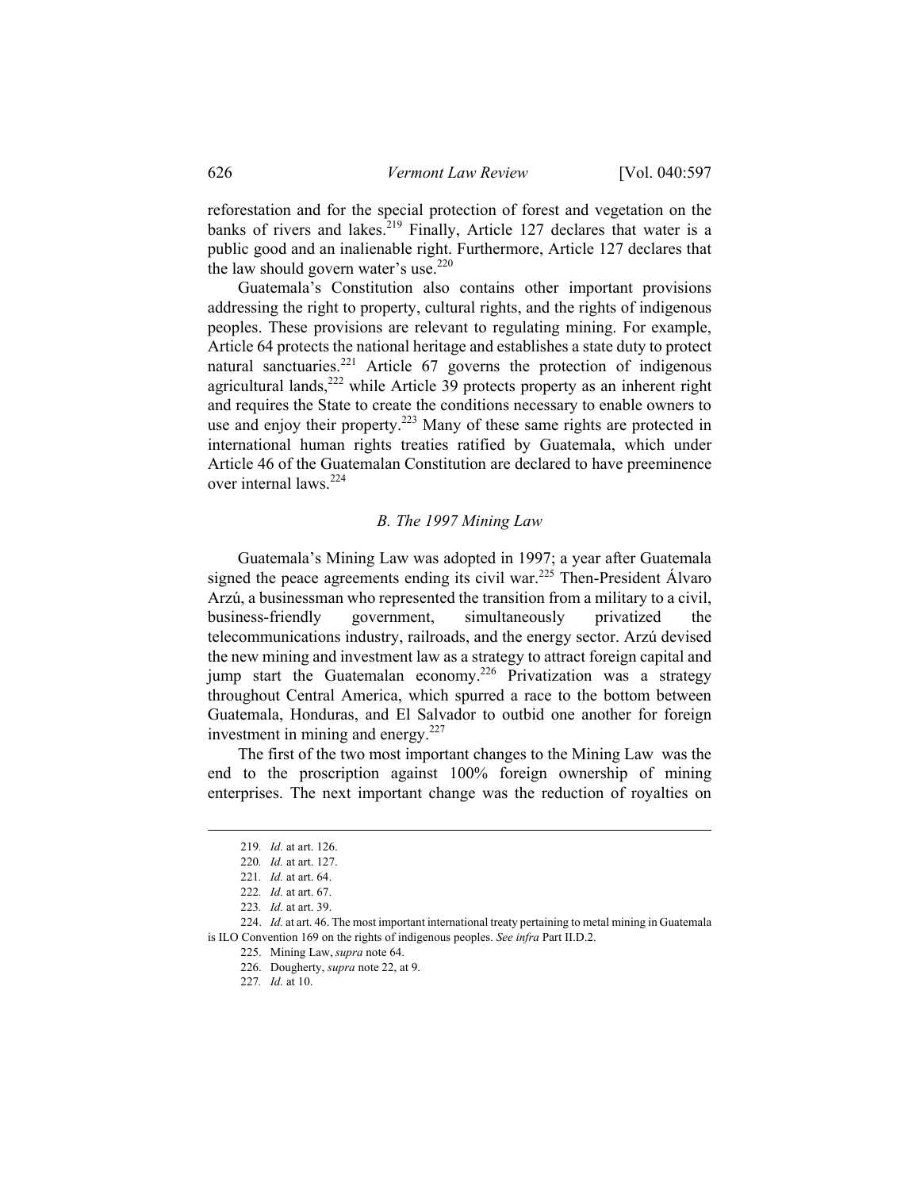reforestation and for the special protection of forest and vegetation on the banks of rivers and lakes.[219] Finally, Article 127 declares that water is a public good and an inalienable right. Furthermore, Article 127 declares that the law should govern water's use.[220]

Guatemala's Constitution also contains other important provisions addressing the right to property, cultural rights, and the rights of indigenous peoples. These provisions are relevant to regulating mining. For example, Article 64 protects the national heritage and establishes a state duty to protect natural sanctuaries.[221] Article 67 governs the protection of indigenous agricultural lands,[222] while Article 39 protects property as an inherent right and requires the State to create the conditions necessary to enable owners to use and enjoy their property.[223] Many of these same rights are protected in international human rights treaties ratified by Guatemala, which under Article 46 of the Guatemalan Constitution are declared to have preeminence over internal laws.[224]

### *B. The 1997 Mining Law*

Guatemala's Mining Law was adopted in 1997; a year after Guatemala signed the peace agreements ending its civil war.[225] Then-President Álvaro Arzú, a businessman who represented the transition from a military to a civil, business-friendly government, simultaneously privatized the telecommunications industry, railroads, and the energy sector. Arzú devised the new mining and investment law as a strategy to attract foreign capital and jump start the Guatemalan economy.[226] Privatization was a strategy throughout Central America, which spurred a race to the bottom between Guatemala, Honduras, and El Salvador to outbid one another for foreign investment in mining and energy.[227]

The first of the two most important changes to the Mining Law was the end to the proscription against 100% foreign ownership of mining enterprises. The next important change was the reduction of royalties on

---

219. *Id.* at art. 126.

220. *Id.* at art. 127.

221. *Id.* at art. 64.

222. *Id.* at art. 67.

223. *Id.* at art. 39.

224. *Id.* at art. 46. The most important international treaty pertaining to metal mining in Guatemala is ILO Convention 169 on the rights of indigenous peoples. *See infra* Part II.D.2.

225. Mining Law, *supra* note 64.

226. Dougherty, *supra* note 22, at 9.

227. *Id.* at 10.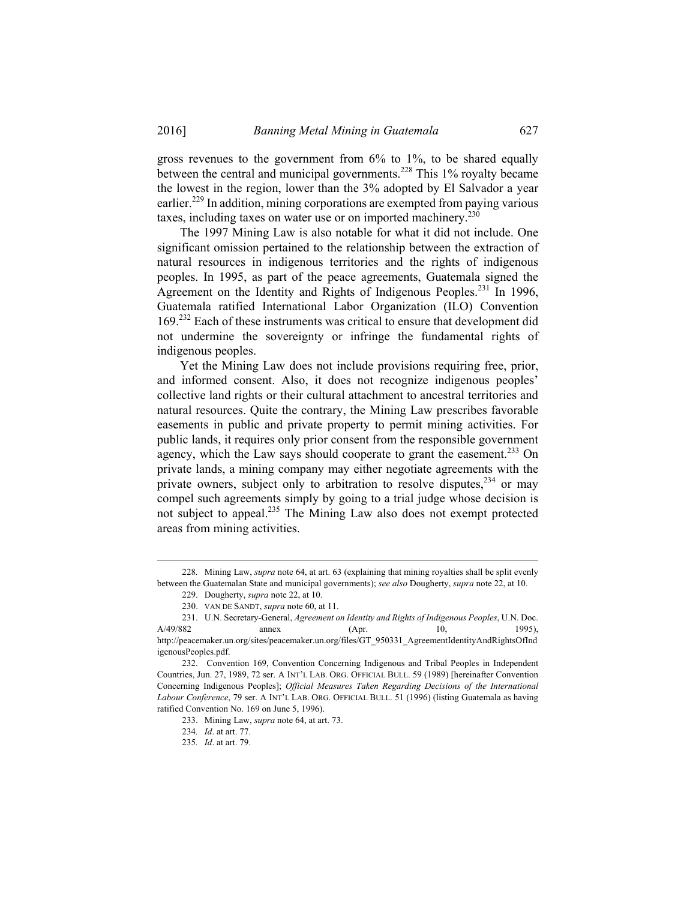gross revenues to the government from 6% to 1%, to be shared equally between the central and municipal governments.[228] This 1% royalty became the lowest in the region, lower than the 3% adopted by El Salvador a year earlier.[229] In addition, mining corporations are exempted from paying various taxes, including taxes on water use or on imported machinery.[230]

The 1997 Mining Law is also notable for what it did not include. One significant omission pertained to the relationship between the extraction of natural resources in indigenous territories and the rights of indigenous peoples. In 1995, as part of the peace agreements, Guatemala signed the Agreement on the Identity and Rights of Indigenous Peoples.[231] In 1996, Guatemala ratified International Labor Organization (ILO) Convention 169.[232] Each of these instruments was critical to ensure that development did not undermine the sovereignty or infringe the fundamental rights of indigenous peoples.

Yet the Mining Law does not include provisions requiring free, prior, and informed consent. Also, it does not recognize indigenous peoples' collective land rights or their cultural attachment to ancestral territories and natural resources. Quite the contrary, the Mining Law prescribes favorable easements in public and private property to permit mining activities. For public lands, it requires only prior consent from the responsible government agency, which the Law says should cooperate to grant the easement.[233] On private lands, a mining company may either negotiate agreements with the private owners, subject only to arbitration to resolve disputes,[234] or may compel such agreements simply by going to a trial judge whose decision is not subject to appeal.[235] The Mining Law also does not exempt protected areas from mining activities.

---

228. Mining Law, *supra* note 64, at art. 63 (explaining that mining royalties shall be split evenly between the Guatemalan State and municipal governments); *see also* Dougherty, *supra* note 22, at 10.

229. Dougherty, *supra* note 22, at 10.

230. VAN DE SANDT, *supra* note 60, at 11.

231. U.N. Secretary-General, *Agreement on Identity and Rights of Indigenous Peoples*, U.N. Doc. A/49/882 annex (Apr. 10, 1995), http://peacemaker.un.org/sites/peacemaker.un.org/files/GT_950331_AgreementIdentityAndRightsOfIndigenousPeoples.pdf.

232. Convention 169, Convention Concerning Indigenous and Tribal Peoples in Independent Countries, Jun. 27, 1989, 72 ser. A INT'L LAB. ORG. OFFICIAL BULL. 59 (1989) [hereinafter Convention Concerning Indigenous Peoples]; *Official Measures Taken Regarding Decisions of the International Labour Conference*, 79 ser. A INT'L LAB. ORG. OFFICIAL BULL. 51 (1996) (listing Guatemala as having ratified Convention No. 169 on June 5, 1996).

233. Mining Law, *supra* note 64, at art. 73.

234. *Id*. at art. 77.

235. *Id*. at art. 79.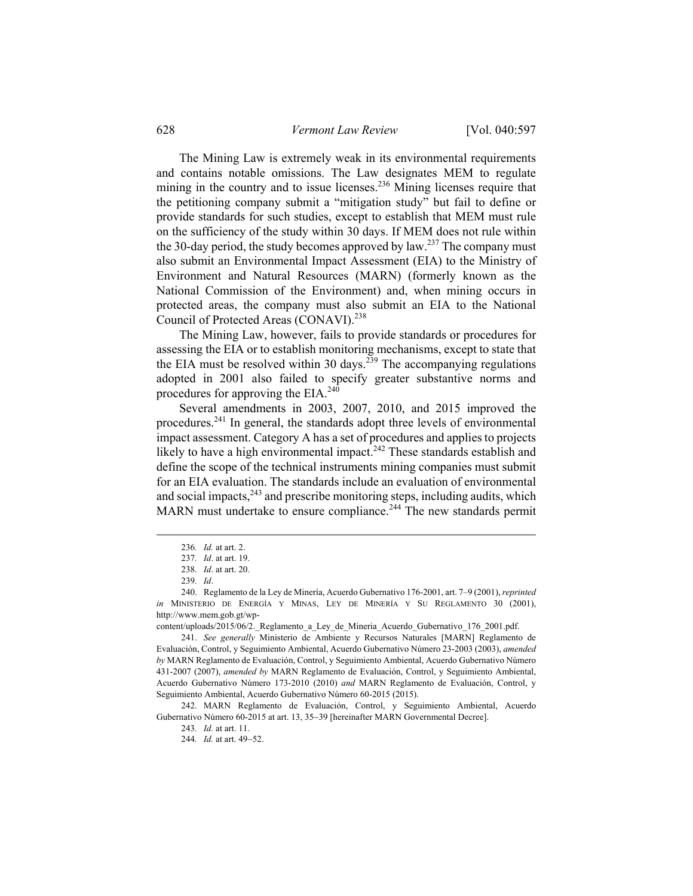The Mining Law is extremely weak in its environmental requirements and contains notable omissions. The Law designates MEM to regulate mining in the country and to issue licenses.[236] Mining licenses require that the petitioning company submit a "mitigation study" but fail to define or provide standards for such studies, except to establish that MEM must rule on the sufficiency of the study within 30 days. If MEM does not rule within the 30-day period, the study becomes approved by law.[237] The company must also submit an Environmental Impact Assessment (EIA) to the Ministry of Environment and Natural Resources (MARN) (formerly known as the National Commission of the Environment) and, when mining occurs in protected areas, the company must also submit an EIA to the National Council of Protected Areas (CONAVI).[238]

The Mining Law, however, fails to provide standards or procedures for assessing the EIA or to establish monitoring mechanisms, except to state that the EIA must be resolved within 30 days.[239] The accompanying regulations adopted in 2001 also failed to specify greater substantive norms and procedures for approving the EIA.[240]

Several amendments in 2003, 2007, 2010, and 2015 improved the procedures.[241] In general, the standards adopt three levels of environmental impact assessment. Category A has a set of procedures and applies to projects likely to have a high environmental impact.[242] These standards establish and define the scope of the technical instruments mining companies must submit for an EIA evaluation. The standards include an evaluation of environmental and social impacts,[243] and prescribe monitoring steps, including audits, which MARN must undertake to ensure compliance.[244] The new standards permit

---

236. *Id.* at art. 2.

237. *Id*. at art. 19.

238. *Id*. at art. 20.

239. *Id*.

240. Reglamento de la Ley de Minería, Acuerdo Gubernativo 176-2001, art. 7–9 (2001), *reprinted in* MINISTERIO DE ENERGÍA Y MINAS, LEY DE MINERÍA Y SU REGLAMENTO 30 (2001), http://www.mem.gob.gt/wp-content/uploads/2015/06/2._Reglamento_a_Ley_de_Mineria_Acuerdo_Gubernativo_176_2001.pdf.

241. *See generally* Ministerio de Ambiente y Recursos Naturales [MARN] Reglamento de Evaluación, Control, y Seguimiento Ambiental, Acuerdo Gubernativo Número 23-2003 (2003), *amended by* MARN Reglamento de Evaluación, Control, y Seguimiento Ambiental, Acuerdo Gubernativo Número 431-2007 (2007), *amended by* MARN Reglamento de Evaluación, Control, y Seguimiento Ambiental, Acuerdo Gubernativo Número 173-2010 (2010) *and* MARN Reglamento de Evaluación, Control, y Seguimiento Ambiental, Acuerdo Gubernativo Número 60-2015 (2015).

242. MARN Reglamento de Evaluación, Control, y Seguimiento Ambiental, Acuerdo Gubernativo Número 60-2015 at art. 13, 35–39 [hereinafter MARN Governmental Decree].

243. *Id.* at art. 11.

244. *Id.* at art. 49–52.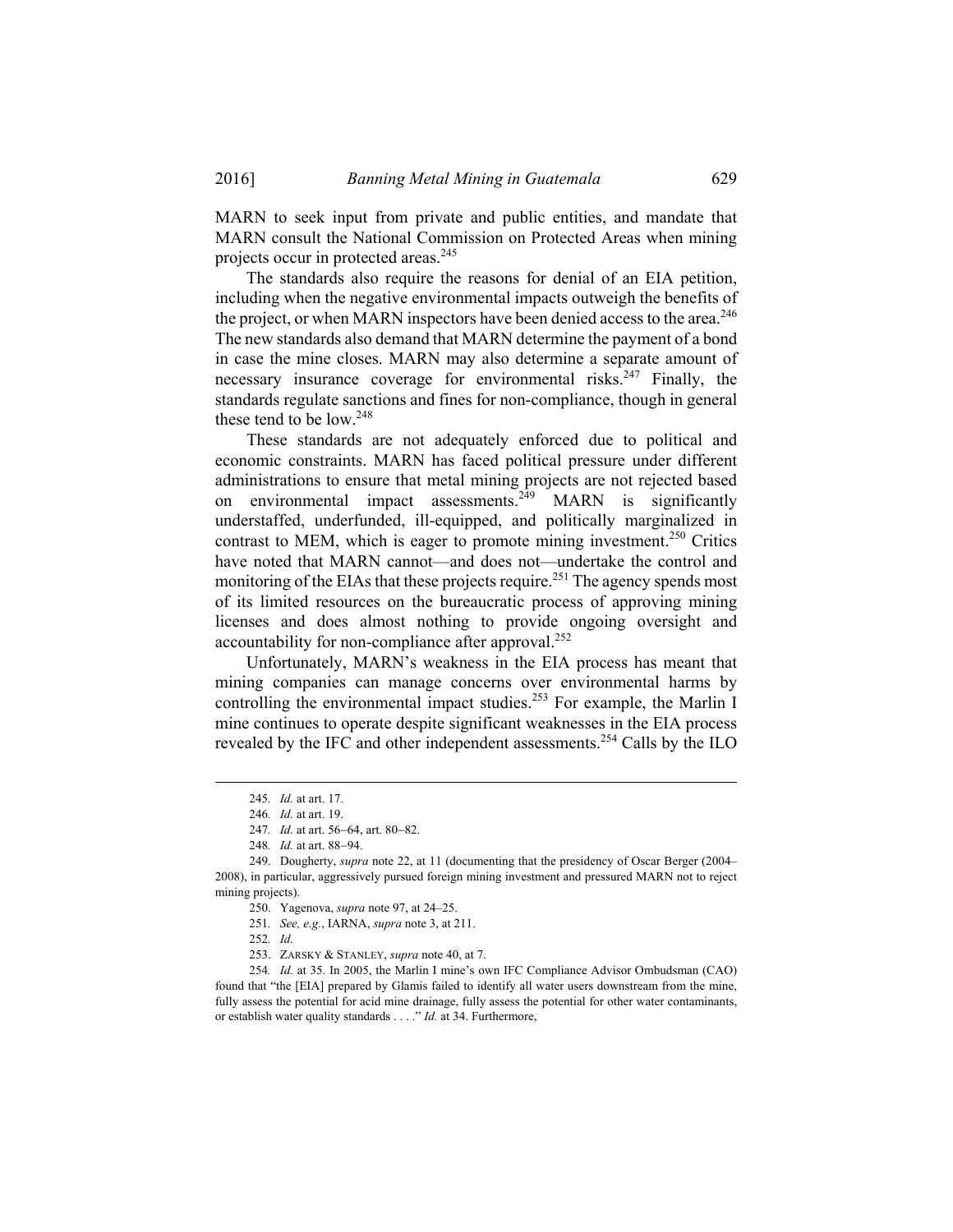MARN to seek input from private and public entities, and mandate that MARN consult the National Commission on Protected Areas when mining projects occur in protected areas.[245]

The standards also require the reasons for denial of an EIA petition, including when the negative environmental impacts outweigh the benefits of the project, or when MARN inspectors have been denied access to the area.[246] The new standards also demand that MARN determine the payment of a bond in case the mine closes. MARN may also determine a separate amount of necessary insurance coverage for environmental risks.[247] Finally, the standards regulate sanctions and fines for non-compliance, though in general these tend to be low.[248]

These standards are not adequately enforced due to political and economic constraints. MARN has faced political pressure under different administrations to ensure that metal mining projects are not rejected based on environmental impact assessments.[249] MARN is significantly understaffed, underfunded, ill-equipped, and politically marginalized in contrast to MEM, which is eager to promote mining investment.[250] Critics have noted that MARN cannot—and does not—undertake the control and monitoring of the EIAs that these projects require.[251] The agency spends most of its limited resources on the bureaucratic process of approving mining licenses and does almost nothing to provide ongoing oversight and accountability for non-compliance after approval.[252]

Unfortunately, MARN's weakness in the EIA process has meant that mining companies can manage concerns over environmental harms by controlling the environmental impact studies.[253] For example, the Marlin I mine continues to operate despite significant weaknesses in the EIA process revealed by the IFC and other independent assessments.[254] Calls by the ILO

245. *Id.* at art. 17.

246. *Id.* at art. 19.

247. *Id.* at art. 56–64, art. 80–82.

248. *Id.* at art. 88–94.

249. Dougherty, *supra* note 22, at 11 (documenting that the presidency of Oscar Berger (2004–2008), in particular, aggressively pursued foreign mining investment and pressured MARN not to reject mining projects).

250. Yagenova, *supra* note 97, at 24–25.

251. *See, e.g.*, IARNA, *supra* note 3, at 211.

252. *Id.*

253. ZARSKY & STANLEY, *supra* note 40, at 7.

254. *Id.* at 35. In 2005, the Marlin I mine's own IFC Compliance Advisor Ombudsman (CAO) found that "the [EIA] prepared by Glamis failed to identify all water users downstream from the mine, fully assess the potential for acid mine drainage, fully assess the potential for other water contaminants, or establish water quality standards . . . ." *Id.* at 34. Furthermore,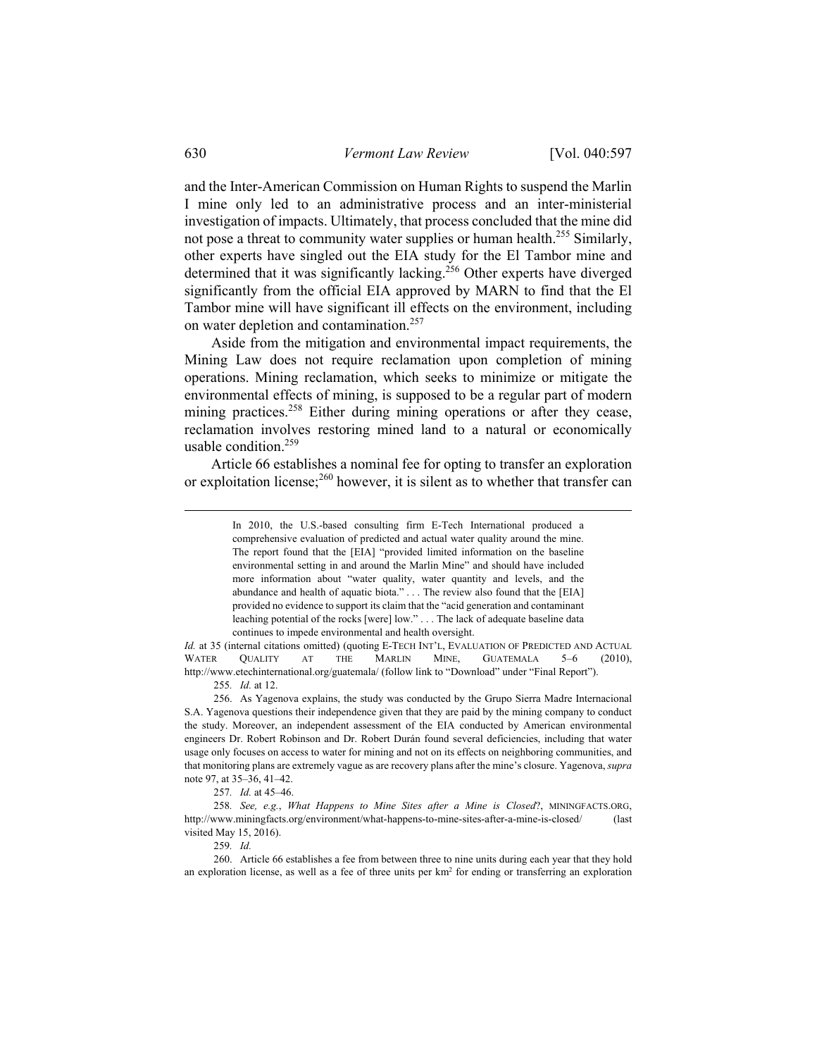and the Inter-American Commission on Human Rights to suspend the Marlin I mine only led to an administrative process and an inter-ministerial investigation of impacts. Ultimately, that process concluded that the mine did not pose a threat to community water supplies or human health.[255] Similarly, other experts have singled out the EIA study for the El Tambor mine and determined that it was significantly lacking.[256] Other experts have diverged significantly from the official EIA approved by MARN to find that the El Tambor mine will have significant ill effects on the environment, including on water depletion and contamination.[257]

Aside from the mitigation and environmental impact requirements, the Mining Law does not require reclamation upon completion of mining operations. Mining reclamation, which seeks to minimize or mitigate the environmental effects of mining, is supposed to be a regular part of modern mining practices.[258] Either during mining operations or after they cease, reclamation involves restoring mined land to a natural or economically usable condition.[259]

Article 66 establishes a nominal fee for opting to transfer an exploration or exploitation license;[260] however, it is silent as to whether that transfer can

---

> In 2010, the U.S.-based consulting firm E-Tech International produced a comprehensive evaluation of predicted and actual water quality around the mine. The report found that the [EIA] "provided limited information on the baseline environmental setting in and around the Marlin Mine" and should have included more information about "water quality, water quantity and levels, and the abundance and health of aquatic biota." . . . The review also found that the [EIA] provided no evidence to support its claim that the "acid generation and contaminant leaching potential of the rocks [were] low." . . . The lack of adequate baseline data continues to impede environmental and health oversight.

*Id.* at 35 (internal citations omitted) (quoting E-TECH INT'L, EVALUATION OF PREDICTED AND ACTUAL WATER QUALITY AT THE MARLIN MINE, GUATEMALA 5–6 (2010), http://www.etechinternational.org/guatemala/ (follow link to "Download" under "Final Report").

255. *Id.* at 12.

256. As Yagenova explains, the study was conducted by the Grupo Sierra Madre Internacional S.A. Yagenova questions their independence given that they are paid by the mining company to conduct the study. Moreover, an independent assessment of the EIA conducted by American environmental engineers Dr. Robert Robinson and Dr. Robert Durán found several deficiencies, including that water usage only focuses on access to water for mining and not on its effects on neighboring communities, and that monitoring plans are extremely vague as are recovery plans after the mine's closure. Yagenova, *supra* note 97, at 35–36, 41–42.

257. *Id.* at 45–46.

258. *See, e.g.*, *What Happens to Mine Sites after a Mine is Closed*?, MININGFACTS.ORG, http://www.miningfacts.org/environment/what-happens-to-mine-sites-after-a-mine-is-closed/ (last visited May 15, 2016).

259. *Id.*

260. Article 66 establishes a fee from between three to nine units during each year that they hold an exploration license, as well as a fee of three units per $km^2$ for ending or transferring an exploration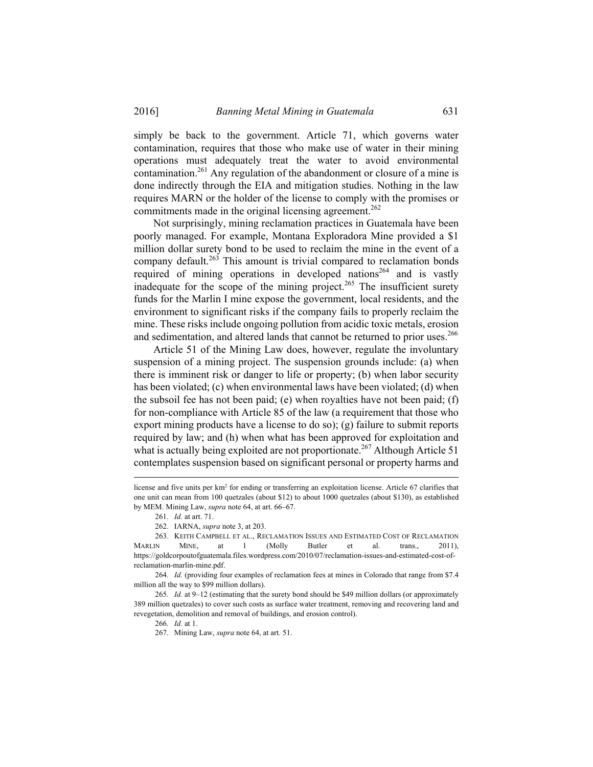simply be back to the government. Article 71, which governs water contamination, requires that those who make use of water in their mining operations must adequately treat the water to avoid environmental contamination.[261] Any regulation of the abandonment or closure of a mine is done indirectly through the EIA and mitigation studies. Nothing in the law requires MARN or the holder of the license to comply with the promises or commitments made in the original licensing agreement.[262]

Not surprisingly, mining reclamation practices in Guatemala have been poorly managed. For example, Montana Exploradora Mine provided a $1 million dollar surety bond to be used to reclaim the mine in the event of a company default.[263] This amount is trivial compared to reclamation bonds required of mining operations in developed nations[264] and is vastly inadequate for the scope of the mining project.[265] The insufficient surety funds for the Marlin I mine expose the government, local residents, and the environment to significant risks if the company fails to properly reclaim the mine. These risks include ongoing pollution from acidic toxic metals, erosion and sedimentation, and altered lands that cannot be returned to prior uses.[266]

Article 51 of the Mining Law does, however, regulate the involuntary suspension of a mining project. The suspension grounds include: (a) when there is imminent risk or danger to life or property; (b) when labor security has been violated; (c) when environmental laws have been violated; (d) when the subsoil fee has not been paid; (e) when royalties have not been paid; (f) for non-compliance with Article 85 of the law (a requirement that those who export mining products have a license to do so); (g) failure to submit reports required by law; and (h) when what has been approved for exploitation and what is actually being exploited are not proportionate.[267] Although Article 51 contemplates suspension based on significant personal or property harms and

---

license and five units per km² for ending or transferring an exploitation license. Article 67 clarifies that one unit can mean from 100 quetzales (about $12) to about 1000 quetzales (about $130), as established by MEM. Mining Law, *supra* note 64, at art. 66–67.

261. *Id.* at art. 71.

262. IARNA, *supra* note 3, at 203.

263. KEITH CAMPBELL ET AL., RECLAMATION ISSUES AND ESTIMATED COST OF RECLAMATION MARLIN MINE, at 1 (Molly Butler et al. trans., 2011), https://goldcorpoutofguatemala.files.wordpress.com/2010/07/reclamation-issues-and-estimated-cost-of-reclamation-marlin-mine.pdf.

264. *Id.* (providing four examples of reclamation fees at mines in Colorado that range from $7.4 million all the way to $99 million dollars).

265. *Id.* at 9–12 (estimating that the surety bond should be $49 million dollars (or approximately 389 million quetzales) to cover such costs as surface water treatment, removing and recovering land and revegetation, demolition and removal of buildings, and erosion control).

266. *Id.* at 1.

267. Mining Law, *supra* note 64, at art. 51.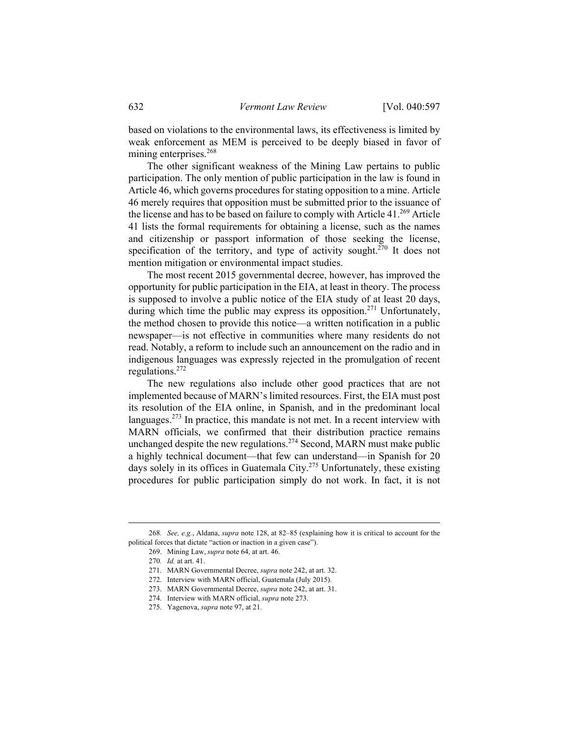based on violations to the environmental laws, its effectiveness is limited by weak enforcement as MEM is perceived to be deeply biased in favor of mining enterprises.[268]

The other significant weakness of the Mining Law pertains to public participation. The only mention of public participation in the law is found in Article 46, which governs procedures for stating opposition to a mine. Article 46 merely requires that opposition must be submitted prior to the issuance of the license and has to be based on failure to comply with Article 41.[269] Article 41 lists the formal requirements for obtaining a license, such as the names and citizenship or passport information of those seeking the license, specification of the territory, and type of activity sought.[270] It does not mention mitigation or environmental impact studies.

The most recent 2015 governmental decree, however, has improved the opportunity for public participation in the EIA, at least in theory. The process is supposed to involve a public notice of the EIA study of at least 20 days, during which time the public may express its opposition.[271] Unfortunately, the method chosen to provide this notice—a written notification in a public newspaper—is not effective in communities where many residents do not read. Notably, a reform to include such an announcement on the radio and in indigenous languages was expressly rejected in the promulgation of recent regulations.[272]

The new regulations also include other good practices that are not implemented because of MARN's limited resources. First, the EIA must post its resolution of the EIA online, in Spanish, and in the predominant local languages.[273] In practice, this mandate is not met. In a recent interview with MARN officials, we confirmed that their distribution practice remains unchanged despite the new regulations.[274] Second, MARN must make public a highly technical document—that few can understand—in Spanish for 20 days solely in its offices in Guatemala City.[275] Unfortunately, these existing procedures for public participation simply do not work. In fact, it is not

---

268. *See, e.g.*, Aldana, *supra* note 128, at 82–85 (explaining how it is critical to account for the political forces that dictate "action or inaction in a given case").

269. Mining Law, *supra* note 64, at art. 46.

270. *Id.* at art. 41.

271. MARN Governmental Decree, *supra* note 242, at art. 32.

272. Interview with MARN official, Guatemala (July 2015).

273. MARN Governmental Decree, *supra* note 242, at art. 31.

274. Interview with MARN official, *supra* note 273.

275. Yagenova, *supra* note 97, at 21.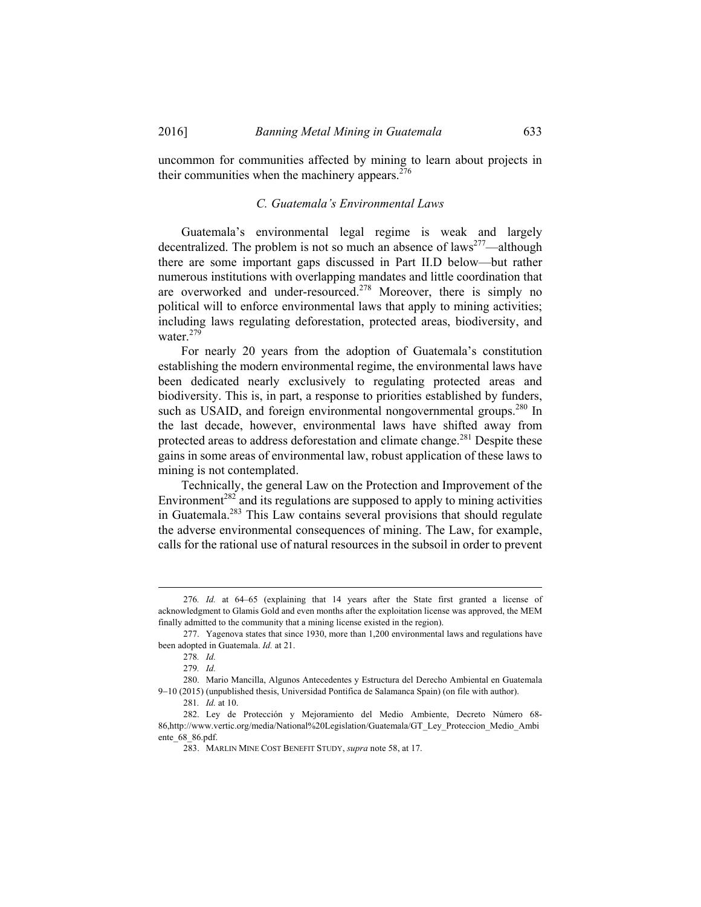uncommon for communities affected by mining to learn about projects in their communities when the machinery appears.[276]

### *C. Guatemala's Environmental Laws*

Guatemala's environmental legal regime is weak and largely decentralized. The problem is not so much an absence of laws[277]—although there are some important gaps discussed in Part II.D below—but rather numerous institutions with overlapping mandates and little coordination that are overworked and under-resourced.[278] Moreover, there is simply no political will to enforce environmental laws that apply to mining activities; including laws regulating deforestation, protected areas, biodiversity, and water.[279]

For nearly 20 years from the adoption of Guatemala's constitution establishing the modern environmental regime, the environmental laws have been dedicated nearly exclusively to regulating protected areas and biodiversity. This is, in part, a response to priorities established by funders, such as USAID, and foreign environmental nongovernmental groups.[280] In the last decade, however, environmental laws have shifted away from protected areas to address deforestation and climate change.[281] Despite these gains in some areas of environmental law, robust application of these laws to mining is not contemplated.

Technically, the general Law on the Protection and Improvement of the Environment[282] and its regulations are supposed to apply to mining activities in Guatemala.[283] This Law contains several provisions that should regulate the adverse environmental consequences of mining. The Law, for example, calls for the rational use of natural resources in the subsoil in order to prevent

---

276. *Id.* at 64–65 (explaining that 14 years after the State first granted a license of acknowledgment to Glamis Gold and even months after the exploitation license was approved, the MEM finally admitted to the community that a mining license existed in the region).

277. Yagenova states that since 1930, more than 1,200 environmental laws and regulations have been adopted in Guatemala. *Id.* at 21.

278. *Id.*

279. *Id.*

280. Mario Mancilla, Algunos Antecedentes y Estructura del Derecho Ambiental en Guatemala 9–10 (2015) (unpublished thesis, Universidad Pontifica de Salamanca Spain) (on file with author).

281. *Id.* at 10.

282. Ley de Protección y Mejoramiento del Medio Ambiente, Decreto Número 68-86,http://www.vertic.org/media/National%20Legislation/Guatemala/GT_Ley_Proteccion_Medio_Ambiente_68_86.pdf.

283. MARLIN MINE COST BENEFIT STUDY, *supra* note 58, at 17.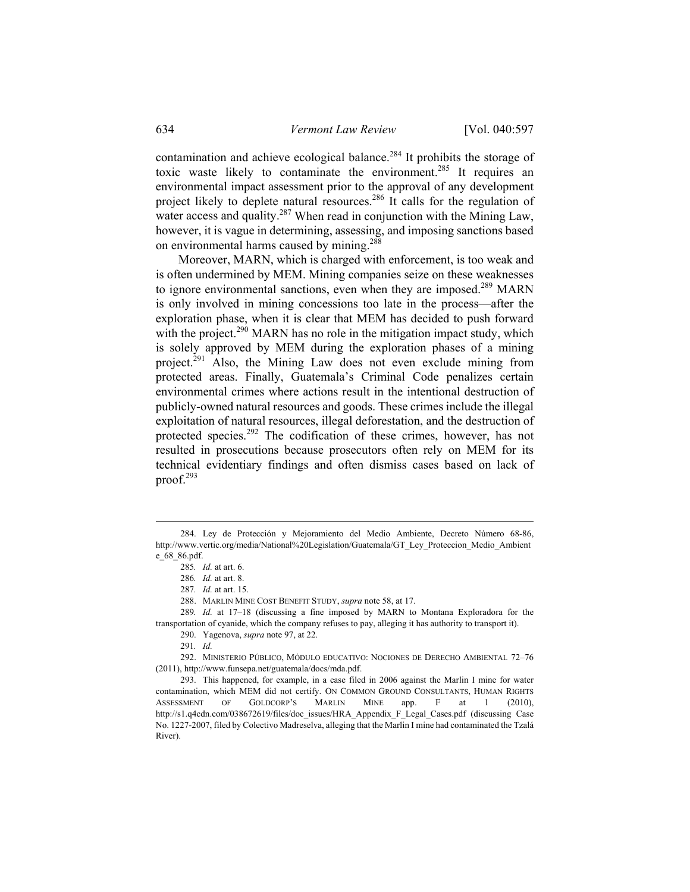contamination and achieve ecological balance.[284] It prohibits the storage of toxic waste likely to contaminate the environment.[285] It requires an environmental impact assessment prior to the approval of any development project likely to deplete natural resources.[286] It calls for the regulation of water access and quality.[287] When read in conjunction with the Mining Law, however, it is vague in determining, assessing, and imposing sanctions based on environmental harms caused by mining.[288]

Moreover, MARN, which is charged with enforcement, is too weak and is often undermined by MEM. Mining companies seize on these weaknesses to ignore environmental sanctions, even when they are imposed.[289] MARN is only involved in mining concessions too late in the process—after the exploration phase, when it is clear that MEM has decided to push forward with the project.[290] MARN has no role in the mitigation impact study, which is solely approved by MEM during the exploration phases of a mining project.[291] Also, the Mining Law does not even exclude mining from protected areas. Finally, Guatemala's Criminal Code penalizes certain environmental crimes where actions result in the intentional destruction of publicly-owned natural resources and goods. These crimes include the illegal exploitation of natural resources, illegal deforestation, and the destruction of protected species.[292] The codification of these crimes, however, has not resulted in prosecutions because prosecutors often rely on MEM for its technical evidentiary findings and often dismiss cases based on lack of proof.[293]

---

284. Ley de Protección y Mejoramiento del Medio Ambiente, Decreto Número 68-86, http://www.vertic.org/media/National%20Legislation/Guatemala/GT_Ley_Proteccion_Medio_Ambiente_68_86.pdf.

285. *Id.* at art. 6.

286. *Id.* at art. 8.

287. *Id.* at art. 15.

288. MARLIN MINE COST BENEFIT STUDY, *supra* note 58, at 17.

289. *Id.* at 17–18 (discussing a fine imposed by MARN to Montana Exploradora for the transportation of cyanide, which the company refuses to pay, alleging it has authority to transport it).

290. Yagenova, *supra* note 97, at 22.

291. *Id.*

292. MINISTERIO PÚBLICO, MÓDULO EDUCATIVO: NOCIONES DE DERECHO AMBIENTAL 72–76 (2011), http://www.funsepa.net/guatemala/docs/mda.pdf.

293. This happened, for example, in a case filed in 2006 against the Marlin I mine for water contamination, which MEM did not certify. ON COMMON GROUND CONSULTANTS, HUMAN RIGHTS ASSESSMENT OF GOLDCORP'S MARLIN MINE app. F at 1 (2010), http://s1.q4cdn.com/038672619/files/doc_issues/HRA_Appendix_F_Legal_Cases.pdf (discussing Case No. 1227-2007, filed by Colectivo Madreselva, alleging that the Marlin I mine had contaminated the Tzalá River).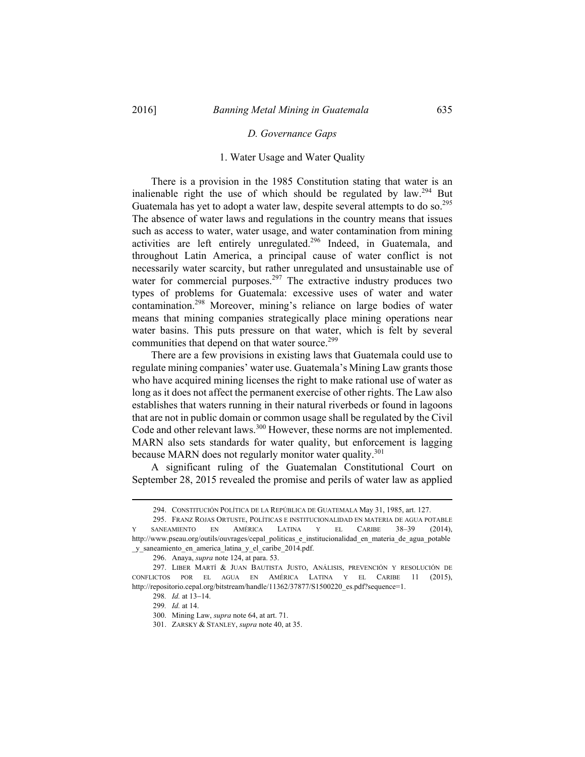### D. Governance Gaps

#### 1. Water Usage and Water Quality

There is a provision in the 1985 Constitution stating that water is an inalienable right the use of which should be regulated by law.[294] But Guatemala has yet to adopt a water law, despite several attempts to do so.[295] The absence of water laws and regulations in the country means that issues such as access to water, water usage, and water contamination from mining activities are left entirely unregulated.[296] Indeed, in Guatemala, and throughout Latin America, a principal cause of water conflict is not necessarily water scarcity, but rather unregulated and unsustainable use of water for commercial purposes.[297] The extractive industry produces two types of problems for Guatemala: excessive uses of water and water contamination.[298] Moreover, mining's reliance on large bodies of water means that mining companies strategically place mining operations near water basins. This puts pressure on that water, which is felt by several communities that depend on that water source.[299]

There are a few provisions in existing laws that Guatemala could use to regulate mining companies' water use. Guatemala's Mining Law grants those who have acquired mining licenses the right to make rational use of water as long as it does not affect the permanent exercise of other rights. The Law also establishes that waters running in their natural riverbeds or found in lagoons that are not in public domain or common usage shall be regulated by the Civil Code and other relevant laws.[300] However, these norms are not implemented. MARN also sets standards for water quality, but enforcement is lagging because MARN does not regularly monitor water quality.[301]

A significant ruling of the Guatemalan Constitutional Court on September 28, 2015 revealed the promise and perils of water law as applied

---

294. CONSTITUCIÓN POLÍTICA DE LA REPÚBLICA DE GUATEMALA May 31, 1985, art. 127.

295. FRANZ ROJAS ORTUSTE, POLÍTICAS E INSTITUCIONALIDAD EN MATERIA DE AGUA POTABLE Y SANEAMIENTO EN AMÉRICA LATINA Y EL CARIBE 38–39 (2014), http://www.pseau.org/outils/ouvrages/cepal_politicas_e_institucionalidad_en_materia_de_agua_potable_y_saneamiento_en_america_latina_y_el_caribe_2014.pdf.

296. Anaya, *supra* note 124, at para. 53.

297. LIBER MARTÍ & JUAN BAUTISTA JUSTO, ANÁLISIS, PREVENCIÓN Y RESOLUCIÓN DE CONFLICTOS POR EL AGUA EN AMÉRICA LATINA Y EL CARIBE 11 (2015), http://repositorio.cepal.org/bitstream/handle/11362/37877/S1500220_es.pdf?sequence=1.

298. *Id.* at 13–14.

299. *Id.* at 14.

300. Mining Law, *supra* note 64, at art. 71.

301. ZARSKY & STANLEY, *supra* note 40, at 35.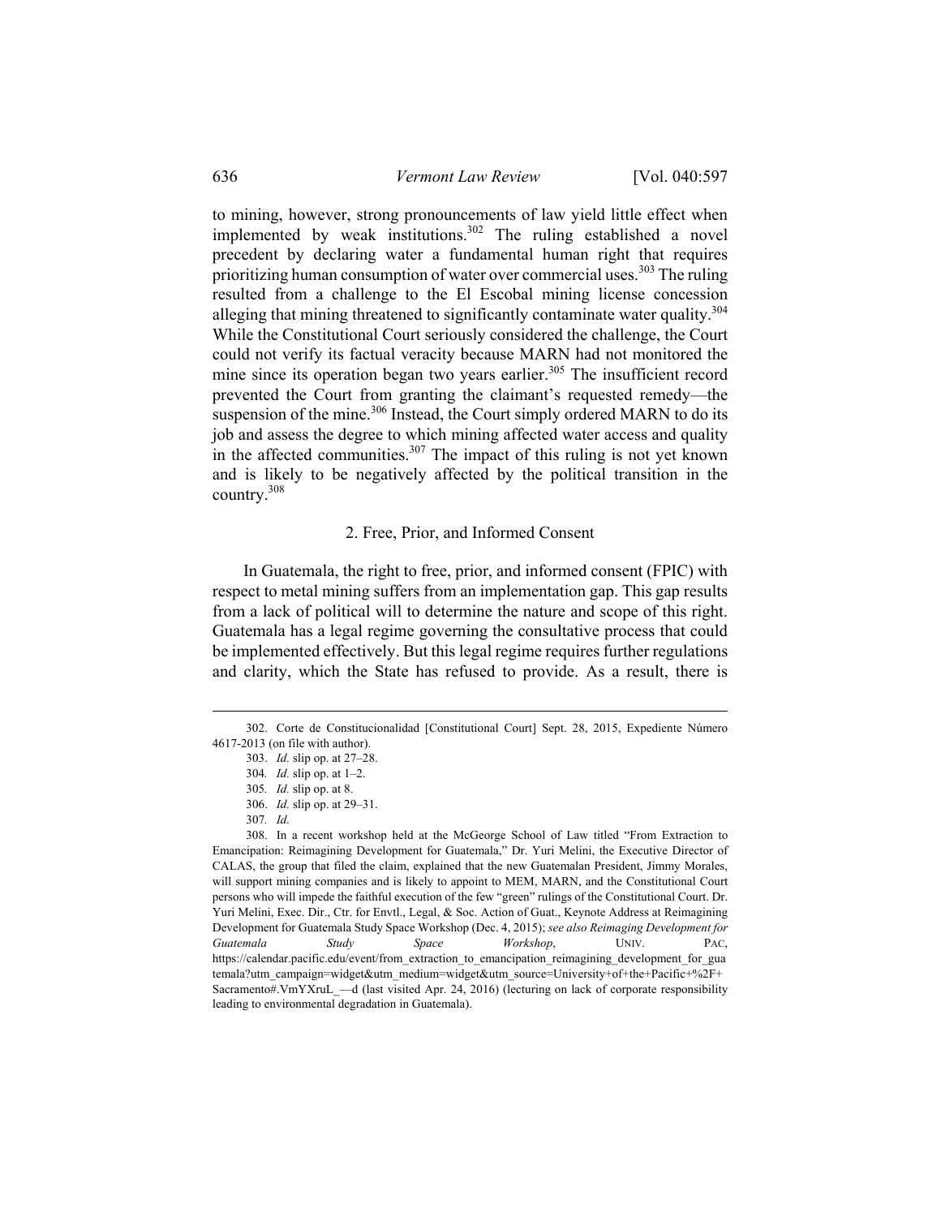to mining, however, strong pronouncements of law yield little effect when implemented by weak institutions.[302] The ruling established a novel precedent by declaring water a fundamental human right that requires prioritizing human consumption of water over commercial uses.[303] The ruling resulted from a challenge to the El Escobal mining license concession alleging that mining threatened to significantly contaminate water quality.[304] While the Constitutional Court seriously considered the challenge, the Court could not verify its factual veracity because MARN had not monitored the mine since its operation began two years earlier.[305] The insufficient record prevented the Court from granting the claimant's requested remedy—the suspension of the mine.[306] Instead, the Court simply ordered MARN to do its job and assess the degree to which mining affected water access and quality in the affected communities.[307] The impact of this ruling is not yet known and is likely to be negatively affected by the political transition in the country.[308]

### 2. Free, Prior, and Informed Consent

In Guatemala, the right to free, prior, and informed consent (FPIC) with respect to metal mining suffers from an implementation gap. This gap results from a lack of political will to determine the nature and scope of this right. Guatemala has a legal regime governing the consultative process that could be implemented effectively. But this legal regime requires further regulations and clarity, which the State has refused to provide. As a result, there is

---

302. Corte de Constitucionalidad [Constitutional Court] Sept. 28, 2015, Expediente Número 4617-2013 (on file with author).

303. *Id.* slip op. at 27–28.

304. *Id.* slip op. at 1–2.

305. *Id.* slip op. at 8.

306. *Id.* slip op. at 29–31.

307. *Id.*

308. In a recent workshop held at the McGeorge School of Law titled "From Extraction to Emancipation: Reimagining Development for Guatemala," Dr. Yuri Melini, the Executive Director of CALAS, the group that filed the claim, explained that the new Guatemalan President, Jimmy Morales, will support mining companies and is likely to appoint to MEM, MARN, and the Constitutional Court persons who will impede the faithful execution of the few "green" rulings of the Constitutional Court. Dr. Yuri Melini, Exec. Dir., Ctr. for Envtl., Legal, & Soc. Action of Guat., Keynote Address at Reimagining Development for Guatemala Study Space Workshop (Dec. 4, 2015); *see also Reimaging Development for Guatemala Study Space Workshop*, UNIV. PAC, https://calendar.pacific.edu/event/from_extraction_to_emancipation_reimagining_development_for_guatemala?utm_campaign=widget&utm_medium=widget&utm_source=University+of+the+Pacific+%2F+Sacramento#.VmYXruL_—d (last visited Apr. 24, 2016) (lecturing on lack of corporate responsibility leading to environmental degradation in Guatemala).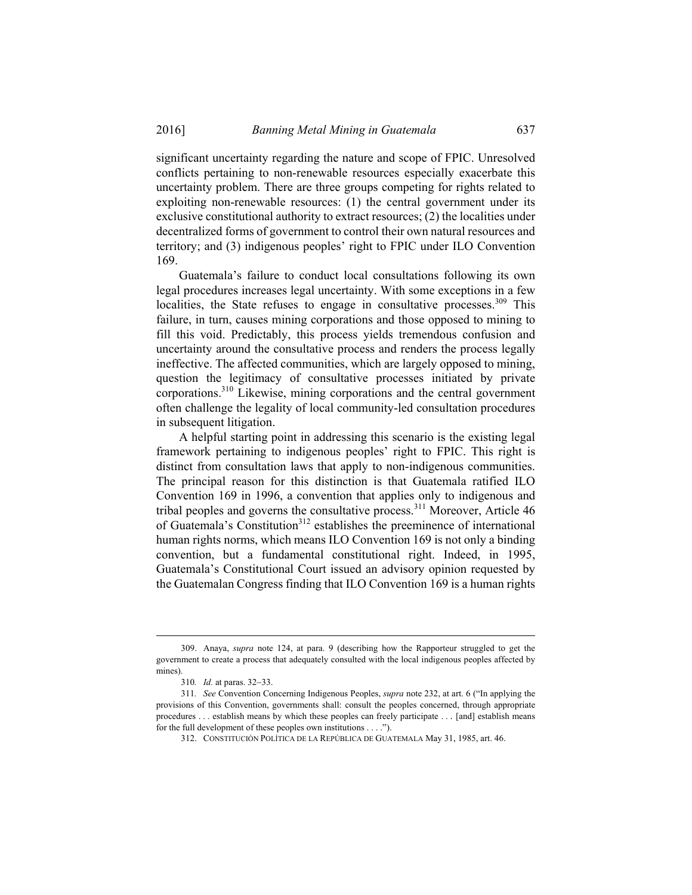significant uncertainty regarding the nature and scope of FPIC. Unresolved conflicts pertaining to non-renewable resources especially exacerbate this uncertainty problem. There are three groups competing for rights related to exploiting non-renewable resources: (1) the central government under its exclusive constitutional authority to extract resources; (2) the localities under decentralized forms of government to control their own natural resources and territory; and (3) indigenous peoples' right to FPIC under ILO Convention 169.

Guatemala's failure to conduct local consultations following its own legal procedures increases legal uncertainty. With some exceptions in a few localities, the State refuses to engage in consultative processes.[309] This failure, in turn, causes mining corporations and those opposed to mining to fill this void. Predictably, this process yields tremendous confusion and uncertainty around the consultative process and renders the process legally ineffective. The affected communities, which are largely opposed to mining, question the legitimacy of consultative processes initiated by private corporations.[310] Likewise, mining corporations and the central government often challenge the legality of local community-led consultation procedures in subsequent litigation.

A helpful starting point in addressing this scenario is the existing legal framework pertaining to indigenous peoples' right to FPIC. This right is distinct from consultation laws that apply to non-indigenous communities. The principal reason for this distinction is that Guatemala ratified ILO Convention 169 in 1996, a convention that applies only to indigenous and tribal peoples and governs the consultative process.[311] Moreover, Article 46 of Guatemala's Constitution[312] establishes the preeminence of international human rights norms, which means ILO Convention 169 is not only a binding convention, but a fundamental constitutional right. Indeed, in 1995, Guatemala's Constitutional Court issued an advisory opinion requested by the Guatemalan Congress finding that ILO Convention 169 is a human rights

---

309. Anaya, *supra* note 124, at para. 9 (describing how the Rapporteur struggled to get the government to create a process that adequately consulted with the local indigenous peoples affected by mines).

310. *Id.* at paras. 32–33.

311. *See* Convention Concerning Indigenous Peoples, *supra* note 232, at art. 6 ("In applying the provisions of this Convention, governments shall: consult the peoples concerned, through appropriate procedures . . . establish means by which these peoples can freely participate . . . [and] establish means for the full development of these peoples own institutions . . . .").

312. CONSTITUCIÓN POLÍTICA DE LA REPÚBLICA DE GUATEMALA May 31, 1985, art. 46.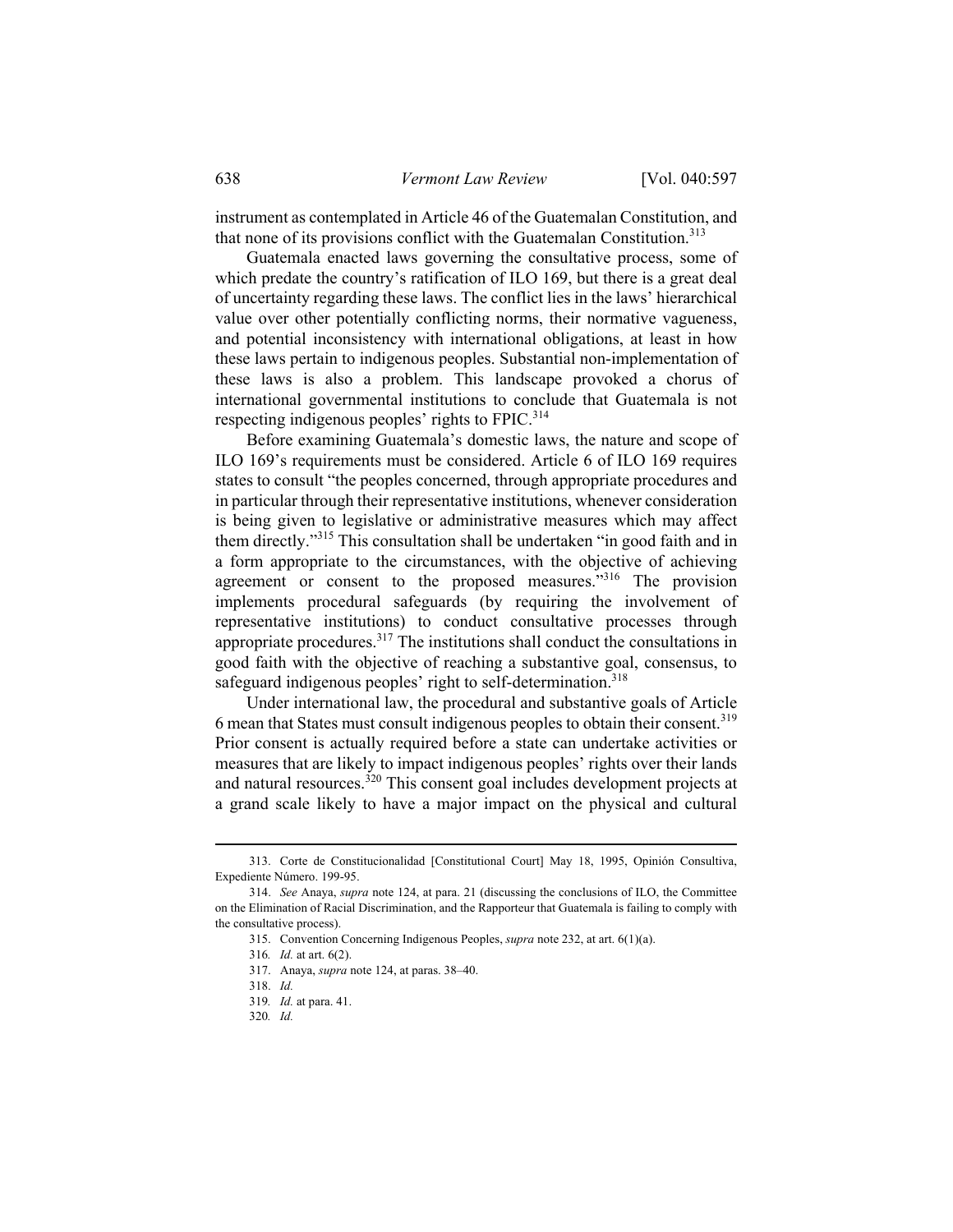instrument as contemplated in Article 46 of the Guatemalan Constitution, and that none of its provisions conflict with the Guatemalan Constitution.[313]

Guatemala enacted laws governing the consultative process, some of which predate the country's ratification of ILO 169, but there is a great deal of uncertainty regarding these laws. The conflict lies in the laws' hierarchical value over other potentially conflicting norms, their normative vagueness, and potential inconsistency with international obligations, at least in how these laws pertain to indigenous peoples. Substantial non-implementation of these laws is also a problem. This landscape provoked a chorus of international governmental institutions to conclude that Guatemala is not respecting indigenous peoples' rights to FPIC.[314]

Before examining Guatemala's domestic laws, the nature and scope of ILO 169's requirements must be considered. Article 6 of ILO 169 requires states to consult "the peoples concerned, through appropriate procedures and in particular through their representative institutions, whenever consideration is being given to legislative or administrative measures which may affect them directly."[315] This consultation shall be undertaken "in good faith and in a form appropriate to the circumstances, with the objective of achieving agreement or consent to the proposed measures."[316] The provision implements procedural safeguards (by requiring the involvement of representative institutions) to conduct consultative processes through appropriate procedures.[317] The institutions shall conduct the consultations in good faith with the objective of reaching a substantive goal, consensus, to safeguard indigenous peoples' right to self-determination.[318]

Under international law, the procedural and substantive goals of Article 6 mean that States must consult indigenous peoples to obtain their consent.[319] Prior consent is actually required before a state can undertake activities or measures that are likely to impact indigenous peoples' rights over their lands and natural resources.[320] This consent goal includes development projects at a grand scale likely to have a major impact on the physical and cultural

---

313. Corte de Constitucionalidad [Constitutional Court] May 18, 1995, Opinión Consultiva, Expediente Número. 199-95.

314. *See* Anaya, *supra* note 124, at para. 21 (discussing the conclusions of ILO, the Committee on the Elimination of Racial Discrimination, and the Rapporteur that Guatemala is failing to comply with the consultative process).

315. Convention Concerning Indigenous Peoples, *supra* note 232, at art. 6(1)(a).

316. *Id.* at art. 6(2).

317. Anaya, *supra* note 124, at paras. 38–40.

318. *Id.*

319. *Id.* at para. 41.

320. *Id.*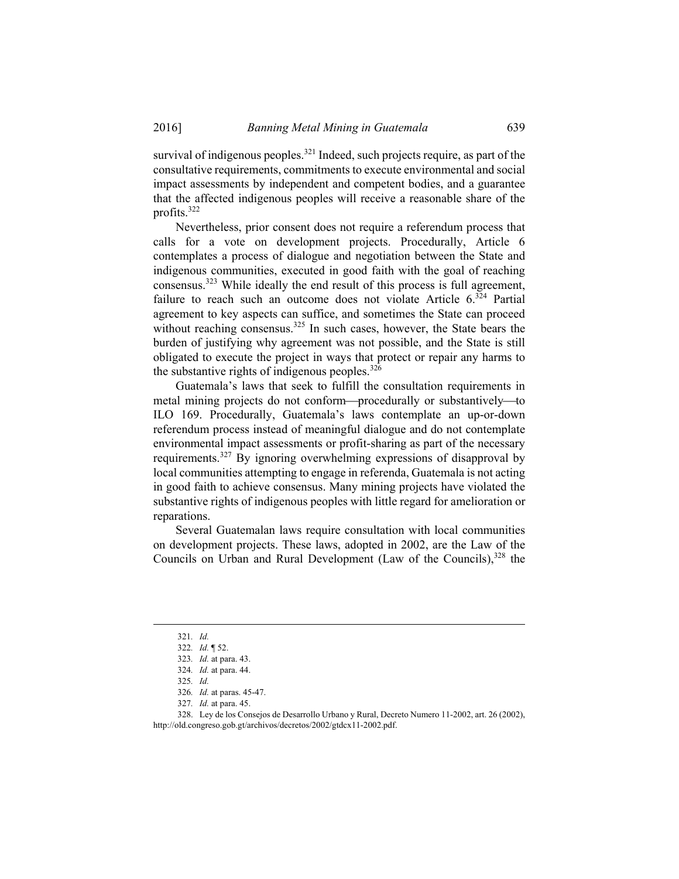survival of indigenous peoples.[321] Indeed, such projects require, as part of the consultative requirements, commitments to execute environmental and social impact assessments by independent and competent bodies, and a guarantee that the affected indigenous peoples will receive a reasonable share of the profits.[322]

Nevertheless, prior consent does not require a referendum process that calls for a vote on development projects. Procedurally, Article 6 contemplates a process of dialogue and negotiation between the State and indigenous communities, executed in good faith with the goal of reaching consensus.[323] While ideally the end result of this process is full agreement, failure to reach such an outcome does not violate Article 6.[324] Partial agreement to key aspects can suffice, and sometimes the State can proceed without reaching consensus.[325] In such cases, however, the State bears the burden of justifying why agreement was not possible, and the State is still obligated to execute the project in ways that protect or repair any harms to the substantive rights of indigenous peoples.[326]

Guatemala's laws that seek to fulfill the consultation requirements in metal mining projects do not conform—procedurally or substantively—to ILO 169. Procedurally, Guatemala's laws contemplate an up-or-down referendum process instead of meaningful dialogue and do not contemplate environmental impact assessments or profit-sharing as part of the necessary requirements.[327] By ignoring overwhelming expressions of disapproval by local communities attempting to engage in referenda, Guatemala is not acting in good faith to achieve consensus. Many mining projects have violated the substantive rights of indigenous peoples with little regard for amelioration or reparations.

Several Guatemalan laws require consultation with local communities on development projects. These laws, adopted in 2002, are the Law of the Councils on Urban and Rural Development (Law of the Councils),[328] the

---

321. *Id.*

322. *Id.* ¶ 52.

323. *Id.* at para. 43.

324. *Id.* at para. 44.

325. *Id.*

326. *Id.* at paras. 45-47.

327. *Id.* at para. 45.

328. Ley de los Consejos de Desarrollo Urbano y Rural, Decreto Numero 11-2002, art. 26 (2002), http://old.congreso.gob.gt/archivos/decretos/2002/gtdcx11-2002.pdf.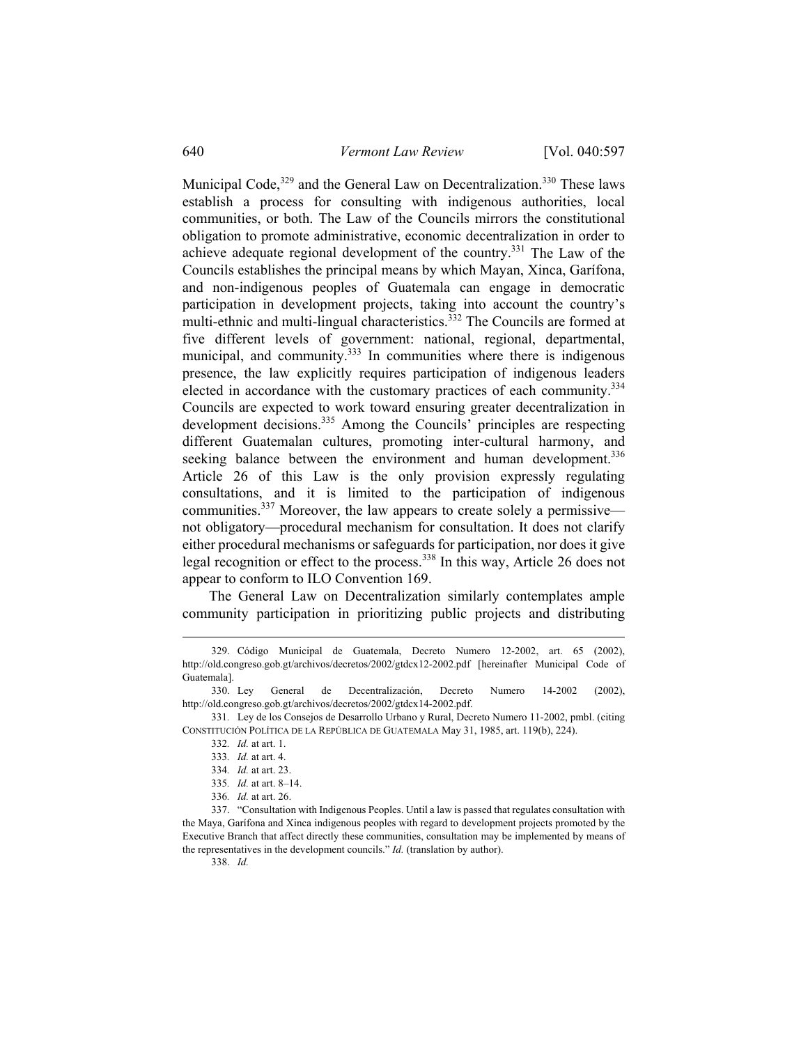Municipal Code,[329] and the General Law on Decentralization.[330] These laws establish a process for consulting with indigenous authorities, local communities, or both. The Law of the Councils mirrors the constitutional obligation to promote administrative, economic decentralization in order to achieve adequate regional development of the country.[331] The Law of the Councils establishes the principal means by which Mayan, Xinca, Garífona, and non-indigenous peoples of Guatemala can engage in democratic participation in development projects, taking into account the country's multi-ethnic and multi-lingual characteristics.[332] The Councils are formed at five different levels of government: national, regional, departmental, municipal, and community.[333] In communities where there is indigenous presence, the law explicitly requires participation of indigenous leaders elected in accordance with the customary practices of each community.[334] Councils are expected to work toward ensuring greater decentralization in development decisions.[335] Among the Councils' principles are respecting different Guatemalan cultures, promoting inter-cultural harmony, and seeking balance between the environment and human development.[336] Article 26 of this Law is the only provision expressly regulating consultations, and it is limited to the participation of indigenous communities.[337] Moreover, the law appears to create solely a permissive—not obligatory—procedural mechanism for consultation. It does not clarify either procedural mechanisms or safeguards for participation, nor does it give legal recognition or effect to the process.[338] In this way, Article 26 does not appear to conform to ILO Convention 169.

The General Law on Decentralization similarly contemplates ample community participation in prioritizing public projects and distributing

---

329. Código Municipal de Guatemala, Decreto Numero 12-2002, art. 65 (2002), http://old.congreso.gob.gt/archivos/decretos/2002/gtdcx12-2002.pdf [hereinafter Municipal Code of Guatemala].

330. Ley General de Decentralización, Decreto Numero 14-2002 (2002), http://old.congreso.gob.gt/archivos/decretos/2002/gtdcx14-2002.pdf.

331. Ley de los Consejos de Desarrollo Urbano y Rural, Decreto Numero 11-2002, pmbl. (citing CONSTITUCIÓN POLÍTICA DE LA REPÚBLICA DE GUATEMALA May 31, 1985, art. 119(b), 224).

332. *Id.* at art. 1.

333. *Id.* at art. 4.

334. *Id.* at art. 23.

335. *Id.* at art. 8–14.

336. *Id.* at art. 26.

337. "Consultation with Indigenous Peoples. Until a law is passed that regulates consultation with the Maya, Garífona and Xinca indigenous peoples with regard to development projects promoted by the Executive Branch that affect directly these communities, consultation may be implemented by means of the representatives in the development councils." *Id.* (translation by author).

338. *Id.*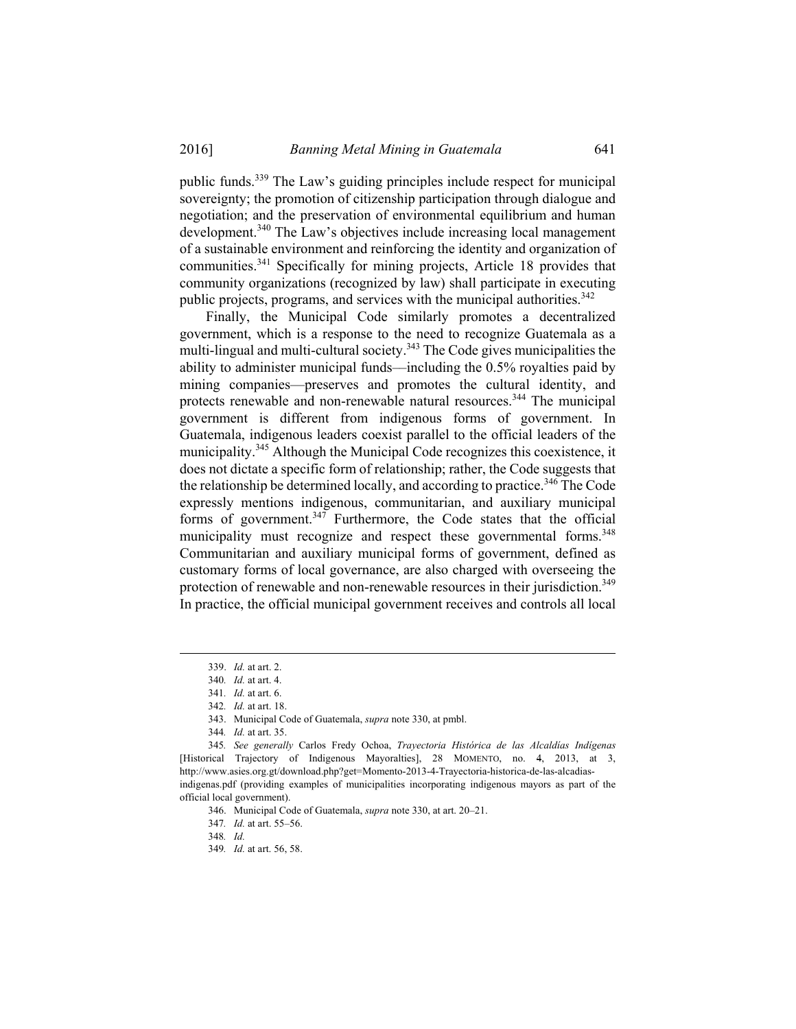public funds.[339] The Law's guiding principles include respect for municipal sovereignty; the promotion of citizenship participation through dialogue and negotiation; and the preservation of environmental equilibrium and human development.[340] The Law's objectives include increasing local management of a sustainable environment and reinforcing the identity and organization of communities.[341] Specifically for mining projects, Article 18 provides that community organizations (recognized by law) shall participate in executing public projects, programs, and services with the municipal authorities.[342]

Finally, the Municipal Code similarly promotes a decentralized government, which is a response to the need to recognize Guatemala as a multi-lingual and multi-cultural society.[343] The Code gives municipalities the ability to administer municipal funds—including the 0.5% royalties paid by mining companies—preserves and promotes the cultural identity, and protects renewable and non-renewable natural resources.[344] The municipal government is different from indigenous forms of government. In Guatemala, indigenous leaders coexist parallel to the official leaders of the municipality.[345] Although the Municipal Code recognizes this coexistence, it does not dictate a specific form of relationship; rather, the Code suggests that the relationship be determined locally, and according to practice.[346] The Code expressly mentions indigenous, communitarian, and auxiliary municipal forms of government.[347] Furthermore, the Code states that the official municipality must recognize and respect these governmental forms.[348] Communitarian and auxiliary municipal forms of government, defined as customary forms of local governance, are also charged with overseeing the protection of renewable and non-renewable resources in their jurisdiction.[349] In practice, the official municipal government receives and controls all local

---

339. *Id.* at art. 2.

340. *Id.* at art. 4.

341. *Id.* at art. 6.

342. *Id.* at art. 18.

343. Municipal Code of Guatemala, *supra* note 330, at pmbl.

344. *Id.* at art. 35.

345. *See generally* Carlos Fredy Ochoa, *Trayectoria Histórica de las Alcaldías Indígenas* [Historical Trajectory of Indigenous Mayoralties], 28 MOMENTO, no. 4, 2013, at 3, http://www.asies.org.gt/download.php?get=Momento-2013-4-Trayectoria-historica-de-las-alcadias-indigenas.pdf (providing examples of municipalities incorporating indigenous mayors as part of the official local government).

346. Municipal Code of Guatemala, *supra* note 330, at art. 20–21.

347. *Id.* at art. 55–56.

348. *Id.*

349. *Id.* at art. 56, 58.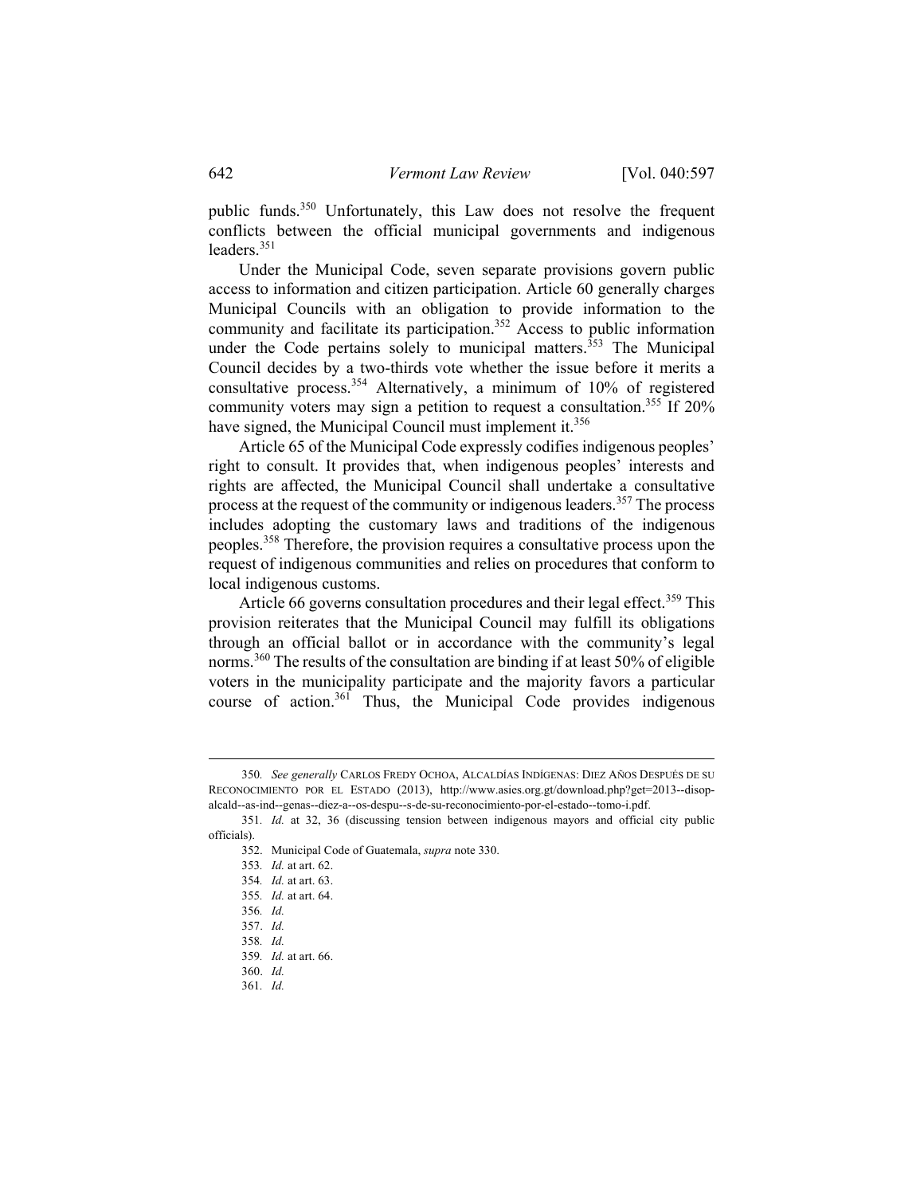public funds.[350] Unfortunately, this Law does not resolve the frequent conflicts between the official municipal governments and indigenous leaders.[351]

Under the Municipal Code, seven separate provisions govern public access to information and citizen participation. Article 60 generally charges Municipal Councils with an obligation to provide information to the community and facilitate its participation.[352] Access to public information under the Code pertains solely to municipal matters.[353] The Municipal Council decides by a two-thirds vote whether the issue before it merits a consultative process.[354] Alternatively, a minimum of 10% of registered community voters may sign a petition to request a consultation.[355] If 20% have signed, the Municipal Council must implement it.[356]

Article 65 of the Municipal Code expressly codifies indigenous peoples' right to consult. It provides that, when indigenous peoples' interests and rights are affected, the Municipal Council shall undertake a consultative process at the request of the community or indigenous leaders.[357] The process includes adopting the customary laws and traditions of the indigenous peoples.[358] Therefore, the provision requires a consultative process upon the request of indigenous communities and relies on procedures that conform to local indigenous customs.

Article 66 governs consultation procedures and their legal effect.[359] This provision reiterates that the Municipal Council may fulfill its obligations through an official ballot or in accordance with the community's legal norms.[360] The results of the consultation are binding if at least 50% of eligible voters in the municipality participate and the majority favors a particular course of action.[361] Thus, the Municipal Code provides indigenous

---

350. *See generally* CARLOS FREDY OCHOA, ALCALDÍAS INDÍGENAS: DIEZ AÑOS DESPUÉS DE SU RECONOCIMIENTO POR EL ESTADO (2013), http://www.asies.org.gt/download.php?get=2013--disop-alcald--as-ind--genas--diez-a--os-despu--s-de-su-reconocimiento-por-el-estado--tomo-i.pdf.

351. *Id.* at 32, 36 (discussing tension between indigenous mayors and official city public officials).

352. Municipal Code of Guatemala, *supra* note 330.

353. *Id.* at art. 62.

354. *Id.* at art. 63.

355. *Id.* at art. 64.

356. *Id.*

357. *Id.*

358. *Id.*

359. *Id.* at art. 66.

360. *Id.*

361. *Id.*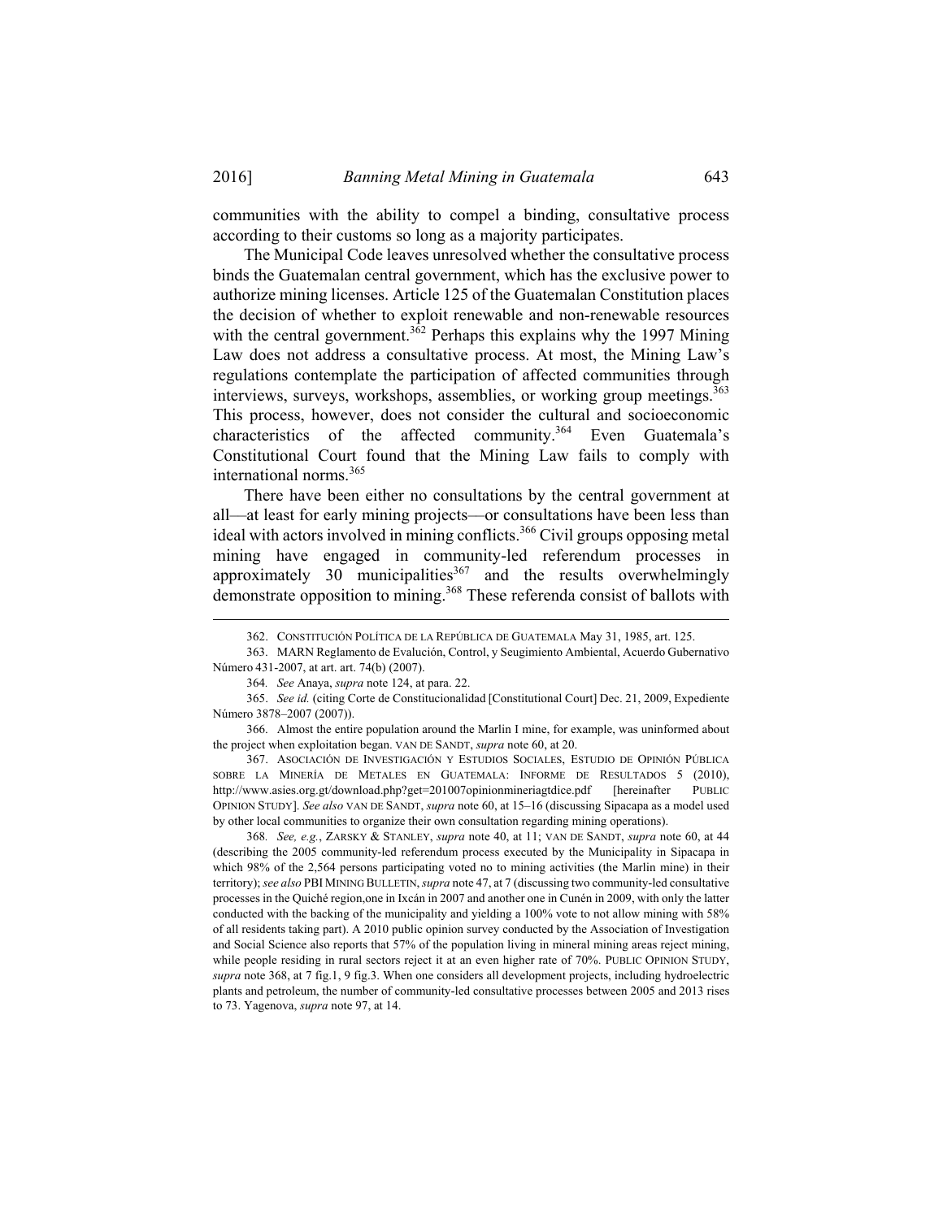communities with the ability to compel a binding, consultative process according to their customs so long as a majority participates.

The Municipal Code leaves unresolved whether the consultative process binds the Guatemalan central government, which has the exclusive power to authorize mining licenses. Article 125 of the Guatemalan Constitution places the decision of whether to exploit renewable and non-renewable resources with the central government.[362] Perhaps this explains why the 1997 Mining Law does not address a consultative process. At most, the Mining Law's regulations contemplate the participation of affected communities through interviews, surveys, workshops, assemblies, or working group meetings.[363] This process, however, does not consider the cultural and socioeconomic characteristics of the affected community.[364] Even Guatemala's Constitutional Court found that the Mining Law fails to comply with international norms.[365]

There have been either no consultations by the central government at all—at least for early mining projects—or consultations have been less than ideal with actors involved in mining conflicts.[366] Civil groups opposing metal mining have engaged in community-led referendum processes in approximately 30 municipalities[367] and the results overwhelmingly demonstrate opposition to mining.[368] These referenda consist of ballots with

---

362. CONSTITUCIÓN POLÍTICA DE LA REPÚBLICA DE GUATEMALA May 31, 1985, art. 125.

363. MARN Reglamento de Evalución, Control, y Seugimiento Ambiental, Acuerdo Gubernativo Número 431-2007, at art. art. 74(b) (2007).

364. *See* Anaya, *supra* note 124, at para. 22.

365. *See id.* (citing Corte de Constitucionalidad [Constitutional Court] Dec. 21, 2009, Expediente Número 3878–2007 (2007)).

366. Almost the entire population around the Marlin I mine, for example, was uninformed about the project when exploitation began. VAN DE SANDT, *supra* note 60, at 20.

367. ASOCIACIÓN DE INVESTIGACIÓN Y ESTUDIOS SOCIALES, ESTUDIO DE OPINIÓN PÚBLICA SOBRE LA MINERÍA DE METALES EN GUATEMALA: INFORME DE RESULTADOS 5 (2010), http://www.asies.org.gt/download.php?get=201007opinionmineriagtdice.pdf [hereinafter PUBLIC OPINION STUDY]. *See also* VAN DE SANDT, *supra* note 60, at 15–16 (discussing Sipacapa as a model used by other local communities to organize their own consultation regarding mining operations).

368. *See, e.g.*, ZARSKY & STANLEY, *supra* note 40, at 11; VAN DE SANDT, *supra* note 60, at 44 (describing the 2005 community-led referendum process executed by the Municipality in Sipacapa in which 98% of the 2,564 persons participating voted no to mining activities (the Marlin mine) in their territory); *see also* PBI MINING BULLETIN, *supra* note 47, at 7 (discussing two community-led consultative processes in the Quiché region,one in Ixcán in 2007 and another one in Cunén in 2009, with only the latter conducted with the backing of the municipality and yielding a 100% vote to not allow mining with 58% of all residents taking part). A 2010 public opinion survey conducted by the Association of Investigation and Social Science also reports that 57% of the population living in mineral mining areas reject mining, while people residing in rural sectors reject it at an even higher rate of 70%. PUBLIC OPINION STUDY, *supra* note 368, at 7 fig.1, 9 fig.3. When one considers all development projects, including hydroelectric plants and petroleum, the number of community-led consultative processes between 2005 and 2013 rises to 73. Yagenova, *supra* note 97, at 14.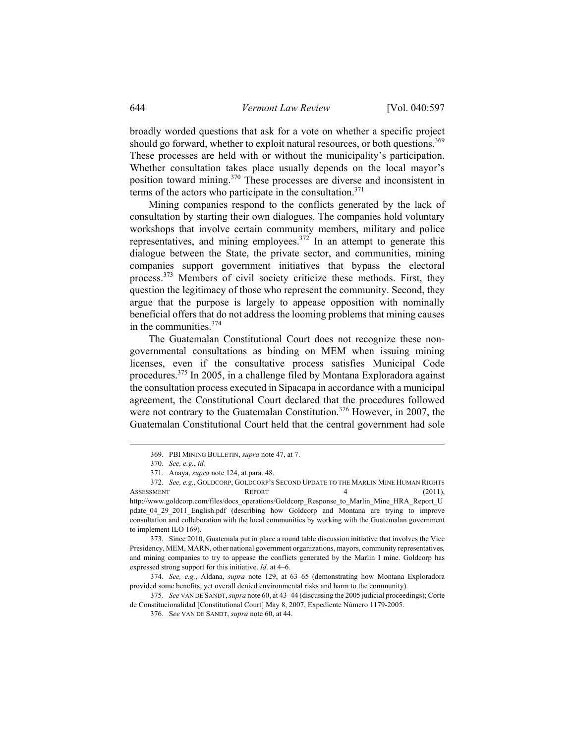broadly worded questions that ask for a vote on whether a specific project should go forward, whether to exploit natural resources, or both questions.[369] These processes are held with or without the municipality's participation. Whether consultation takes place usually depends on the local mayor's position toward mining.[370] These processes are diverse and inconsistent in terms of the actors who participate in the consultation.[371]

Mining companies respond to the conflicts generated by the lack of consultation by starting their own dialogues. The companies hold voluntary workshops that involve certain community members, military and police representatives, and mining employees.[372] In an attempt to generate this dialogue between the State, the private sector, and communities, mining companies support government initiatives that bypass the electoral process.[373] Members of civil society criticize these methods. First, they question the legitimacy of those who represent the community. Second, they argue that the purpose is largely to appease opposition with nominally beneficial offers that do not address the looming problems that mining causes in the communities.[374]

The Guatemalan Constitutional Court does not recognize these non-governmental consultations as binding on MEM when issuing mining licenses, even if the consultative process satisfies Municipal Code procedures.[375] In 2005, in a challenge filed by Montana Exploradora against the consultation process executed in Sipacapa in accordance with a municipal agreement, the Constitutional Court declared that the procedures followed were not contrary to the Guatemalan Constitution.[376] However, in 2007, the Guatemalan Constitutional Court held that the central government had sole

---

369. PBI MINING BULLETIN, *supra* note 47, at 7.

370. *See, e.g.*, *id.*

371. Anaya, *supra* note 124, at para. 48.

372. *See, e.g.*, GOLDCORP, GOLDCORP'S SECOND UPDATE TO THE MARLIN MINE HUMAN RIGHTS ASSESSMENT REPORT 4 (2011), http://www.goldcorp.com/files/docs_operations/Goldcorp_Response_to_Marlin_Mine_HRA_Report_Update_04_29_2011_English.pdf (describing how Goldcorp and Montana are trying to improve consultation and collaboration with the local communities by working with the Guatemalan government to implement ILO 169).

373. Since 2010, Guatemala put in place a round table discussion initiative that involves the Vice Presidency, MEM, MARN, other national government organizations, mayors, community representatives, and mining companies to try to appease the conflicts generated by the Marlin I mine. Goldcorp has expressed strong support for this initiative. *Id.* at 4–6.

374. *See, e.g.*, Aldana, *supra* note 129, at 63–65 (demonstrating how Montana Exploradora provided some benefits, yet overall denied environmental risks and harm to the community).

375. *See* VAN DE SANDT, *supra* note 60, at 43–44 (discussing the 2005 judicial proceedings); Corte de Constitucionalidad [Constitutional Court] May 8, 2007, Expediente Número 1179-2005.

376. S*ee* VAN DE SANDT, *supra* note 60, at 44.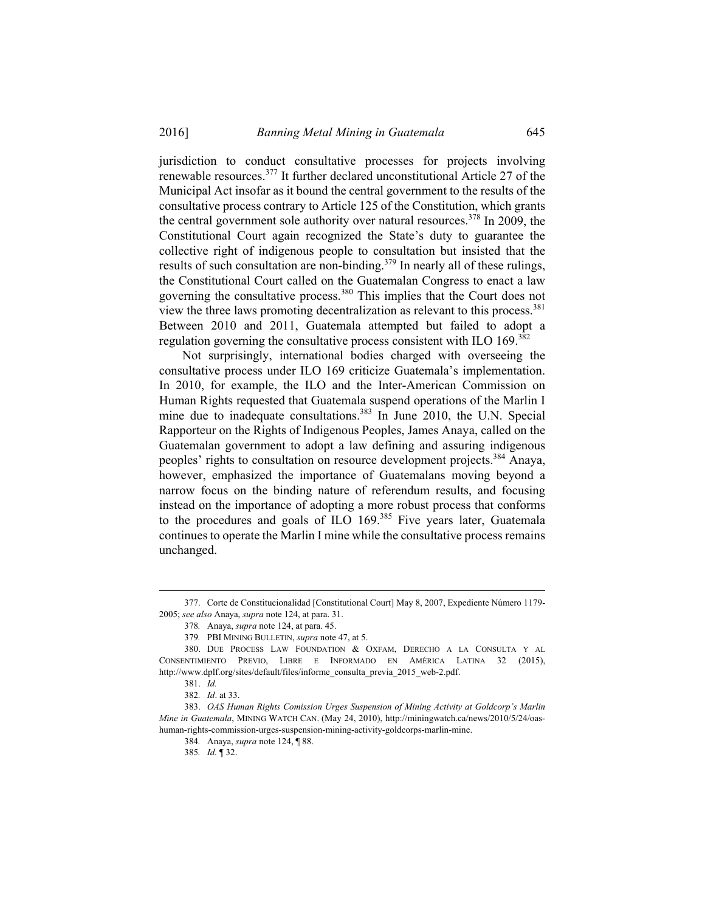jurisdiction to conduct consultative processes for projects involving renewable resources.[377] It further declared unconstitutional Article 27 of the Municipal Act insofar as it bound the central government to the results of the consultative process contrary to Article 125 of the Constitution, which grants the central government sole authority over natural resources.[378] In 2009, the Constitutional Court again recognized the State's duty to guarantee the collective right of indigenous people to consultation but insisted that the results of such consultation are non-binding.[379] In nearly all of these rulings, the Constitutional Court called on the Guatemalan Congress to enact a law governing the consultative process.[380] This implies that the Court does not view the three laws promoting decentralization as relevant to this process.[381] Between 2010 and 2011, Guatemala attempted but failed to adopt a regulation governing the consultative process consistent with ILO 169.[382]

Not surprisingly, international bodies charged with overseeing the consultative process under ILO 169 criticize Guatemala's implementation. In 2010, for example, the ILO and the Inter-American Commission on Human Rights requested that Guatemala suspend operations of the Marlin I mine due to inadequate consultations.[383] In June 2010, the U.N. Special Rapporteur on the Rights of Indigenous Peoples, James Anaya, called on the Guatemalan government to adopt a law defining and assuring indigenous peoples' rights to consultation on resource development projects.[384] Anaya, however, emphasized the importance of Guatemalans moving beyond a narrow focus on the binding nature of referendum results, and focusing instead on the importance of adopting a more robust process that conforms to the procedures and goals of ILO 169.[385] Five years later, Guatemala continues to operate the Marlin I mine while the consultative process remains unchanged.

---

377. Corte de Constitucionalidad [Constitutional Court] May 8, 2007, Expediente Número 1179-2005; *see also* Anaya, *supra* note 124, at para. 31.

378. Anaya, *supra* note 124, at para. 45.

379. PBI MINING BULLETIN, *supra* note 47, at 5.

380. DUE PROCESS LAW FOUNDATION & OXFAM, DERECHO A LA CONSULTA Y AL CONSENTIMIENTO PREVIO, LIBRE E INFORMADO EN AMÉRICA LATINA 32 (2015), http://www.dplf.org/sites/default/files/informe_consulta_previa_2015_web-2.pdf.

381. *Id.*

382. *Id*. at 33.

383. *OAS Human Rights Comission Urges Suspension of Mining Activity at Goldcorp's Marlin Mine in Guatemala*, MINING WATCH CAN. (May 24, 2010), http://miningwatch.ca/news/2010/5/24/oas-human-rights-commission-urges-suspension-mining-activity-goldcorps-marlin-mine.

384. Anaya, *supra* note 124, ¶ 88.

385. *Id.* ¶ 32.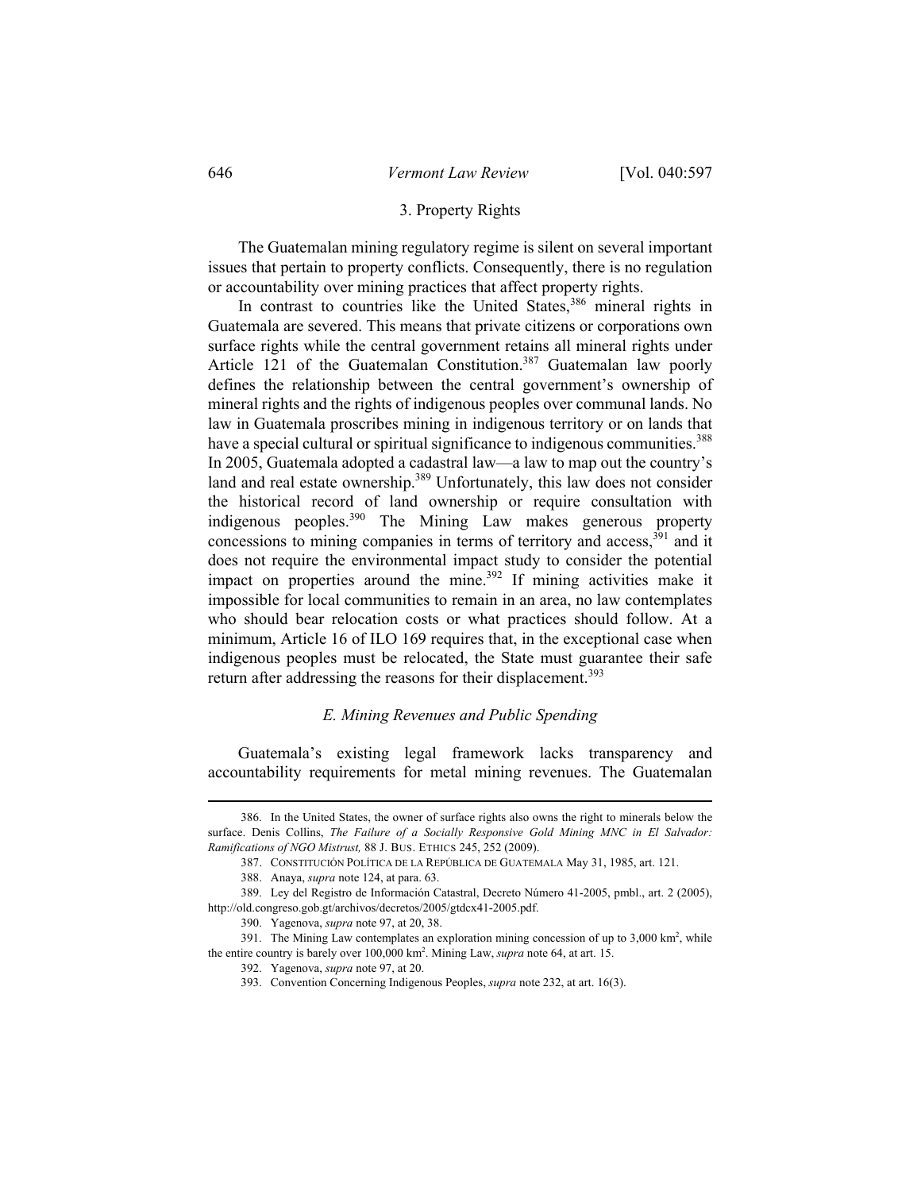### 3. Property Rights

The Guatemalan mining regulatory regime is silent on several important issues that pertain to property conflicts. Consequently, there is no regulation or accountability over mining practices that affect property rights.

In contrast to countries like the United States,[386] mineral rights in Guatemala are severed. This means that private citizens or corporations own surface rights while the central government retains all mineral rights under Article 121 of the Guatemalan Constitution.[387] Guatemalan law poorly defines the relationship between the central government's ownership of mineral rights and the rights of indigenous peoples over communal lands. No law in Guatemala proscribes mining in indigenous territory or on lands that have a special cultural or spiritual significance to indigenous communities.[388] In 2005, Guatemala adopted a cadastral law—a law to map out the country's land and real estate ownership.[389] Unfortunately, this law does not consider the historical record of land ownership or require consultation with indigenous peoples.[390] The Mining Law makes generous property concessions to mining companies in terms of territory and access,[391] and it does not require the environmental impact study to consider the potential impact on properties around the mine.[392] If mining activities make it impossible for local communities to remain in an area, no law contemplates who should bear relocation costs or what practices should follow. At a minimum, Article 16 of ILO 169 requires that, in the exceptional case when indigenous peoples must be relocated, the State must guarantee their safe return after addressing the reasons for their displacement.[393]

## *E. Mining Revenues and Public Spending*

Guatemala's existing legal framework lacks transparency and accountability requirements for metal mining revenues. The Guatemalan

---

386. In the United States, the owner of surface rights also owns the right to minerals below the surface. Denis Collins, *The Failure of a Socially Responsive Gold Mining MNC in El Salvador: Ramifications of NGO Mistrust,* 88 J. BUS. ETHICS 245, 252 (2009).

387. CONSTITUCIÓN POLÍTICA DE LA REPÚBLICA DE GUATEMALA May 31, 1985, art. 121.

388. Anaya, *supra* note 124, at para. 63.

389. Ley del Registro de Información Catastral, Decreto Número 41-2005, pmbl., art. 2 (2005), http://old.congreso.gob.gt/archivos/decretos/2005/gtdcx41-2005.pdf.

390. Yagenova, *supra* note 97, at 20, 38.

391. The Mining Law contemplates an exploration mining concession of up to 3,000 $km^2$, while the entire country is barely over 100,000 $km^2$. Mining Law, *supra* note 64, at art. 15.

392. Yagenova, *supra* note 97, at 20.

393. Convention Concerning Indigenous Peoples, *supra* note 232, at art. 16(3).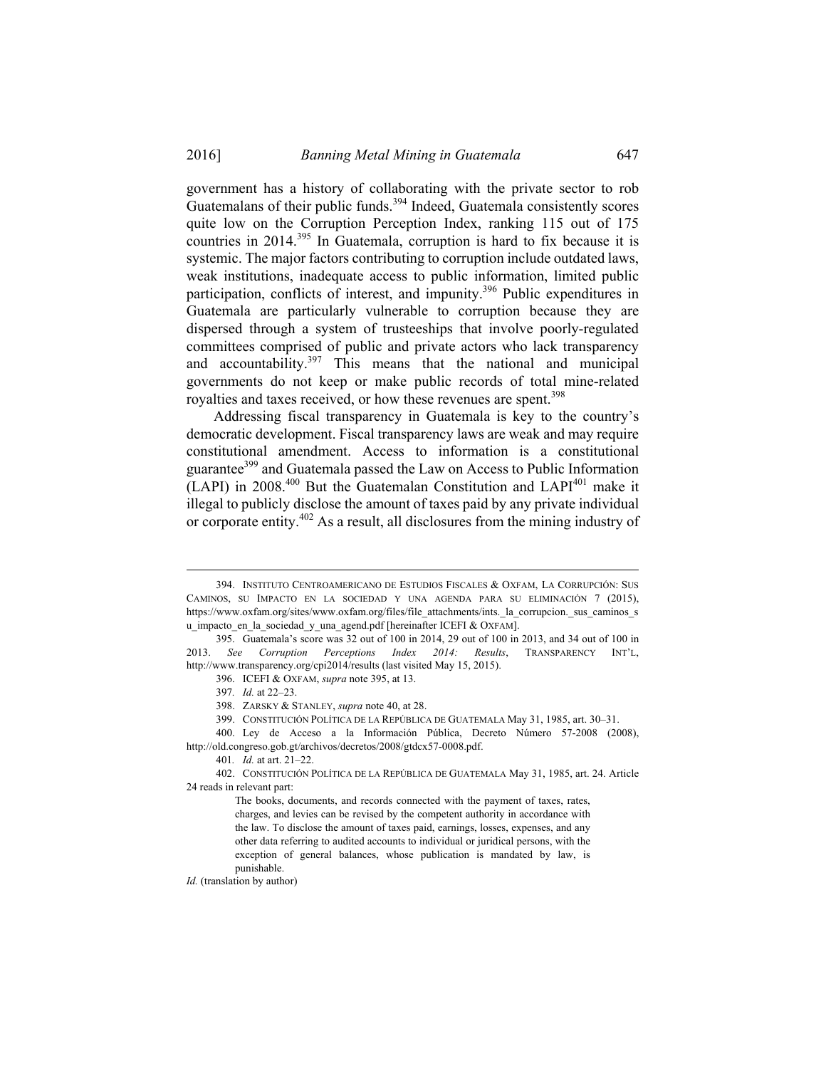government has a history of collaborating with the private sector to rob Guatemalans of their public funds.[394] Indeed, Guatemala consistently scores quite low on the Corruption Perception Index, ranking 115 out of 175 countries in 2014.[395] In Guatemala, corruption is hard to fix because it is systemic. The major factors contributing to corruption include outdated laws, weak institutions, inadequate access to public information, limited public participation, conflicts of interest, and impunity.[396] Public expenditures in Guatemala are particularly vulnerable to corruption because they are dispersed through a system of trusteeships that involve poorly-regulated committees comprised of public and private actors who lack transparency and accountability.[397] This means that the national and municipal governments do not keep or make public records of total mine-related royalties and taxes received, or how these revenues are spent.[398]

Addressing fiscal transparency in Guatemala is key to the country's democratic development. Fiscal transparency laws are weak and may require constitutional amendment. Access to information is a constitutional guarantee[399] and Guatemala passed the Law on Access to Public Information (LAPI) in 2008.[400] But the Guatemalan Constitution and LAPI[401] make it illegal to publicly disclose the amount of taxes paid by any private individual or corporate entity.[402] As a result, all disclosures from the mining industry of

---

394. INSTITUTO CENTROAMERICANO DE ESTUDIOS FISCALES & OXFAM, LA CORRUPCIÓN: SUS CAMINOS, SU IMPACTO EN LA SOCIEDAD Y UNA AGENDA PARA SU ELIMINACIÓN 7 (2015), https://www.oxfam.org/sites/www.oxfam.org/files/file_attachments/ints._la_corrupcion._sus_caminos_su_impacto_en_la_sociedad_y_una_agend.pdf [hereinafter ICEFI & OXFAM].

395. Guatemala's score was 32 out of 100 in 2014, 29 out of 100 in 2013, and 34 out of 100 in 2013. *See Corruption Perceptions Index 2014: Results*, TRANSPARENCY INT'L, http://www.transparency.org/cpi2014/results (last visited May 15, 2015).

396. ICEFI & OXFAM, *supra* note 395, at 13.

397. *Id.* at 22–23.

398. ZARSKY & STANLEY, *supra* note 40, at 28.

399. CONSTITUCIÓN POLÍTICA DE LA REPÚBLICA DE GUATEMALA May 31, 1985, art. 30–31.

400. Ley de Acceso a la Información Pública, Decreto Número 57-2008 (2008), http://old.congreso.gob.gt/archivos/decretos/2008/gtdcx57-0008.pdf.

401. *Id.* at art. 21–22.

402. CONSTITUCIÓN POLÍTICA DE LA REPÚBLICA DE GUATEMALA May 31, 1985, art. 24. Article 24 reads in relevant part:

> The books, documents, and records connected with the payment of taxes, rates, charges, and levies can be revised by the competent authority in accordance with the law. To disclose the amount of taxes paid, earnings, losses, expenses, and any other data referring to audited accounts to individual or juridical persons, with the exception of general balances, whose publication is mandated by law, is punishable.

*Id.* (translation by author)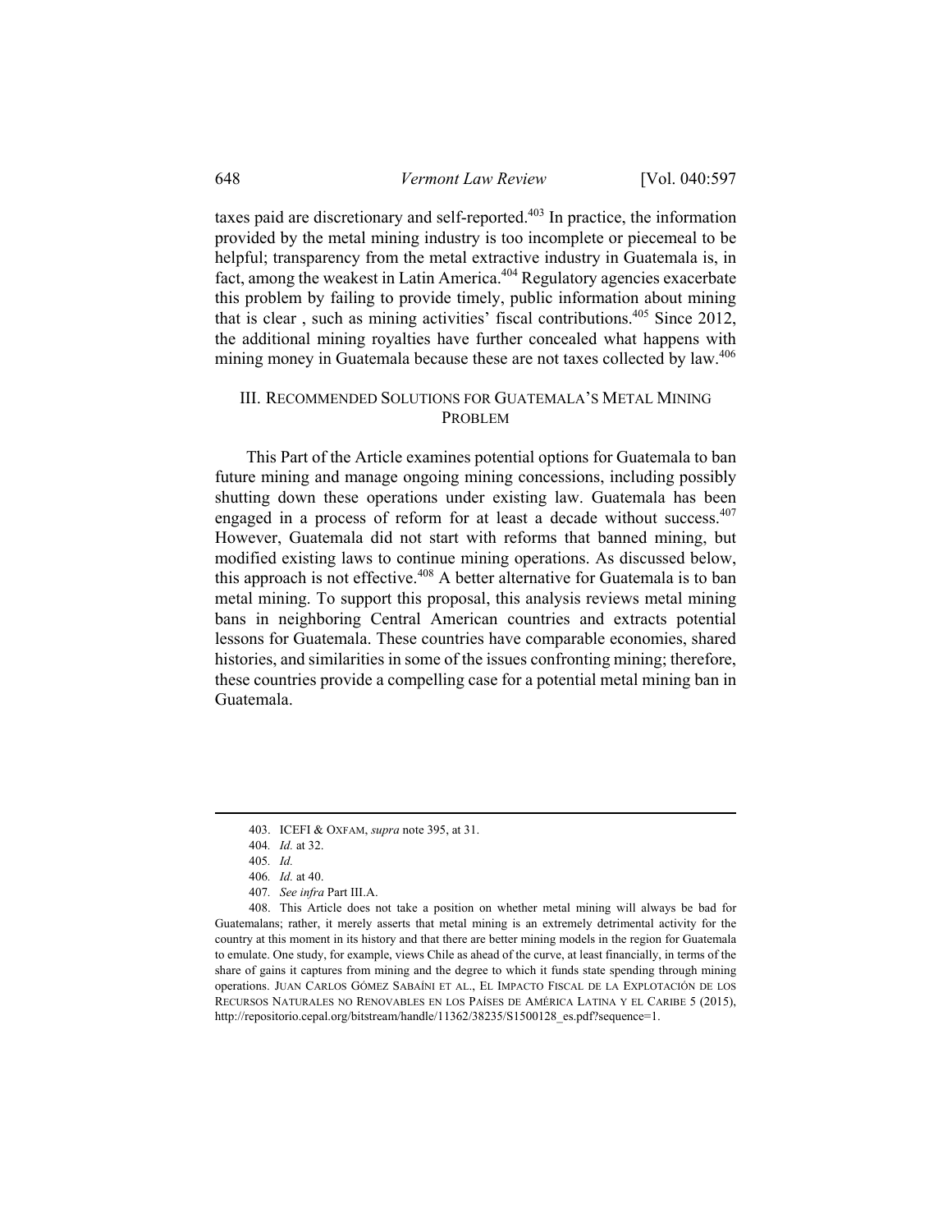taxes paid are discretionary and self-reported.[403] In practice, the information provided by the metal mining industry is too incomplete or piecemeal to be helpful; transparency from the metal extractive industry in Guatemala is, in fact, among the weakest in Latin America.[404] Regulatory agencies exacerbate this problem by failing to provide timely, public information about mining that is clear , such as mining activities' fiscal contributions.[405] Since 2012, the additional mining royalties have further concealed what happens with mining money in Guatemala because these are not taxes collected by law.[406]

## III. Recommended Solutions for Guatemala's Metal Mining Problem

This Part of the Article examines potential options for Guatemala to ban future mining and manage ongoing mining concessions, including possibly shutting down these operations under existing law. Guatemala has been engaged in a process of reform for at least a decade without success.[407] However, Guatemala did not start with reforms that banned mining, but modified existing laws to continue mining operations. As discussed below, this approach is not effective.[408] A better alternative for Guatemala is to ban metal mining. To support this proposal, this analysis reviews metal mining bans in neighboring Central American countries and extracts potential lessons for Guatemala. These countries have comparable economies, shared histories, and similarities in some of the issues confronting mining; therefore, these countries provide a compelling case for a potential metal mining ban in Guatemala.

---

403. ICEFI & OXFAM, *supra* note 395, at 31.

404. *Id.* at 32.

405. *Id.*

406. *Id.* at 40.

407. *See infra* Part III.A.

408. This Article does not take a position on whether metal mining will always be bad for Guatemalans; rather, it merely asserts that metal mining is an extremely detrimental activity for the country at this moment in its history and that there are better mining models in the region for Guatemala to emulate. One study, for example, views Chile as ahead of the curve, at least financially, in terms of the share of gains it captures from mining and the degree to which it funds state spending through mining operations. JUAN CARLOS GÓMEZ SABAÍNI ET AL., EL IMPACTO FISCAL DE LA EXPLOTACIÓN DE LOS RECURSOS NATURALES NO RENOVABLES EN LOS PAÍSES DE AMÉRICA LATINA Y EL CARIBE 5 (2015), http://repositorio.cepal.org/bitstream/handle/11362/38235/S1500128_es.pdf?sequence=1.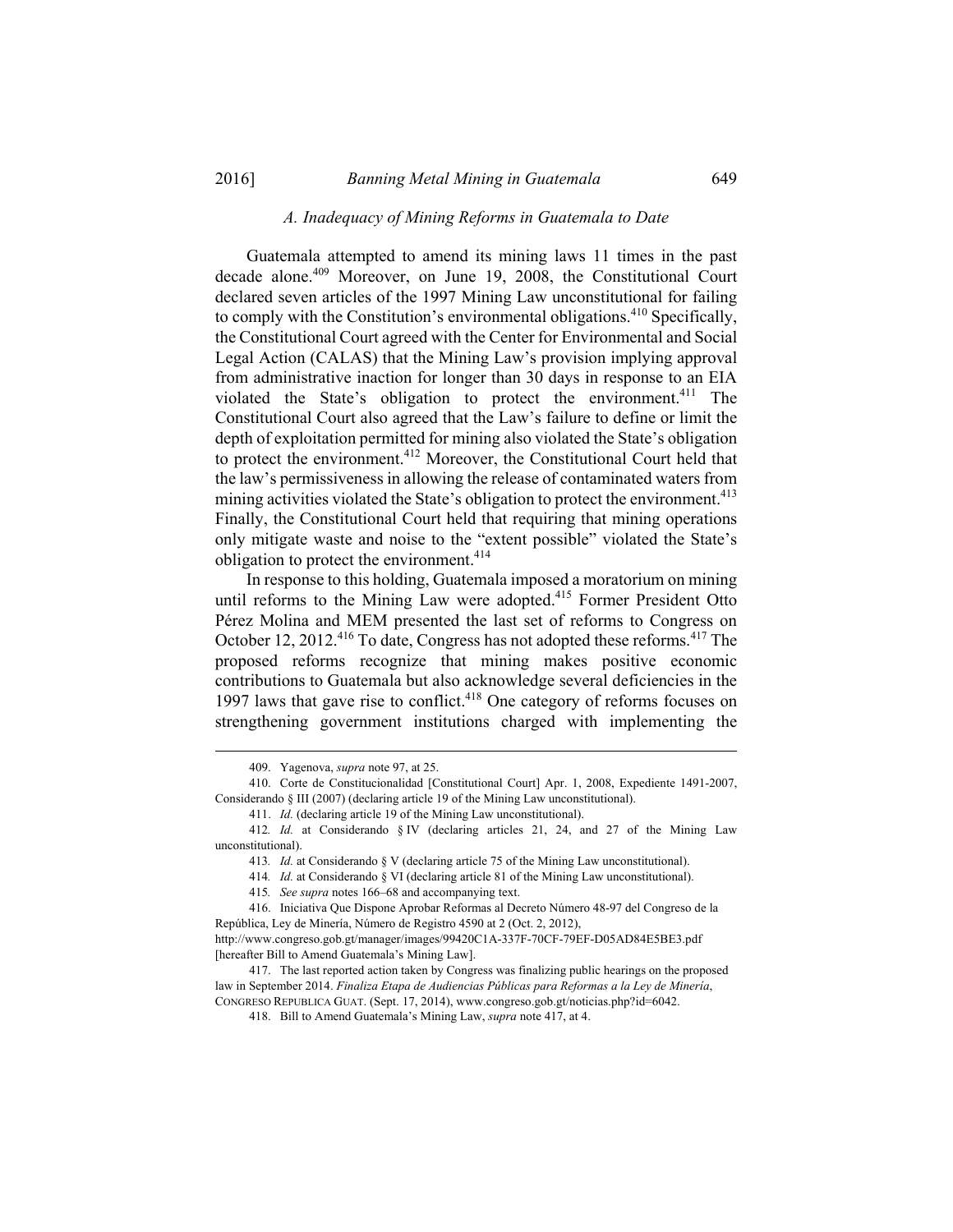### *A. Inadequacy of Mining Reforms in Guatemala to Date*

Guatemala attempted to amend its mining laws 11 times in the past decade alone.[409] Moreover, on June 19, 2008, the Constitutional Court declared seven articles of the 1997 Mining Law unconstitutional for failing to comply with the Constitution's environmental obligations.[410] Specifically, the Constitutional Court agreed with the Center for Environmental and Social Legal Action (CALAS) that the Mining Law's provision implying approval from administrative inaction for longer than 30 days in response to an EIA violated the State's obligation to protect the environment.[411] The Constitutional Court also agreed that the Law's failure to define or limit the depth of exploitation permitted for mining also violated the State's obligation to protect the environment.[412] Moreover, the Constitutional Court held that the law's permissiveness in allowing the release of contaminated waters from mining activities violated the State's obligation to protect the environment.[413] Finally, the Constitutional Court held that requiring that mining operations only mitigate waste and noise to the "extent possible" violated the State's obligation to protect the environment.[414]

In response to this holding, Guatemala imposed a moratorium on mining until reforms to the Mining Law were adopted.[415] Former President Otto Pérez Molina and MEM presented the last set of reforms to Congress on October 12, 2012.[416] To date, Congress has not adopted these reforms.[417] The proposed reforms recognize that mining makes positive economic contributions to Guatemala but also acknowledge several deficiencies in the 1997 laws that gave rise to conflict.[418] One category of reforms focuses on strengthening government institutions charged with implementing the

---

409. Yagenova, *supra* note 97, at 25.

410. Corte de Constitucionalidad [Constitutional Court] Apr. 1, 2008, Expediente 1491-2007, Considerando § III (2007) (declaring article 19 of the Mining Law unconstitutional).

411. *Id.* (declaring article 19 of the Mining Law unconstitutional).

412. *Id.* at Considerando § IV (declaring articles 21, 24, and 27 of the Mining Law unconstitutional).

413. *Id.* at Considerando § V (declaring article 75 of the Mining Law unconstitutional).

414. *Id.* at Considerando § VI (declaring article 81 of the Mining Law unconstitutional).

415. *See supra* notes 166–68 and accompanying text.

416. Iniciativa Que Dispone Aprobar Reformas al Decreto Número 48-97 del Congreso de la República, Ley de Minería, Número de Registro 4590 at 2 (Oct. 2, 2012), http://www.congreso.gob.gt/manager/images/99420C1A-337F-70CF-79EF-D05AD84E5BE3.pdf [hereafter Bill to Amend Guatemala's Mining Law].

417. The last reported action taken by Congress was finalizing public hearings on the proposed law in September 2014. *Finaliza Etapa de Audiencias Públicas para Reformas a la Ley de Minería*, CONGRESO REPUBLICA GUAT. (Sept. 17, 2014), www.congreso.gob.gt/noticias.php?id=6042.

418. Bill to Amend Guatemala's Mining Law, *supra* note 417, at 4.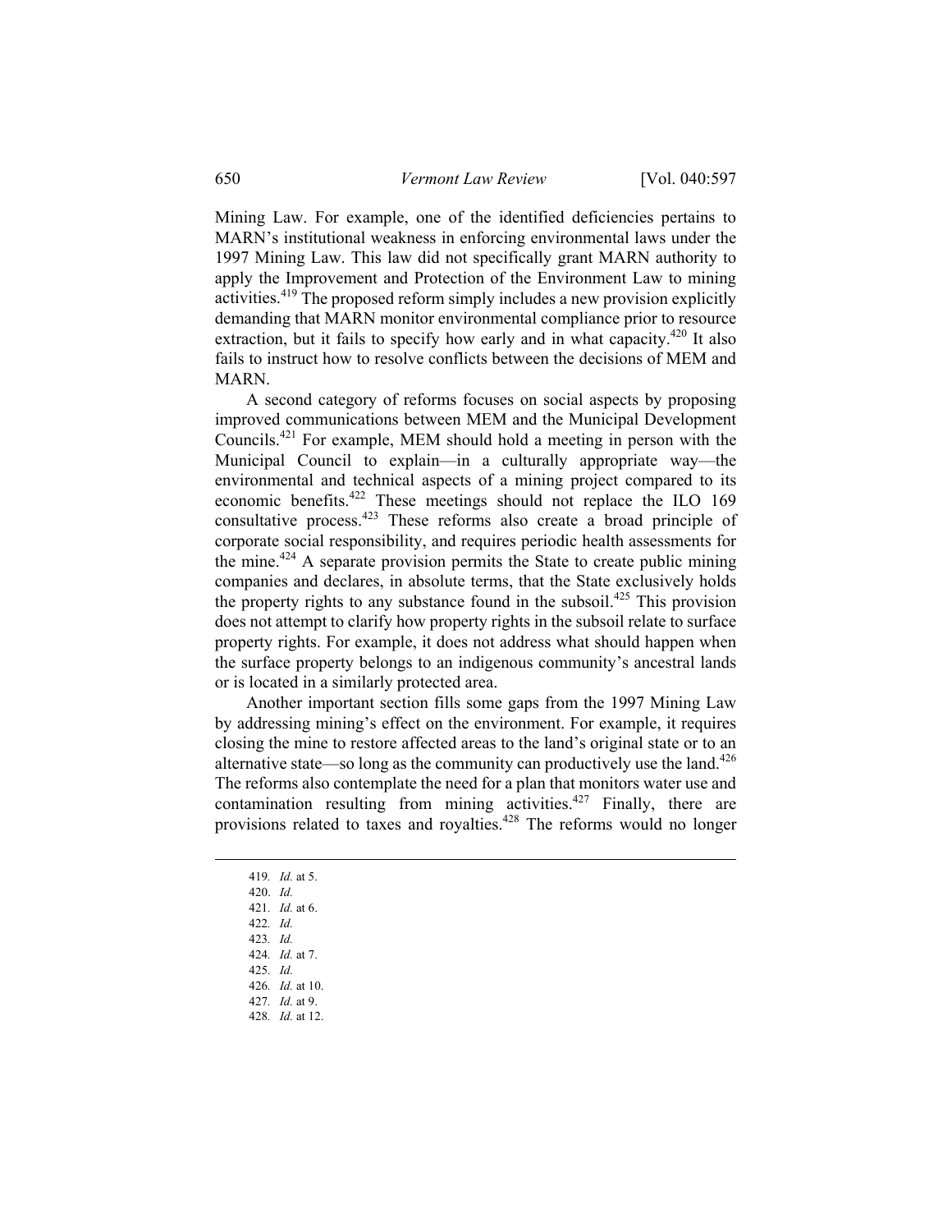Mining Law. For example, one of the identified deficiencies pertains to MARN's institutional weakness in enforcing environmental laws under the 1997 Mining Law. This law did not specifically grant MARN authority to apply the Improvement and Protection of the Environment Law to mining activities.[419] The proposed reform simply includes a new provision explicitly demanding that MARN monitor environmental compliance prior to resource extraction, but it fails to specify how early and in what capacity.[420] It also fails to instruct how to resolve conflicts between the decisions of MEM and MARN.

A second category of reforms focuses on social aspects by proposing improved communications between MEM and the Municipal Development Councils.[421] For example, MEM should hold a meeting in person with the Municipal Council to explain—in a culturally appropriate way—the environmental and technical aspects of a mining project compared to its economic benefits.[422] These meetings should not replace the ILO 169 consultative process.[423] These reforms also create a broad principle of corporate social responsibility, and requires periodic health assessments for the mine.[424] A separate provision permits the State to create public mining companies and declares, in absolute terms, that the State exclusively holds the property rights to any substance found in the subsoil.[425] This provision does not attempt to clarify how property rights in the subsoil relate to surface property rights. For example, it does not address what should happen when the surface property belongs to an indigenous community's ancestral lands or is located in a similarly protected area.

Another important section fills some gaps from the 1997 Mining Law by addressing mining's effect on the environment. For example, it requires closing the mine to restore affected areas to the land's original state or to an alternative state—so long as the community can productively use the land.[426] The reforms also contemplate the need for a plan that monitors water use and contamination resulting from mining activities.[427] Finally, there are provisions related to taxes and royalties.[428] The reforms would no longer

---

419. *Id.* at 5.
420. *Id.*
421. *Id.* at 6.
422. *Id.*
423. *Id.*
424. *Id.* at 7.
425. *Id.*
426. *Id.* at 10.
427. *Id.* at 9.
428. *Id.* at 12.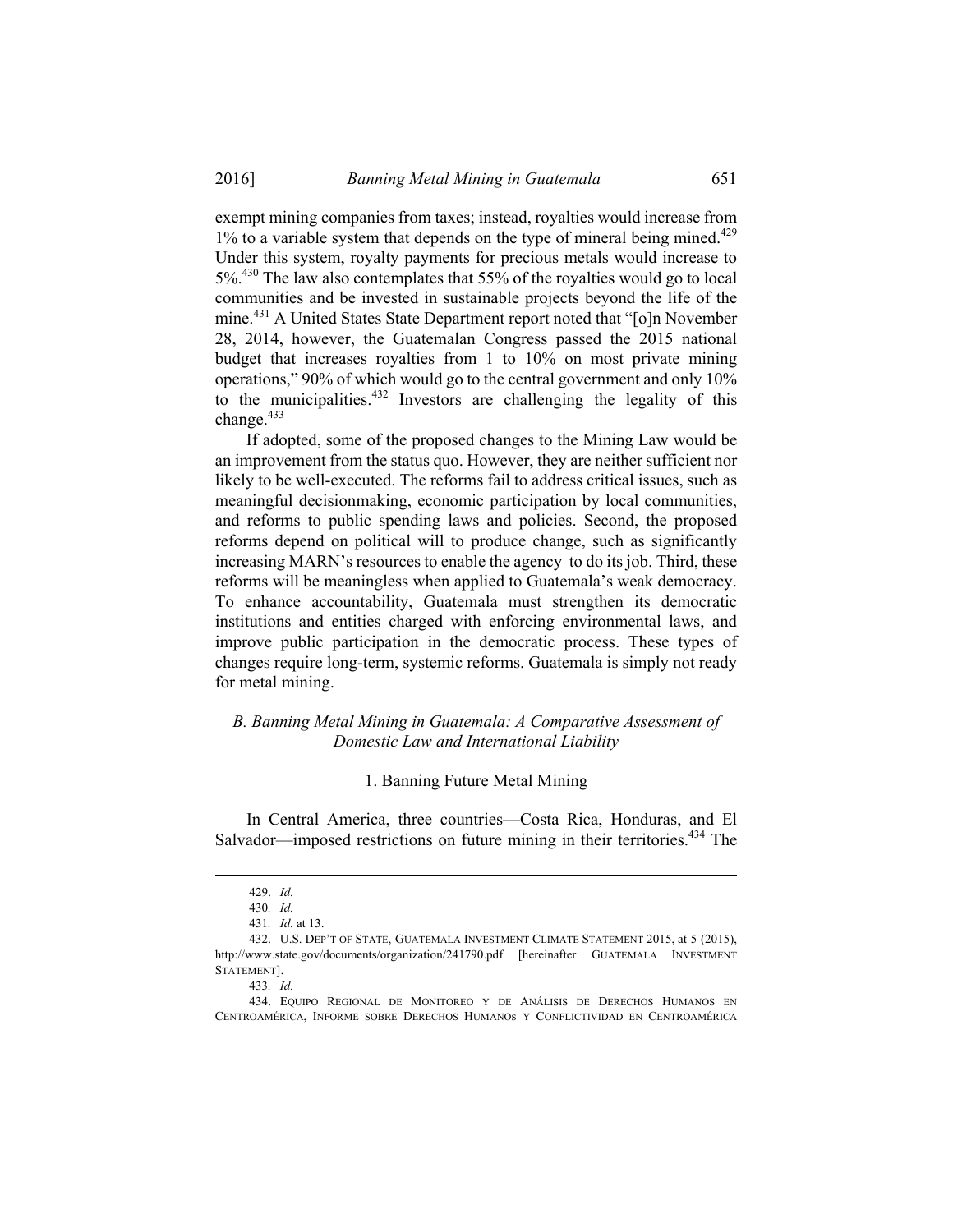exempt mining companies from taxes; instead, royalties would increase from 1% to a variable system that depends on the type of mineral being mined.[429] Under this system, royalty payments for precious metals would increase to 5%.[430] The law also contemplates that 55% of the royalties would go to local communities and be invested in sustainable projects beyond the life of the mine.[431] A United States State Department report noted that "[o]n November 28, 2014, however, the Guatemalan Congress passed the 2015 national budget that increases royalties from 1 to 10% on most private mining operations," 90% of which would go to the central government and only 10% to the municipalities.[432] Investors are challenging the legality of this change.[433]

If adopted, some of the proposed changes to the Mining Law would be an improvement from the status quo. However, they are neither sufficient nor likely to be well-executed. The reforms fail to address critical issues, such as meaningful decisionmaking, economic participation by local communities, and reforms to public spending laws and policies. Second, the proposed reforms depend on political will to produce change, such as significantly increasing MARN's resources to enable the agency to do its job. Third, these reforms will be meaningless when applied to Guatemala's weak democracy. To enhance accountability, Guatemala must strengthen its democratic institutions and entities charged with enforcing environmental laws, and improve public participation in the democratic process. These types of changes require long-term, systemic reforms. Guatemala is simply not ready for metal mining.

### *B. Banning Metal Mining in Guatemala: A Comparative Assessment of Domestic Law and International Liability*

#### 1. Banning Future Metal Mining

In Central America, three countries—Costa Rica, Honduras, and El Salvador—imposed restrictions on future mining in their territories.[434] The

---

429. *Id.*

430. *Id.*

431. *Id.* at 13.

432. U.S. DEP'T OF STATE, GUATEMALA INVESTMENT CLIMATE STATEMENT 2015, at 5 (2015), http://www.state.gov/documents/organization/241790.pdf [hereinafter GUATEMALA INVESTMENT STATEMENT].

433. *Id.*

434. EQUIPO REGIONAL DE MONITOREO Y DE ANÁLISIS DE DERECHOS HUMANOS EN CENTROAMÉRICA, INFORME SOBRE DERECHOS HUMANOS Y CONFLICTIVIDAD EN CENTROAMÉRICA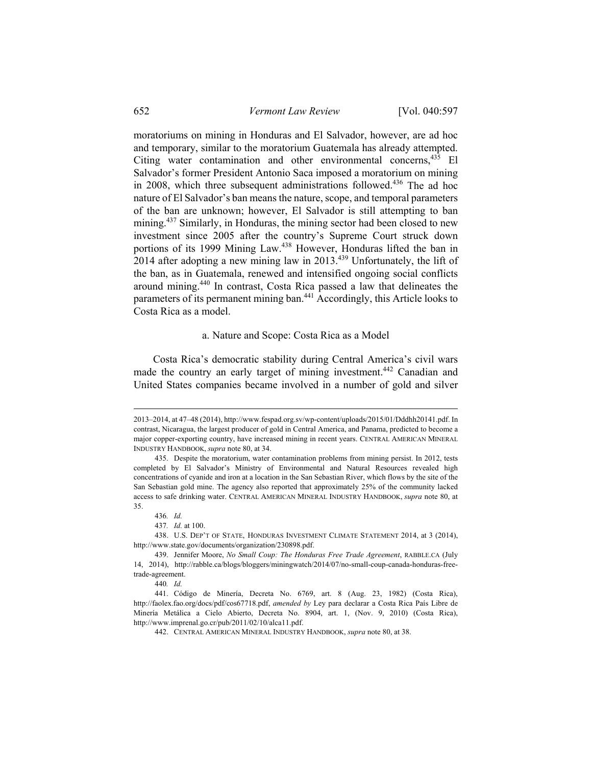moratoriums on mining in Honduras and El Salvador, however, are ad hoc and temporary, similar to the moratorium Guatemala has already attempted. Citing water contamination and other environmental concerns,[435] El Salvador's former President Antonio Saca imposed a moratorium on mining in 2008, which three subsequent administrations followed.[436] The ad hoc nature of El Salvador's ban means the nature, scope, and temporal parameters of the ban are unknown; however, El Salvador is still attempting to ban mining.[437] Similarly, in Honduras, the mining sector had been closed to new investment since 2005 after the country's Supreme Court struck down portions of its 1999 Mining Law.[438] However, Honduras lifted the ban in 2014 after adopting a new mining law in 2013.[439] Unfortunately, the lift of the ban, as in Guatemala, renewed and intensified ongoing social conflicts around mining.[440] In contrast, Costa Rica passed a law that delineates the parameters of its permanent mining ban.[441] Accordingly, this Article looks to Costa Rica as a model.

#### a. Nature and Scope: Costa Rica as a Model

Costa Rica's democratic stability during Central America's civil wars made the country an early target of mining investment.[442] Canadian and United States companies became involved in a number of gold and silver

---

2013–2014, at 47–48 (2014), http://www.fespad.org.sv/wp-content/uploads/2015/01/Dddhh20141.pdf. In contrast, Nicaragua, the largest producer of gold in Central America, and Panama, predicted to become a major copper-exporting country, have increased mining in recent years. CENTRAL AMERICAN MINERAL INDUSTRY HANDBOOK, *supra* note 80, at 34.

435. Despite the moratorium, water contamination problems from mining persist. In 2012, tests completed by El Salvador's Ministry of Environmental and Natural Resources revealed high concentrations of cyanide and iron at a location in the San Sebastian River, which flows by the site of the San Sebastian gold mine. The agency also reported that approximately 25% of the community lacked access to safe drinking water. CENTRAL AMERICAN MINERAL INDUSTRY HANDBOOK, *supra* note 80, at 35.

436. *Id.*

437. *Id.* at 100.

438. U.S. DEP'T OF STATE, HONDURAS INVESTMENT CLIMATE STATEMENT 2014, at 3 (2014), http://www.state.gov/documents/organization/230898.pdf.

439. Jennifer Moore, *No Small Coup: The Honduras Free Trade Agreement*, RABBLE.CA (July 14, 2014), http://rabble.ca/blogs/bloggers/miningwatch/2014/07/no-small-coup-canada-honduras-free-trade-agreement.

440. *Id.*

441. Código de Minería, Decreta No. 6769, art. 8 (Aug. 23, 1982) (Costa Rica), http://faolex.fao.org/docs/pdf/cos67718.pdf, *amended by* Ley para declarar a Costa Rica País Libre de Minería Metálica a Cielo Abierto, Decreta No. 8904, art. 1, (Nov. 9, 2010) (Costa Rica), http://www.imprenal.go.cr/pub/2011/02/10/alca11.pdf.

442. CENTRAL AMERICAN MINERAL INDUSTRY HANDBOOK, *supra* note 80, at 38.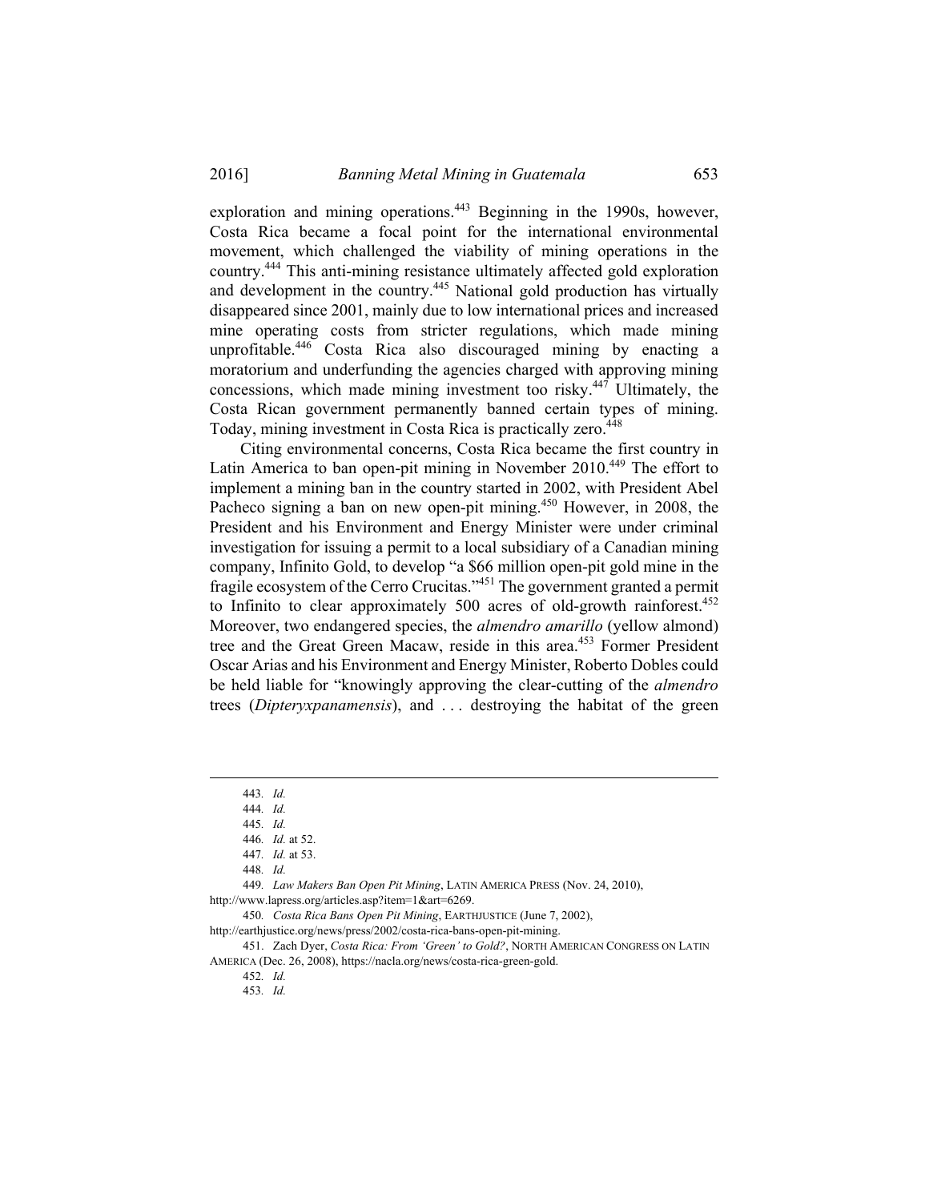exploration and mining operations.[443] Beginning in the 1990s, however, Costa Rica became a focal point for the international environmental movement, which challenged the viability of mining operations in the country.[444] This anti-mining resistance ultimately affected gold exploration and development in the country.[445] National gold production has virtually disappeared since 2001, mainly due to low international prices and increased mine operating costs from stricter regulations, which made mining unprofitable.[446] Costa Rica also discouraged mining by enacting a moratorium and underfunding the agencies charged with approving mining concessions, which made mining investment too risky.[447] Ultimately, the Costa Rican government permanently banned certain types of mining. Today, mining investment in Costa Rica is practically zero.[448]

Citing environmental concerns, Costa Rica became the first country in Latin America to ban open-pit mining in November 2010.[449] The effort to implement a mining ban in the country started in 2002, with President Abel Pacheco signing a ban on new open-pit mining.[450] However, in 2008, the President and his Environment and Energy Minister were under criminal investigation for issuing a permit to a local subsidiary of a Canadian mining company, Infinito Gold, to develop "a $66 million open-pit gold mine in the fragile ecosystem of the Cerro Crucitas."[451] The government granted a permit to Infinito to clear approximately 500 acres of old-growth rainforest.[452] Moreover, two endangered species, the *almendro amarillo* (yellow almond) tree and the Great Green Macaw, reside in this area.[453] Former President Oscar Arias and his Environment and Energy Minister, Roberto Dobles could be held liable for "knowingly approving the clear-cutting of the *almendro* trees (*Dipteryxpanamensis*), and . . . destroying the habitat of the green

---

443. *Id.*

444. *Id.*

445. *Id.*

446. *Id.* at 52.

447. *Id.* at 53.

448. *Id.*

449. *Law Makers Ban Open Pit Mining*, LATIN AMERICA PRESS (Nov. 24, 2010), http://www.lapress.org/articles.asp?item=1&art=6269.

450. *Costa Rica Bans Open Pit Mining*, EARTHJUSTICE (June 7, 2002), http://earthjustice.org/news/press/2002/costa-rica-bans-open-pit-mining.

451. Zach Dyer, *Costa Rica: From 'Green' to Gold?*, NORTH AMERICAN CONGRESS ON LATIN AMERICA (Dec. 26, 2008), https://nacla.org/news/costa-rica-green-gold.

452. *Id.*

453. *Id.*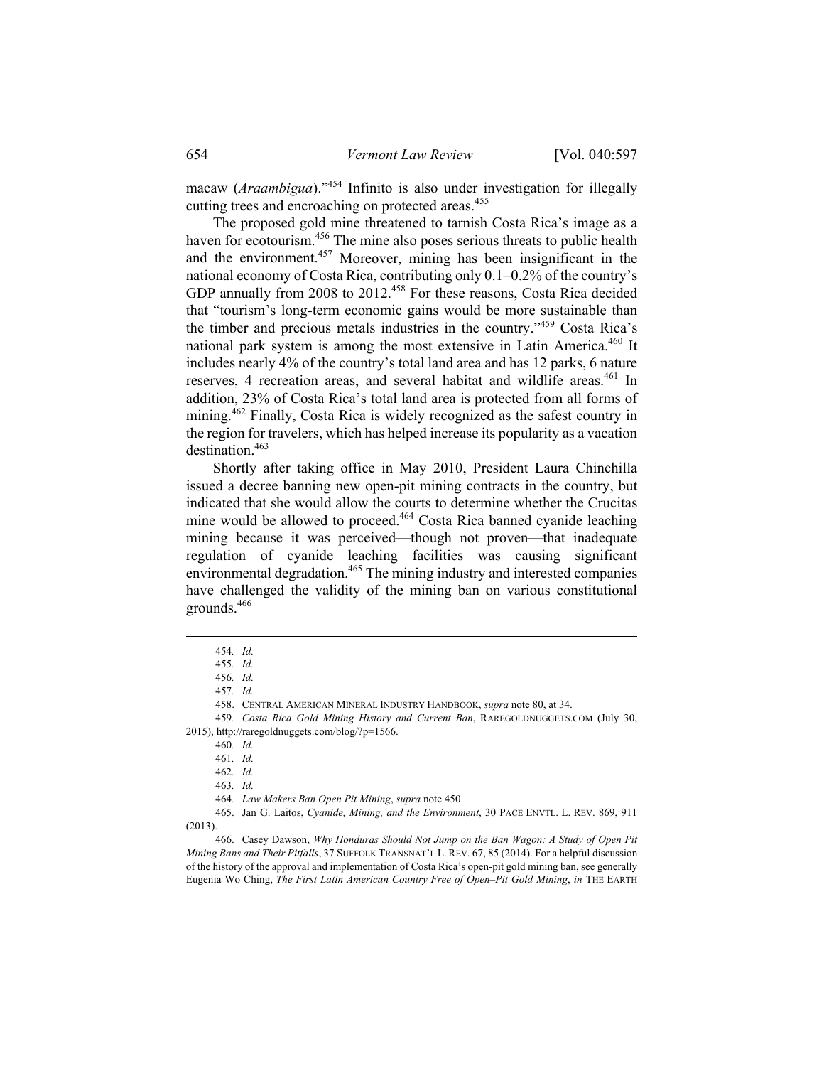macaw (*Araambigua*)."[454] Infinito is also under investigation for illegally cutting trees and encroaching on protected areas.[455]

The proposed gold mine threatened to tarnish Costa Rica's image as a haven for ecotourism.[456] The mine also poses serious threats to public health and the environment.[457] Moreover, mining has been insignificant in the national economy of Costa Rica, contributing only 0.1–0.2% of the country's GDP annually from 2008 to 2012.[458] For these reasons, Costa Rica decided that "tourism's long-term economic gains would be more sustainable than the timber and precious metals industries in the country."[459] Costa Rica's national park system is among the most extensive in Latin America.[460] It includes nearly 4% of the country's total land area and has 12 parks, 6 nature reserves, 4 recreation areas, and several habitat and wildlife areas.[461] In addition, 23% of Costa Rica's total land area is protected from all forms of mining.[462] Finally, Costa Rica is widely recognized as the safest country in the region for travelers, which has helped increase its popularity as a vacation destination.[463]

Shortly after taking office in May 2010, President Laura Chinchilla issued a decree banning new open-pit mining contracts in the country, but indicated that she would allow the courts to determine whether the Crucitas mine would be allowed to proceed.[464] Costa Rica banned cyanide leaching mining because it was perceived—though not proven—that inadequate regulation of cyanide leaching facilities was causing significant environmental degradation.[465] The mining industry and interested companies have challenged the validity of the mining ban on various constitutional grounds.[466]

---

454. *Id.*

455. *Id.*

456. *Id.*

457. *Id.*

458. CENTRAL AMERICAN MINERAL INDUSTRY HANDBOOK, *supra* note 80, at 34.

459. *Costa Rica Gold Mining History and Current Ban*, RAREGOLDNUGGETS.COM (July 30, 2015), http://raregoldnuggets.com/blog/?p=1566.

460. *Id.*

461. *Id.*

462. *Id.*

463. *Id.*

464. *Law Makers Ban Open Pit Mining*, *supra* note 450.

465. Jan G. Laitos, *Cyanide, Mining, and the Environment*, 30 PACE ENVTL. L. REV. 869, 911 (2013).

466. Casey Dawson, *Why Honduras Should Not Jump on the Ban Wagon: A Study of Open Pit Mining Bans and Their Pitfalls*, 37 SUFFOLK TRANSNAT'L L. REV. 67, 85 (2014). For a helpful discussion of the history of the approval and implementation of Costa Rica's open-pit gold mining ban, see generally Eugenia Wo Ching, *The First Latin American Country Free of Open–Pit Gold Mining*, *in* THE EARTH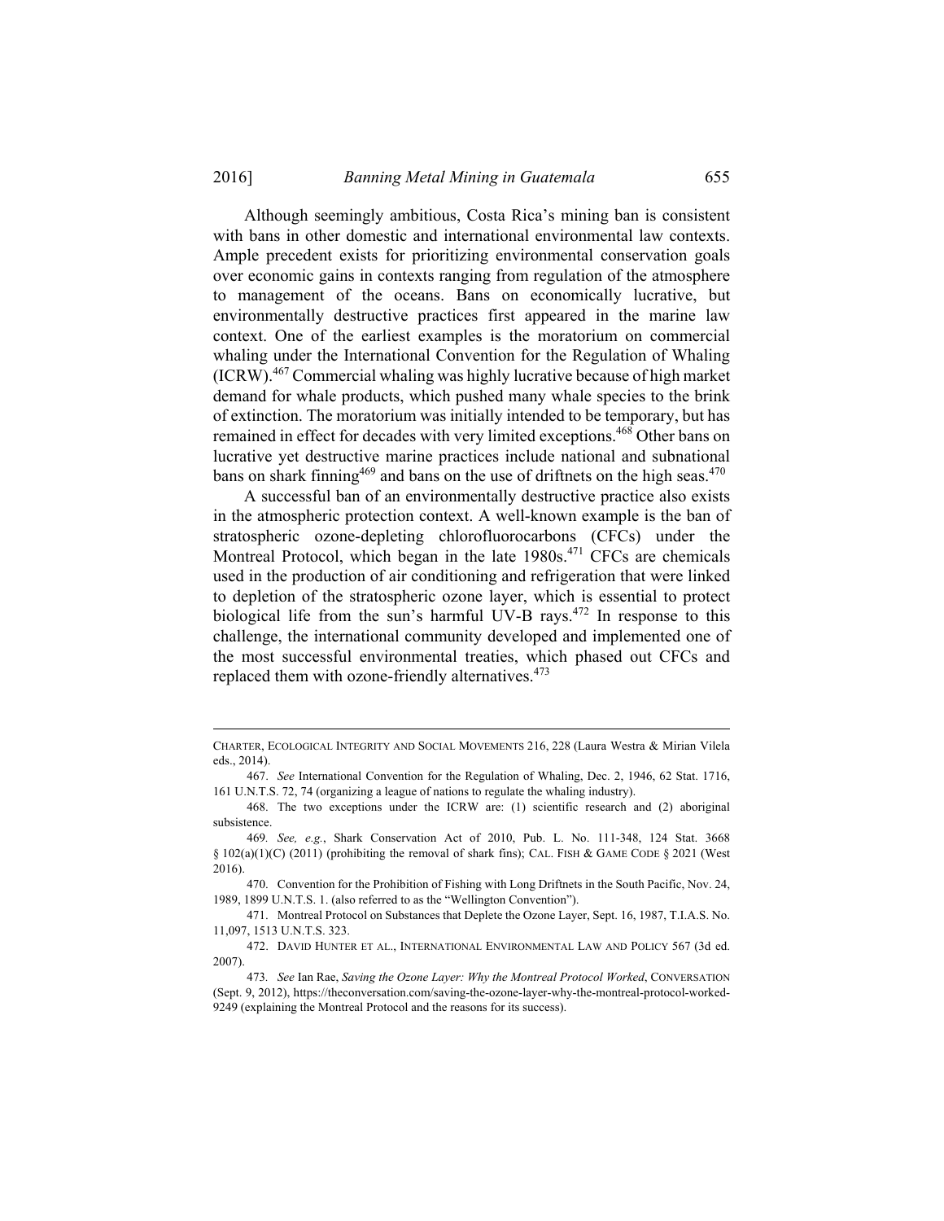Although seemingly ambitious, Costa Rica's mining ban is consistent with bans in other domestic and international environmental law contexts. Ample precedent exists for prioritizing environmental conservation goals over economic gains in contexts ranging from regulation of the atmosphere to management of the oceans. Bans on economically lucrative, but environmentally destructive practices first appeared in the marine law context. One of the earliest examples is the moratorium on commercial whaling under the International Convention for the Regulation of Whaling (ICRW).[467] Commercial whaling was highly lucrative because of high market demand for whale products, which pushed many whale species to the brink of extinction. The moratorium was initially intended to be temporary, but has remained in effect for decades with very limited exceptions.[468] Other bans on lucrative yet destructive marine practices include national and subnational bans on shark finning[469] and bans on the use of driftnets on the high seas.[470]

A successful ban of an environmentally destructive practice also exists in the atmospheric protection context. A well-known example is the ban of stratospheric ozone-depleting chlorofluorocarbons (CFCs) under the Montreal Protocol, which began in the late 1980s.[471] CFCs are chemicals used in the production of air conditioning and refrigeration that were linked to depletion of the stratospheric ozone layer, which is essential to protect biological life from the sun's harmful UV-B rays.[472] In response to this challenge, the international community developed and implemented one of the most successful environmental treaties, which phased out CFCs and replaced them with ozone-friendly alternatives.[473]

---

CHARTER, ECOLOGICAL INTEGRITY AND SOCIAL MOVEMENTS 216, 228 (Laura Westra & Mirian Vilela eds., 2014).

467. *See* International Convention for the Regulation of Whaling, Dec. 2, 1946, 62 Stat. 1716, 161 U.N.T.S. 72, 74 (organizing a league of nations to regulate the whaling industry).

468. The two exceptions under the ICRW are: (1) scientific research and (2) aboriginal subsistence.

469. *See, e.g.*, Shark Conservation Act of 2010, Pub. L. No. 111-348, 124 Stat. 3668 § 102(a)(1)(C) (2011) (prohibiting the removal of shark fins); CAL. FISH & GAME CODE § 2021 (West 2016).

470. Convention for the Prohibition of Fishing with Long Driftnets in the South Pacific, Nov. 24, 1989, 1899 U.N.T.S. 1. (also referred to as the "Wellington Convention").

471. Montreal Protocol on Substances that Deplete the Ozone Layer, Sept. 16, 1987, T.I.A.S. No. 11,097, 1513 U.N.T.S. 323.

472. DAVID HUNTER ET AL., INTERNATIONAL ENVIRONMENTAL LAW AND POLICY 567 (3d ed. 2007).

473. *See* Ian Rae, *Saving the Ozone Layer: Why the Montreal Protocol Worked*, CONVERSATION (Sept. 9, 2012), https://theconversation.com/saving-the-ozone-layer-why-the-montreal-protocol-worked-9249 (explaining the Montreal Protocol and the reasons for its success).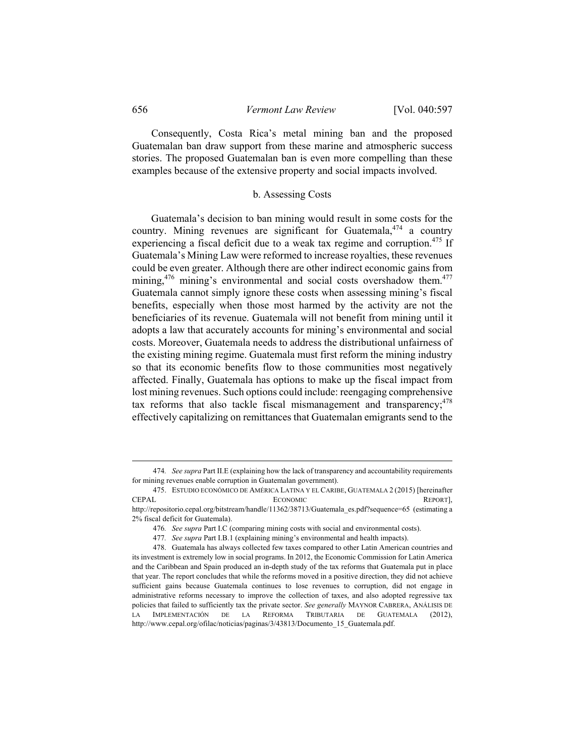Consequently, Costa Rica's metal mining ban and the proposed Guatemalan ban draw support from these marine and atmospheric success stories. The proposed Guatemalan ban is even more compelling than these examples because of the extensive property and social impacts involved.

### b. Assessing Costs

Guatemala's decision to ban mining would result in some costs for the country. Mining revenues are significant for Guatemala,[474] a country experiencing a fiscal deficit due to a weak tax regime and corruption.[475] If Guatemala's Mining Law were reformed to increase royalties, these revenues could be even greater. Although there are other indirect economic gains from mining,[476] mining's environmental and social costs overshadow them.[477] Guatemala cannot simply ignore these costs when assessing mining's fiscal benefits, especially when those most harmed by the activity are not the beneficiaries of its revenue. Guatemala will not benefit from mining until it adopts a law that accurately accounts for mining's environmental and social costs. Moreover, Guatemala needs to address the distributional unfairness of the existing mining regime. Guatemala must first reform the mining industry so that its economic benefits flow to those communities most negatively affected. Finally, Guatemala has options to make up the fiscal impact from lost mining revenues. Such options could include: reengaging comprehensive tax reforms that also tackle fiscal mismanagement and transparency;[478] effectively capitalizing on remittances that Guatemalan emigrants send to the

---

474. *See supra* Part II.E (explaining how the lack of transparency and accountability requirements for mining revenues enable corruption in Guatemalan government).

475. ESTUDIO ECONÓMICO DE AMÉRICA LATINA Y EL CARIBE, GUATEMALA 2 (2015) [hereinafter CEPAL ECONOMIC REPORT], http://repositorio.cepal.org/bitstream/handle/11362/38713/Guatemala_es.pdf?sequence=65 (estimating a 2% fiscal deficit for Guatemala).

476. *See supra* Part I.C (comparing mining costs with social and environmental costs).

477. *See supra* Part I.B.1 (explaining mining's environmental and health impacts).

478. Guatemala has always collected few taxes compared to other Latin American countries and its investment is extremely low in social programs. In 2012, the Economic Commission for Latin America and the Caribbean and Spain produced an in-depth study of the tax reforms that Guatemala put in place that year. The report concludes that while the reforms moved in a positive direction, they did not achieve sufficient gains because Guatemala continues to lose revenues to corruption, did not engage in administrative reforms necessary to improve the collection of taxes, and also adopted regressive tax policies that failed to sufficiently tax the private sector. *See generally* MAYNOR CABRERA, ANÁLISIS DE LA IMPLEMENTACIÓN DE LA REFORMA TRIBUTARIA DE GUATEMALA (2012), http://www.cepal.org/ofilac/noticias/paginas/3/43813/Documento_15_Guatemala.pdf.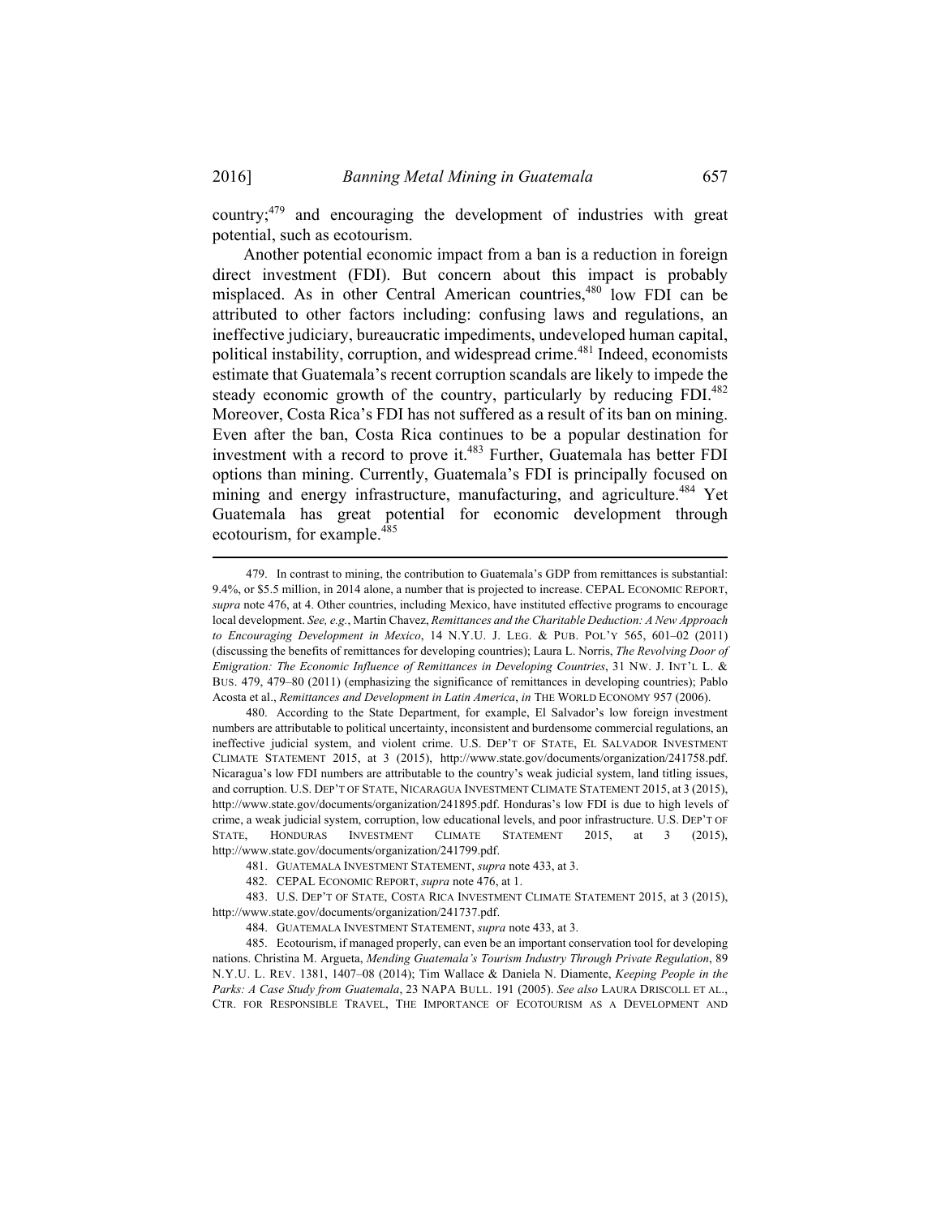country;[479] and encouraging the development of industries with great potential, such as ecotourism.

Another potential economic impact from a ban is a reduction in foreign direct investment (FDI). But concern about this impact is probably misplaced. As in other Central American countries,[480] low FDI can be attributed to other factors including: confusing laws and regulations, an ineffective judiciary, bureaucratic impediments, undeveloped human capital, political instability, corruption, and widespread crime.[481] Indeed, economists estimate that Guatemala's recent corruption scandals are likely to impede the steady economic growth of the country, particularly by reducing FDI.[482] Moreover, Costa Rica's FDI has not suffered as a result of its ban on mining. Even after the ban, Costa Rica continues to be a popular destination for investment with a record to prove it.[483] Further, Guatemala has better FDI options than mining. Currently, Guatemala's FDI is principally focused on mining and energy infrastructure, manufacturing, and agriculture.[484] Yet Guatemala has great potential for economic development through ecotourism, for example.[485]

---

479. In contrast to mining, the contribution to Guatemala's GDP from remittances is substantial: 9.4%, or \$5.5 million, in 2014 alone, a number that is projected to increase. CEPAL ECONOMIC REPORT, *supra* note 476, at 4. Other countries, including Mexico, have instituted effective programs to encourage local development. *See, e.g.*, Martin Chavez, *Remittances and the Charitable Deduction: A New Approach to Encouraging Development in Mexico*, 14 N.Y.U. J. LEG. & PUB. POL'Y 565, 601–02 (2011) (discussing the benefits of remittances for developing countries); Laura L. Norris, *The Revolving Door of Emigration: The Economic Influence of Remittances in Developing Countries*, 31 NW. J. INT'L L. & BUS. 479, 479–80 (2011) (emphasizing the significance of remittances in developing countries); Pablo Acosta et al., *Remittances and Development in Latin America*, *in* THE WORLD ECONOMY 957 (2006).

480. According to the State Department, for example, El Salvador's low foreign investment numbers are attributable to political uncertainty, inconsistent and burdensome commercial regulations, an ineffective judicial system, and violent crime. U.S. DEP'T OF STATE, EL SALVADOR INVESTMENT CLIMATE STATEMENT 2015, at 3 (2015), http://www.state.gov/documents/organization/241758.pdf. Nicaragua's low FDI numbers are attributable to the country's weak judicial system, land titling issues, and corruption. U.S. DEP'T OF STATE, NICARAGUA INVESTMENT CLIMATE STATEMENT 2015, at 3 (2015), http://www.state.gov/documents/organization/241895.pdf. Honduras's low FDI is due to high levels of crime, a weak judicial system, corruption, low educational levels, and poor infrastructure. U.S. DEP'T OF STATE, HONDURAS INVESTMENT CLIMATE STATEMENT 2015, at 3 (2015), http://www.state.gov/documents/organization/241799.pdf.

481. GUATEMALA INVESTMENT STATEMENT, *supra* note 433, at 3.

482. CEPAL ECONOMIC REPORT, *supra* note 476, at 1.

483. U.S. DEP'T OF STATE, COSTA RICA INVESTMENT CLIMATE STATEMENT 2015, at 3 (2015), http://www.state.gov/documents/organization/241737.pdf.

484. GUATEMALA INVESTMENT STATEMENT, *supra* note 433, at 3.

485. Ecotourism, if managed properly, can even be an important conservation tool for developing nations. Christina M. Argueta, *Mending Guatemala's Tourism Industry Through Private Regulation*, 89 N.Y.U. L. REV. 1381, 1407–08 (2014); Tim Wallace & Daniela N. Diamente, *Keeping People in the Parks: A Case Study from Guatemala*, 23 NAPA BULL. 191 (2005). *See also* LAURA DRISCOLL ET AL., CTR. FOR RESPONSIBLE TRAVEL, THE IMPORTANCE OF ECOTOURISM AS A DEVELOPMENT AND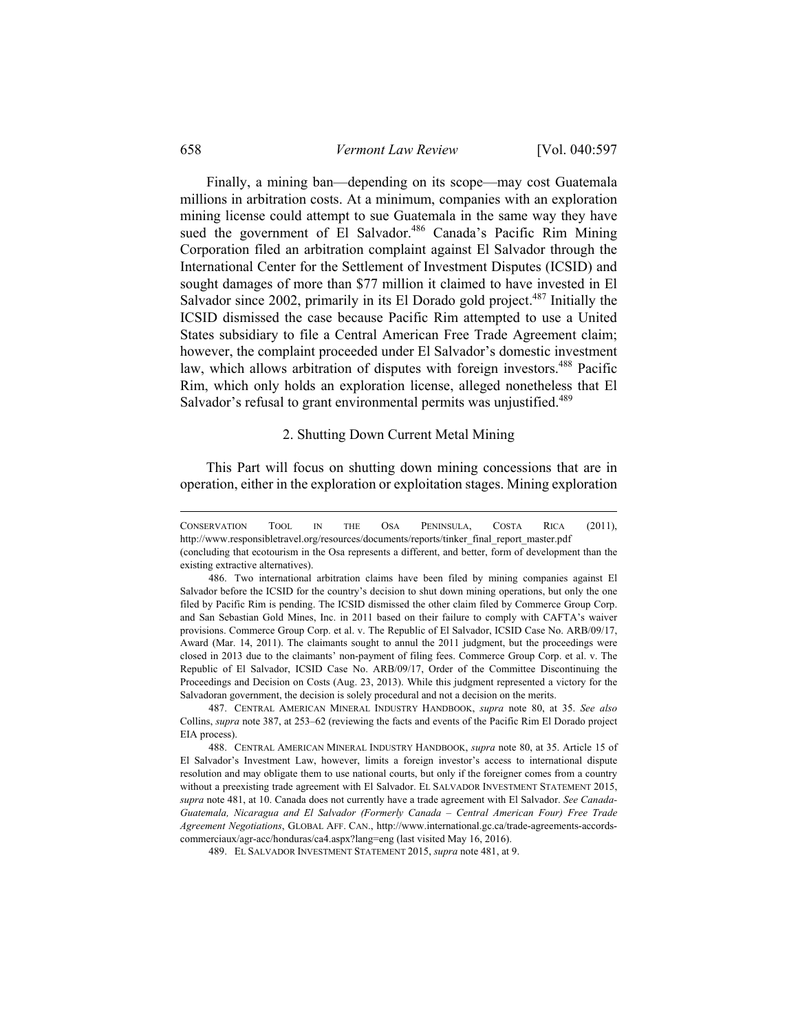Finally, a mining ban—depending on its scope—may cost Guatemala millions in arbitration costs. At a minimum, companies with an exploration mining license could attempt to sue Guatemala in the same way they have sued the government of El Salvador.[486] Canada's Pacific Rim Mining Corporation filed an arbitration complaint against El Salvador through the International Center for the Settlement of Investment Disputes (ICSID) and sought damages of more than $77 million it claimed to have invested in El Salvador since 2002, primarily in its El Dorado gold project.[487] Initially the ICSID dismissed the case because Pacific Rim attempted to use a United States subsidiary to file a Central American Free Trade Agreement claim; however, the complaint proceeded under El Salvador's domestic investment law, which allows arbitration of disputes with foreign investors.[488] Pacific Rim, which only holds an exploration license, alleged nonetheless that El Salvador's refusal to grant environmental permits was unjustified.[489]

### 2. Shutting Down Current Metal Mining

This Part will focus on shutting down mining concessions that are in operation, either in the exploration or exploitation stages. Mining exploration

---

CONSERVATION TOOL IN THE OSA PENINSULA, COSTA RICA (2011), http://www.responsibletravel.org/resources/documents/reports/tinker_final_report_master.pdf (concluding that ecotourism in the Osa represents a different, and better, form of development than the existing extractive alternatives).

486. Two international arbitration claims have been filed by mining companies against El Salvador before the ICSID for the country's decision to shut down mining operations, but only the one filed by Pacific Rim is pending. The ICSID dismissed the other claim filed by Commerce Group Corp. and San Sebastian Gold Mines, Inc. in 2011 based on their failure to comply with CAFTA's waiver provisions. Commerce Group Corp. et al. v. The Republic of El Salvador, ICSID Case No. ARB/09/17, Award (Mar. 14, 2011). The claimants sought to annul the 2011 judgment, but the proceedings were closed in 2013 due to the claimants' non-payment of filing fees. Commerce Group Corp. et al. v. The Republic of El Salvador, ICSID Case No. ARB/09/17, Order of the Committee Discontinuing the Proceedings and Decision on Costs (Aug. 23, 2013). While this judgment represented a victory for the Salvadoran government, the decision is solely procedural and not a decision on the merits.

487. CENTRAL AMERICAN MINERAL INDUSTRY HANDBOOK, *supra* note 80, at 35. *See also* Collins, *supra* note 387, at 253–62 (reviewing the facts and events of the Pacific Rim El Dorado project EIA process).

488. CENTRAL AMERICAN MINERAL INDUSTRY HANDBOOK, *supra* note 80, at 35. Article 15 of El Salvador's Investment Law, however, limits a foreign investor's access to international dispute resolution and may obligate them to use national courts, but only if the foreigner comes from a country without a preexisting trade agreement with El Salvador. EL SALVADOR INVESTMENT STATEMENT 2015, *supra* note 481, at 10. Canada does not currently have a trade agreement with El Salvador. *See Canada-Guatemala, Nicaragua and El Salvador (Formerly Canada – Central American Four) Free Trade Agreement Negotiations*, GLOBAL AFF. CAN., http://www.international.gc.ca/trade-agreements-accords-commerciaux/agr-acc/honduras/ca4.aspx?lang=eng (last visited May 16, 2016).

489. EL SALVADOR INVESTMENT STATEMENT 2015, *supra* note 481, at 9.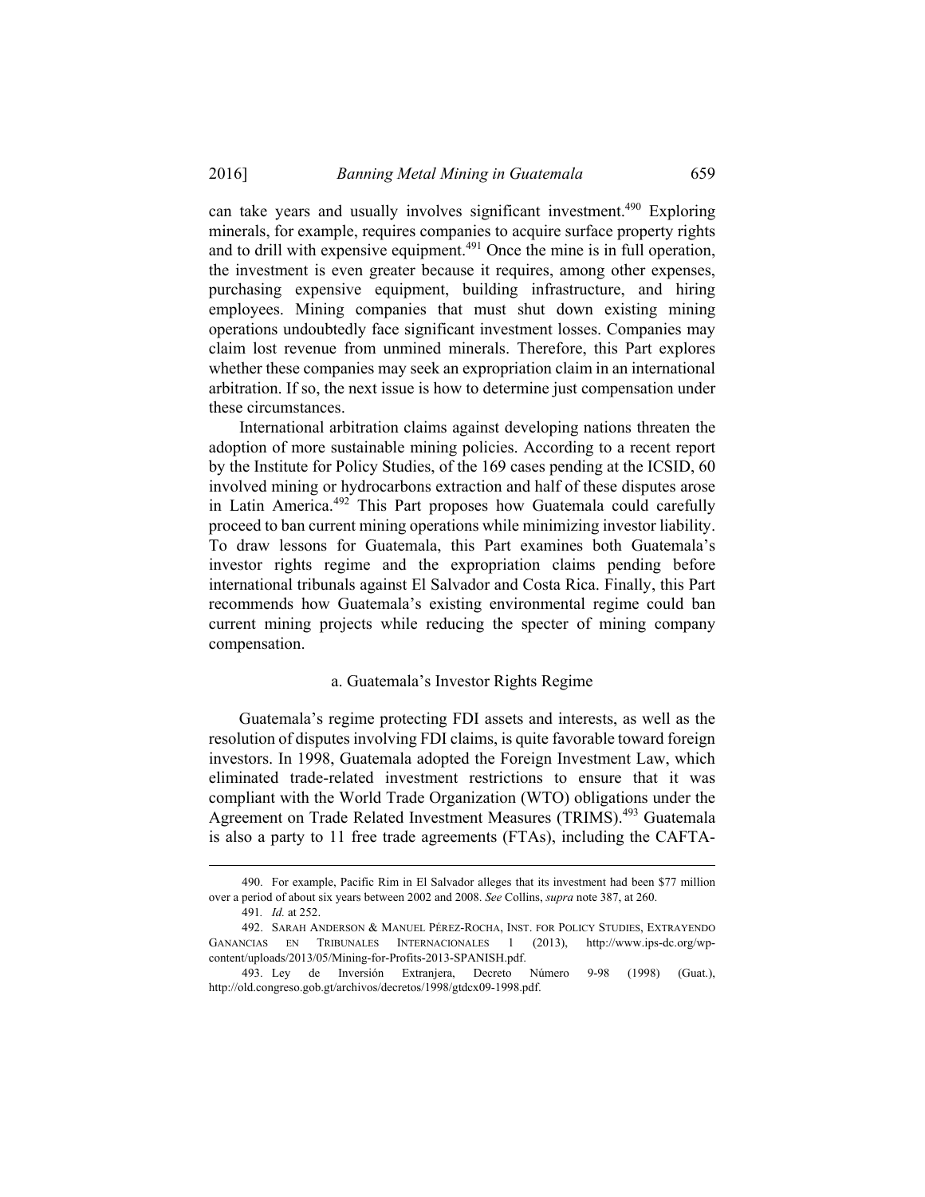can take years and usually involves significant investment.[490] Exploring minerals, for example, requires companies to acquire surface property rights and to drill with expensive equipment.[491] Once the mine is in full operation, the investment is even greater because it requires, among other expenses, purchasing expensive equipment, building infrastructure, and hiring employees. Mining companies that must shut down existing mining operations undoubtedly face significant investment losses. Companies may claim lost revenue from unmined minerals. Therefore, this Part explores whether these companies may seek an expropriation claim in an international arbitration. If so, the next issue is how to determine just compensation under these circumstances.

International arbitration claims against developing nations threaten the adoption of more sustainable mining policies. According to a recent report by the Institute for Policy Studies, of the 169 cases pending at the ICSID, 60 involved mining or hydrocarbons extraction and half of these disputes arose in Latin America.[492] This Part proposes how Guatemala could carefully proceed to ban current mining operations while minimizing investor liability. To draw lessons for Guatemala, this Part examines both Guatemala's investor rights regime and the expropriation claims pending before international tribunals against El Salvador and Costa Rica. Finally, this Part recommends how Guatemala's existing environmental regime could ban current mining projects while reducing the specter of mining company compensation.

### a. Guatemala's Investor Rights Regime

Guatemala's regime protecting FDI assets and interests, as well as the resolution of disputes involving FDI claims, is quite favorable toward foreign investors. In 1998, Guatemala adopted the Foreign Investment Law, which eliminated trade-related investment restrictions to ensure that it was compliant with the World Trade Organization (WTO) obligations under the Agreement on Trade Related Investment Measures (TRIMS).[493] Guatemala is also a party to 11 free trade agreements (FTAs), including the CAFTA-

---

490. For example, Pacific Rim in El Salvador alleges that its investment had been $77 million over a period of about six years between 2002 and 2008. *See* Collins, *supra* note 387, at 260.

491. *Id.* at 252.

492. SARAH ANDERSON & MANUEL PÉREZ-ROCHA, INST. FOR POLICY STUDIES, EXTRAYENDO GANANCIAS EN TRIBUNALES INTERNACIONALES 1 (2013), http://www.ips-dc.org/wp-content/uploads/2013/05/Mining-for-Profits-2013-SPANISH.pdf.

493. Ley de Inversión Extranjera, Decreto Número 9-98 (1998) (Guat.), http://old.congreso.gob.gt/archivos/decretos/1998/gtdcx09-1998.pdf.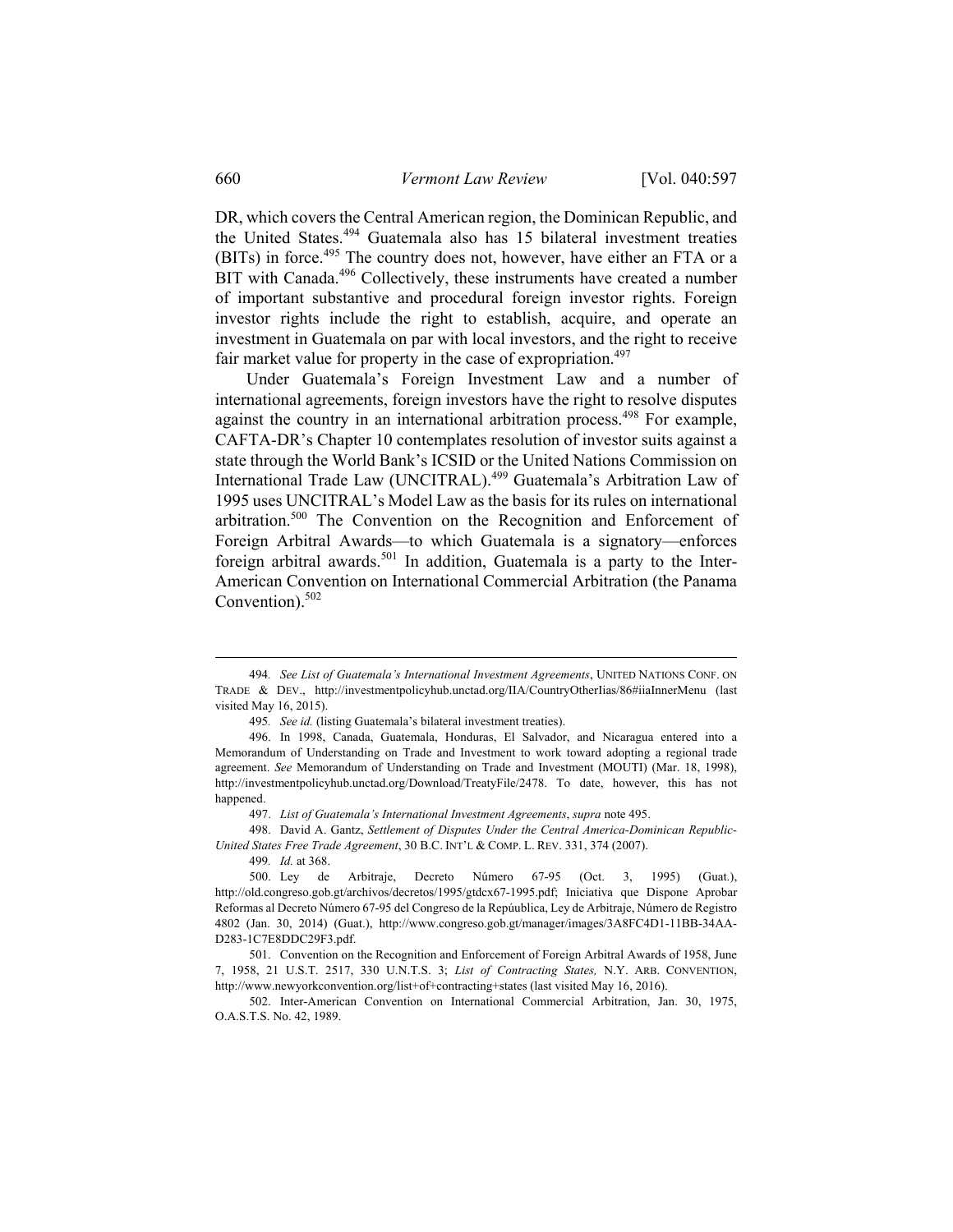DR, which covers the Central American region, the Dominican Republic, and the United States.[494] Guatemala also has 15 bilateral investment treaties (BITs) in force.[495] The country does not, however, have either an FTA or a BIT with Canada.[496] Collectively, these instruments have created a number of important substantive and procedural foreign investor rights. Foreign investor rights include the right to establish, acquire, and operate an investment in Guatemala on par with local investors, and the right to receive fair market value for property in the case of expropriation.[497]

Under Guatemala's Foreign Investment Law and a number of international agreements, foreign investors have the right to resolve disputes against the country in an international arbitration process.[498] For example, CAFTA-DR's Chapter 10 contemplates resolution of investor suits against a state through the World Bank's ICSID or the United Nations Commission on International Trade Law (UNCITRAL).[499] Guatemala's Arbitration Law of 1995 uses UNCITRAL's Model Law as the basis for its rules on international arbitration.[500] The Convention on the Recognition and Enforcement of Foreign Arbitral Awards—to which Guatemala is a signatory—enforces foreign arbitral awards.[501] In addition, Guatemala is a party to the Inter-American Convention on International Commercial Arbitration (the Panama Convention).[502]

---

494. *See List of Guatemala's International Investment Agreements*, UNITED NATIONS CONF. ON TRADE & DEV., http://investmentpolicyhub.unctad.org/IIA/CountryOtherIias/86#iiaInnerMenu (last visited May 16, 2015).

495. *See id.* (listing Guatemala's bilateral investment treaties).

496. In 1998, Canada, Guatemala, Honduras, El Salvador, and Nicaragua entered into a Memorandum of Understanding on Trade and Investment to work toward adopting a regional trade agreement. *See* Memorandum of Understanding on Trade and Investment (MOUTI) (Mar. 18, 1998), http://investmentpolicyhub.unctad.org/Download/TreatyFile/2478. To date, however, this has not happened.

497. *List of Guatemala's International Investment Agreements*, *supra* note 495.

498. David A. Gantz, *Settlement of Disputes Under the Central America-Dominican Republic-United States Free Trade Agreement*, 30 B.C. INT'L & COMP. L. REV. 331, 374 (2007).

499. *Id.* at 368.

500. Ley de Arbitraje, Decreto Número 67-95 (Oct. 3, 1995) (Guat.), http://old.congreso.gob.gt/archivos/decretos/1995/gtdcx67-1995.pdf; Iniciativa que Dispone Aprobar Reformas al Decreto Número 67-95 del Congreso de la Repúublica, Ley de Arbitraje, Número de Registro 4802 (Jan. 30, 2014) (Guat.), http://www.congreso.gob.gt/manager/images/3A8FC4D1-11BB-34AA-D283-1C7E8DDC29F3.pdf.

501. Convention on the Recognition and Enforcement of Foreign Arbitral Awards of 1958, June 7, 1958, 21 U.S.T. 2517, 330 U.N.T.S. 3; *List of Contracting States,* N.Y. ARB. CONVENTION, http://www.newyorkconvention.org/list+of+contracting+states (last visited May 16, 2016).

502. Inter-American Convention on International Commercial Arbitration, Jan. 30, 1975, O.A.S.T.S. No. 42, 1989.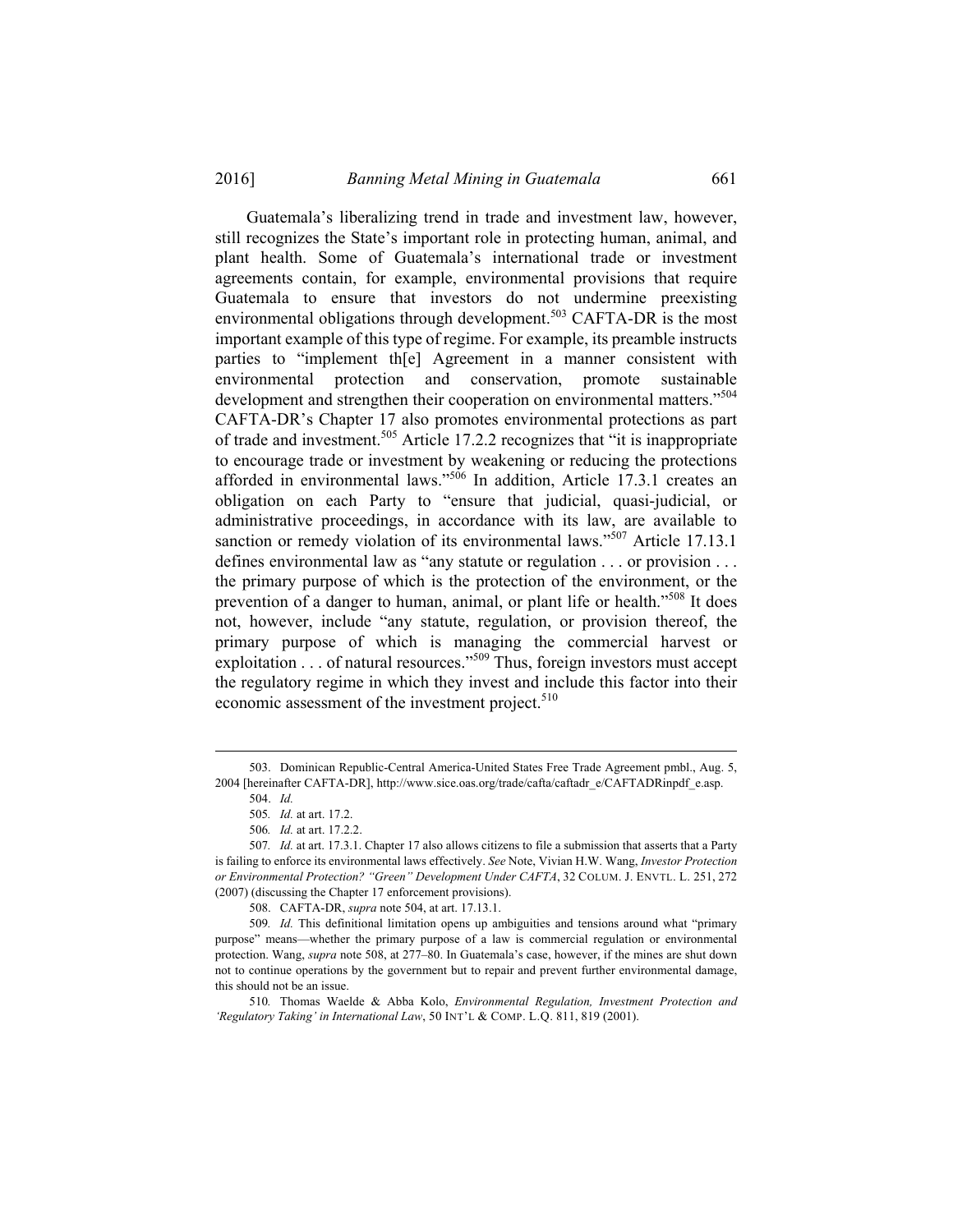Guatemala's liberalizing trend in trade and investment law, however, still recognizes the State's important role in protecting human, animal, and plant health. Some of Guatemala's international trade or investment agreements contain, for example, environmental provisions that require Guatemala to ensure that investors do not undermine preexisting environmental obligations through development.[503] CAFTA-DR is the most important example of this type of regime. For example, its preamble instructs parties to "implement th[e] Agreement in a manner consistent with environmental protection and conservation, promote sustainable development and strengthen their cooperation on environmental matters."[504] CAFTA-DR's Chapter 17 also promotes environmental protections as part of trade and investment.[505] Article 17.2.2 recognizes that "it is inappropriate to encourage trade or investment by weakening or reducing the protections afforded in environmental laws."[506] In addition, Article 17.3.1 creates an obligation on each Party to "ensure that judicial, quasi-judicial, or administrative proceedings, in accordance with its law, are available to sanction or remedy violation of its environmental laws."[507] Article 17.13.1 defines environmental law as "any statute or regulation . . . or provision . . . the primary purpose of which is the protection of the environment, or the prevention of a danger to human, animal, or plant life or health."[508] It does not, however, include "any statute, regulation, or provision thereof, the primary purpose of which is managing the commercial harvest or exploitation . . . of natural resources."[509] Thus, foreign investors must accept the regulatory regime in which they invest and include this factor into their economic assessment of the investment project.[510]

---

503. Dominican Republic-Central America-United States Free Trade Agreement pmbl., Aug. 5, 2004 [hereinafter CAFTA-DR], http://www.sice.oas.org/trade/cafta/caftadr_e/CAFTADRinpdf_e.asp.

504. *Id.*

505. *Id.* at art. 17.2.

506. *Id.* at art. 17.2.2.

507. *Id.* at art. 17.3.1. Chapter 17 also allows citizens to file a submission that asserts that a Party is failing to enforce its environmental laws effectively. *See* Note, Vivian H.W. Wang, *Investor Protection or Environmental Protection? "Green" Development Under CAFTA*, 32 COLUM. J. ENVTL. L. 251, 272 (2007) (discussing the Chapter 17 enforcement provisions).

508. CAFTA-DR, *supra* note 504, at art. 17.13.1.

509. *Id.* This definitional limitation opens up ambiguities and tensions around what "primary purpose" means—whether the primary purpose of a law is commercial regulation or environmental protection. Wang, *supra* note 508, at 277–80. In Guatemala's case, however, if the mines are shut down not to continue operations by the government but to repair and prevent further environmental damage, this should not be an issue.

510. Thomas Waelde & Abba Kolo, *Environmental Regulation, Investment Protection and 'Regulatory Taking' in International Law*, 50 INT'L & COMP. L.Q. 811, 819 (2001).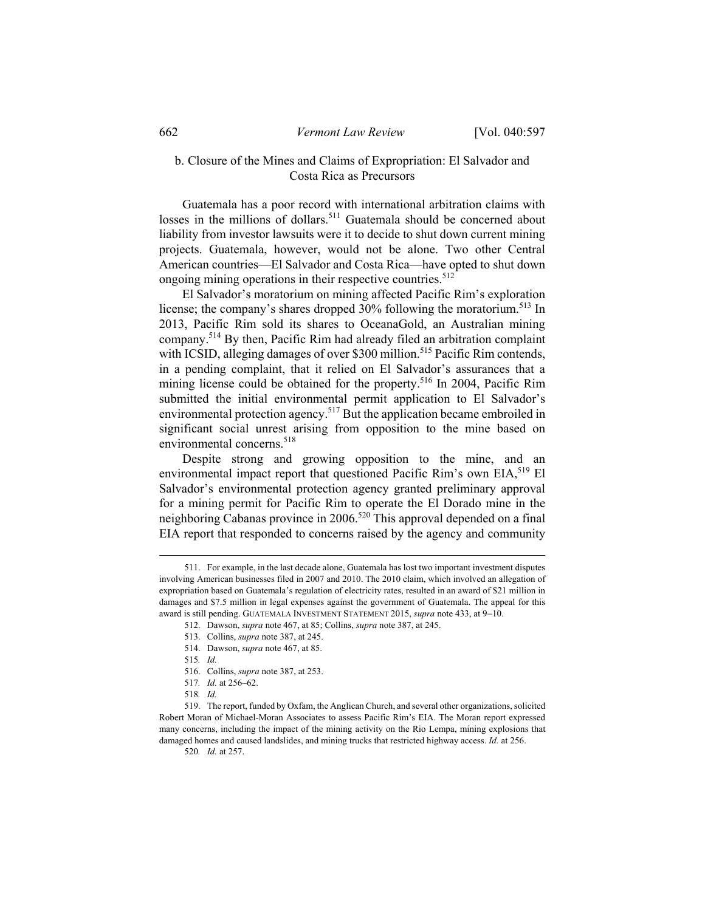### b. Closure of the Mines and Claims of Expropriation: El Salvador and Costa Rica as Precursors

Guatemala has a poor record with international arbitration claims with losses in the millions of dollars.[511] Guatemala should be concerned about liability from investor lawsuits were it to decide to shut down current mining projects. Guatemala, however, would not be alone. Two other Central American countries—El Salvador and Costa Rica—have opted to shut down ongoing mining operations in their respective countries.[512]

El Salvador's moratorium on mining affected Pacific Rim's exploration license; the company's shares dropped 30% following the moratorium.[513] In 2013, Pacific Rim sold its shares to OceanaGold, an Australian mining company.[514] By then, Pacific Rim had already filed an arbitration complaint with ICSID, alleging damages of over $300 million.[515] Pacific Rim contends, in a pending complaint, that it relied on El Salvador's assurances that a mining license could be obtained for the property.[516] In 2004, Pacific Rim submitted the initial environmental permit application to El Salvador's environmental protection agency.[517] But the application became embroiled in significant social unrest arising from opposition to the mine based on environmental concerns.[518]

Despite strong and growing opposition to the mine, and an environmental impact report that questioned Pacific Rim's own EIA,[519] El Salvador's environmental protection agency granted preliminary approval for a mining permit for Pacific Rim to operate the El Dorado mine in the neighboring Cabanas province in 2006.[520] This approval depended on a final EIA report that responded to concerns raised by the agency and community

---

511. For example, in the last decade alone, Guatemala has lost two important investment disputes involving American businesses filed in 2007 and 2010. The 2010 claim, which involved an allegation of expropriation based on Guatemala's regulation of electricity rates, resulted in an award of $21 million in damages and $7.5 million in legal expenses against the government of Guatemala. The appeal for this award is still pending. GUATEMALA INVESTMENT STATEMENT 2015, *supra* note 433, at 9–10.

512. Dawson, *supra* note 467, at 85; Collins, *supra* note 387, at 245.

513. Collins, *supra* note 387, at 245.

514. Dawson, *supra* note 467, at 85.

515. *Id.*

516. Collins, *supra* note 387, at 253.

517. *Id.* at 256–62.

518. *Id.*

519. The report, funded by Oxfam, the Anglican Church, and several other organizations, solicited Robert Moran of Michael-Moran Associates to assess Pacific Rim's EIA. The Moran report expressed many concerns, including the impact of the mining activity on the Rio Lempa, mining explosions that damaged homes and caused landslides, and mining trucks that restricted highway access. *Id.* at 256.

520. *Id.* at 257.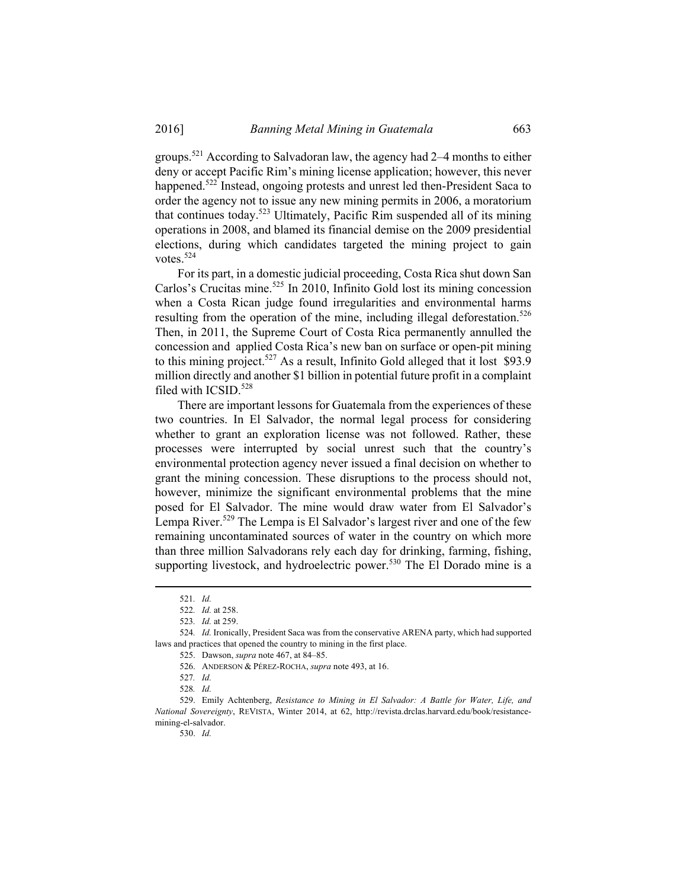groups.[521] According to Salvadoran law, the agency had 2–4 months to either deny or accept Pacific Rim's mining license application; however, this never happened.[522] Instead, ongoing protests and unrest led then-President Saca to order the agency not to issue any new mining permits in 2006, a moratorium that continues today.[523] Ultimately, Pacific Rim suspended all of its mining operations in 2008, and blamed its financial demise on the 2009 presidential elections, during which candidates targeted the mining project to gain votes.[524]

For its part, in a domestic judicial proceeding, Costa Rica shut down San Carlos's Crucitas mine.[525] In 2010, Infinito Gold lost its mining concession when a Costa Rican judge found irregularities and environmental harms resulting from the operation of the mine, including illegal deforestation.[526] Then, in 2011, the Supreme Court of Costa Rica permanently annulled the concession and applied Costa Rica's new ban on surface or open-pit mining to this mining project.[527] As a result, Infinito Gold alleged that it lost $93.9 million directly and another $1 billion in potential future profit in a complaint filed with ICSID.[528]

There are important lessons for Guatemala from the experiences of these two countries. In El Salvador, the normal legal process for considering whether to grant an exploration license was not followed. Rather, these processes were interrupted by social unrest such that the country's environmental protection agency never issued a final decision on whether to grant the mining concession. These disruptions to the process should not, however, minimize the significant environmental problems that the mine posed for El Salvador. The mine would draw water from El Salvador's Lempa River.[529] The Lempa is El Salvador's largest river and one of the few remaining uncontaminated sources of water in the country on which more than three million Salvadorans rely each day for drinking, farming, fishing, supporting livestock, and hydroelectric power.[530] The El Dorado mine is a

---

521. *Id.*

522. *Id.* at 258.

523. *Id.* at 259.

524. *Id.* Ironically, President Saca was from the conservative ARENA party, which had supported laws and practices that opened the country to mining in the first place.

525. Dawson, *supra* note 467, at 84–85.

526. ANDERSON & PÉREZ-ROCHA, *supra* note 493, at 16.

527. *Id.*

528. *Id.*

529. Emily Achtenberg, *Resistance to Mining in El Salvador: A Battle for Water, Life, and National Sovereignty*, REVISTA, Winter 2014, at 62, http://revista.drclas.harvard.edu/book/resistance-mining-el-salvador.

530. *Id.*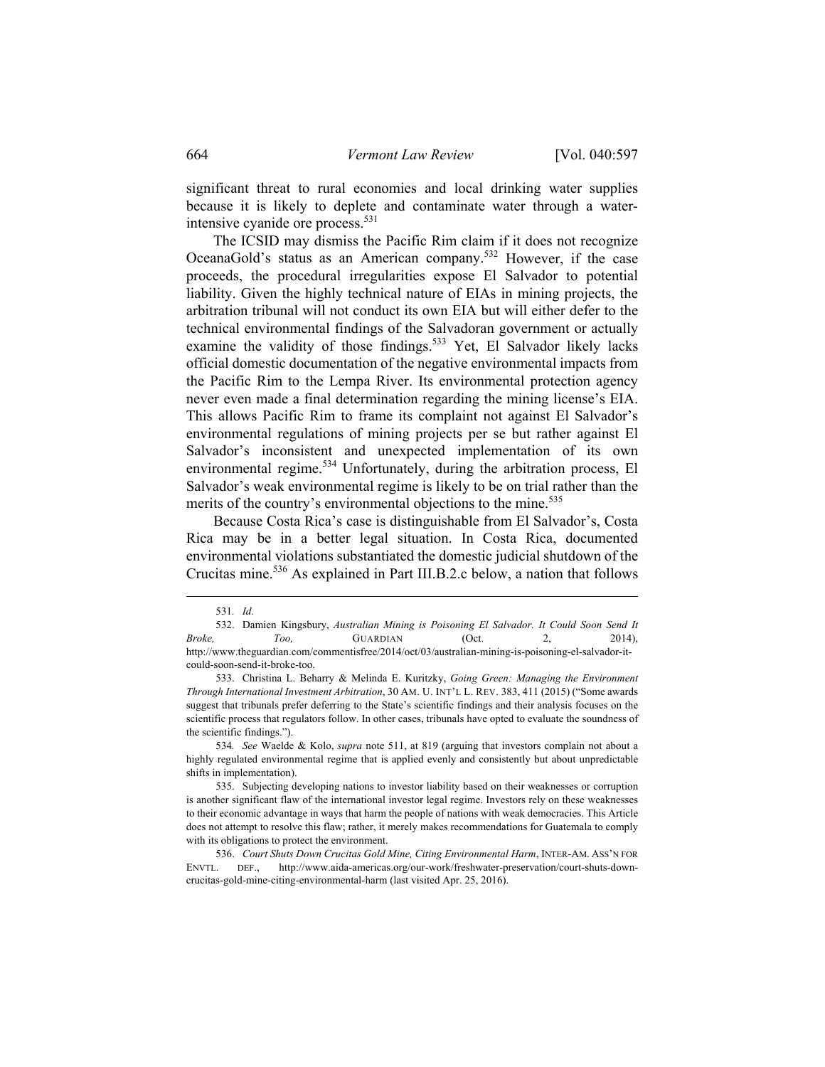significant threat to rural economies and local drinking water supplies because it is likely to deplete and contaminate water through a water-intensive cyanide ore process.[531]

The ICSID may dismiss the Pacific Rim claim if it does not recognize OceanaGold's status as an American company.[532] However, if the case proceeds, the procedural irregularities expose El Salvador to potential liability. Given the highly technical nature of EIAs in mining projects, the arbitration tribunal will not conduct its own EIA but will either defer to the technical environmental findings of the Salvadoran government or actually examine the validity of those findings.[533] Yet, El Salvador likely lacks official domestic documentation of the negative environmental impacts from the Pacific Rim to the Lempa River. Its environmental protection agency never even made a final determination regarding the mining license's EIA. This allows Pacific Rim to frame its complaint not against El Salvador's environmental regulations of mining projects per se but rather against El Salvador's inconsistent and unexpected implementation of its own environmental regime.[534] Unfortunately, during the arbitration process, El Salvador's weak environmental regime is likely to be on trial rather than the merits of the country's environmental objections to the mine.[535]

Because Costa Rica's case is distinguishable from El Salvador's, Costa Rica may be in a better legal situation. In Costa Rica, documented environmental violations substantiated the domestic judicial shutdown of the Crucitas mine.[536] As explained in Part III.B.2.c below, a nation that follows

---

531. *Id.*

532. Damien Kingsbury, *Australian Mining is Poisoning El Salvador. It Could Soon Send It Broke, Too,* GUARDIAN (Oct. 2, 2014), http://www.theguardian.com/commentisfree/2014/oct/03/australian-mining-is-poisoning-el-salvador-it-could-soon-send-it-broke-too.

533. Christina L. Beharry & Melinda E. Kuritzky, *Going Green: Managing the Environment Through International Investment Arbitration*, 30 AM. U. INT'L L. REV. 383, 411 (2015) ("Some awards suggest that tribunals prefer deferring to the State's scientific findings and their analysis focuses on the scientific process that regulators follow. In other cases, tribunals have opted to evaluate the soundness of the scientific findings.").

534. *See* Waelde & Kolo, *supra* note 511, at 819 (arguing that investors complain not about a highly regulated environmental regime that is applied evenly and consistently but about unpredictable shifts in implementation).

535. Subjecting developing nations to investor liability based on their weaknesses or corruption is another significant flaw of the international investor legal regime. Investors rely on these weaknesses to their economic advantage in ways that harm the people of nations with weak democracies. This Article does not attempt to resolve this flaw; rather, it merely makes recommendations for Guatemala to comply with its obligations to protect the environment.

536. *Court Shuts Down Crucitas Gold Mine, Citing Environmental Harm*, INTER-AM. ASS'N FOR ENVTL. DEF., http://www.aida-americas.org/our-work/freshwater-preservation/court-shuts-down-crucitas-gold-mine-citing-environmental-harm (last visited Apr. 25, 2016).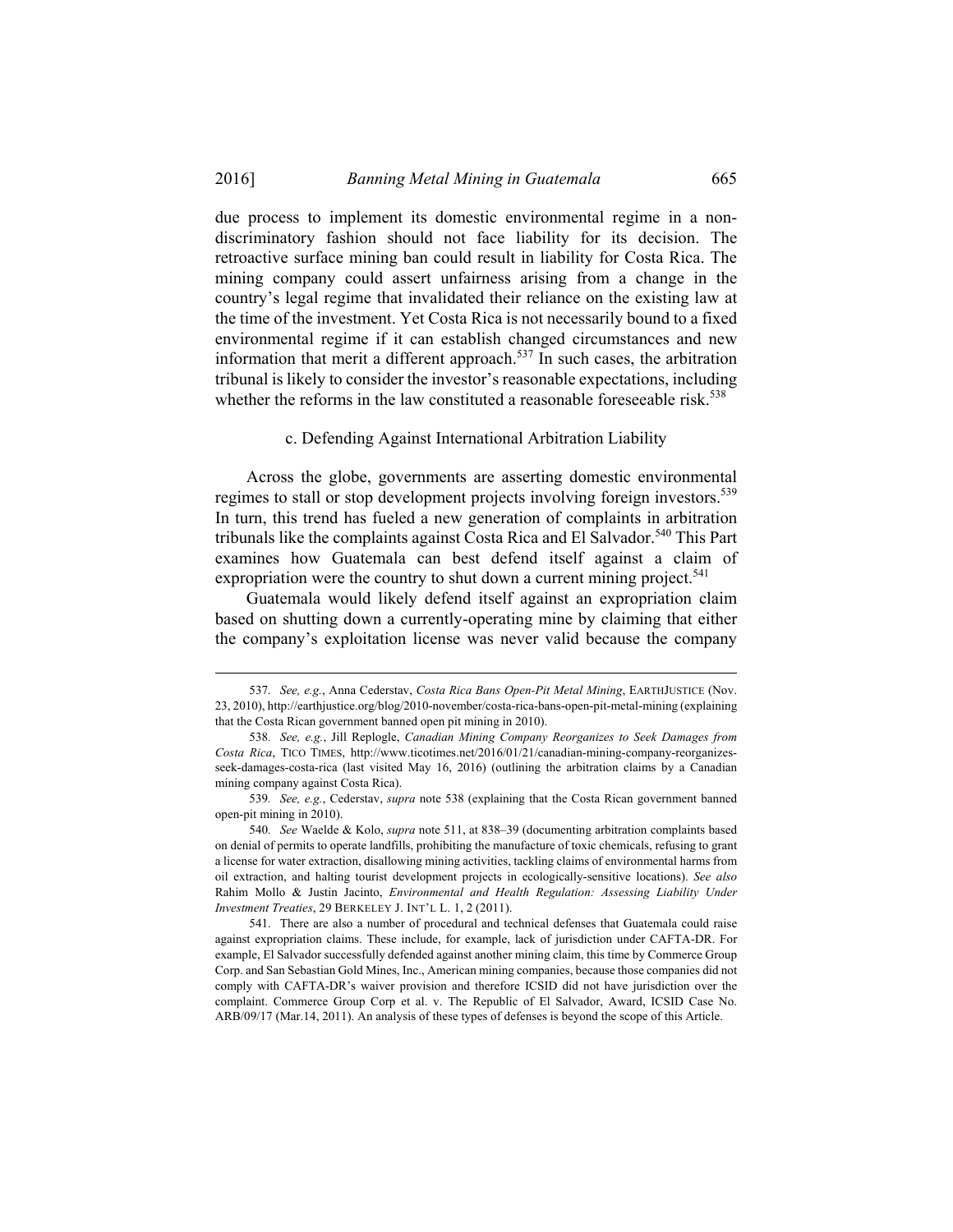due process to implement its domestic environmental regime in a non-discriminatory fashion should not face liability for its decision. The retroactive surface mining ban could result in liability for Costa Rica. The mining company could assert unfairness arising from a change in the country's legal regime that invalidated their reliance on the existing law at the time of the investment. Yet Costa Rica is not necessarily bound to a fixed environmental regime if it can establish changed circumstances and new information that merit a different approach.[537] In such cases, the arbitration tribunal is likely to consider the investor's reasonable expectations, including whether the reforms in the law constituted a reasonable foreseeable risk.[538]

#### c. Defending Against International Arbitration Liability

Across the globe, governments are asserting domestic environmental regimes to stall or stop development projects involving foreign investors.[539] In turn, this trend has fueled a new generation of complaints in arbitration tribunals like the complaints against Costa Rica and El Salvador.[540] This Part examines how Guatemala can best defend itself against a claim of expropriation were the country to shut down a current mining project.[541]

Guatemala would likely defend itself against an expropriation claim based on shutting down a currently-operating mine by claiming that either the company's exploitation license was never valid because the company

---

537. *See, e.g.*, Anna Cederstav, *Costa Rica Bans Open-Pit Metal Mining*, EARTHJUSTICE (Nov. 23, 2010), http://earthjustice.org/blog/2010-november/costa-rica-bans-open-pit-metal-mining (explaining that the Costa Rican government banned open pit mining in 2010).

538. *See, e.g.*, Jill Replogle, *Canadian Mining Company Reorganizes to Seek Damages from Costa Rica*, TICO TIMES, http://www.ticotimes.net/2016/01/21/canadian-mining-company-reorganizes-seek-damages-costa-rica (last visited May 16, 2016) (outlining the arbitration claims by a Canadian mining company against Costa Rica).

539. *See, e.g.*, Cederstav, *supra* note 538 (explaining that the Costa Rican government banned open-pit mining in 2010).

540. *See* Waelde & Kolo, *supra* note 511, at 838–39 (documenting arbitration complaints based on denial of permits to operate landfills, prohibiting the manufacture of toxic chemicals, refusing to grant a license for water extraction, disallowing mining activities, tackling claims of environmental harms from oil extraction, and halting tourist development projects in ecologically-sensitive locations). *See also* Rahim Mollo & Justin Jacinto, *Environmental and Health Regulation: Assessing Liability Under Investment Treaties*, 29 BERKELEY J. INT'L L. 1, 2 (2011).

541. There are also a number of procedural and technical defenses that Guatemala could raise against expropriation claims. These include, for example, lack of jurisdiction under CAFTA-DR. For example, El Salvador successfully defended against another mining claim, this time by Commerce Group Corp. and San Sebastian Gold Mines, Inc., American mining companies, because those companies did not comply with CAFTA-DR's waiver provision and therefore ICSID did not have jurisdiction over the complaint. Commerce Group Corp et al. v. The Republic of El Salvador, Award, ICSID Case No. ARB/09/17 (Mar.14, 2011). An analysis of these types of defenses is beyond the scope of this Article.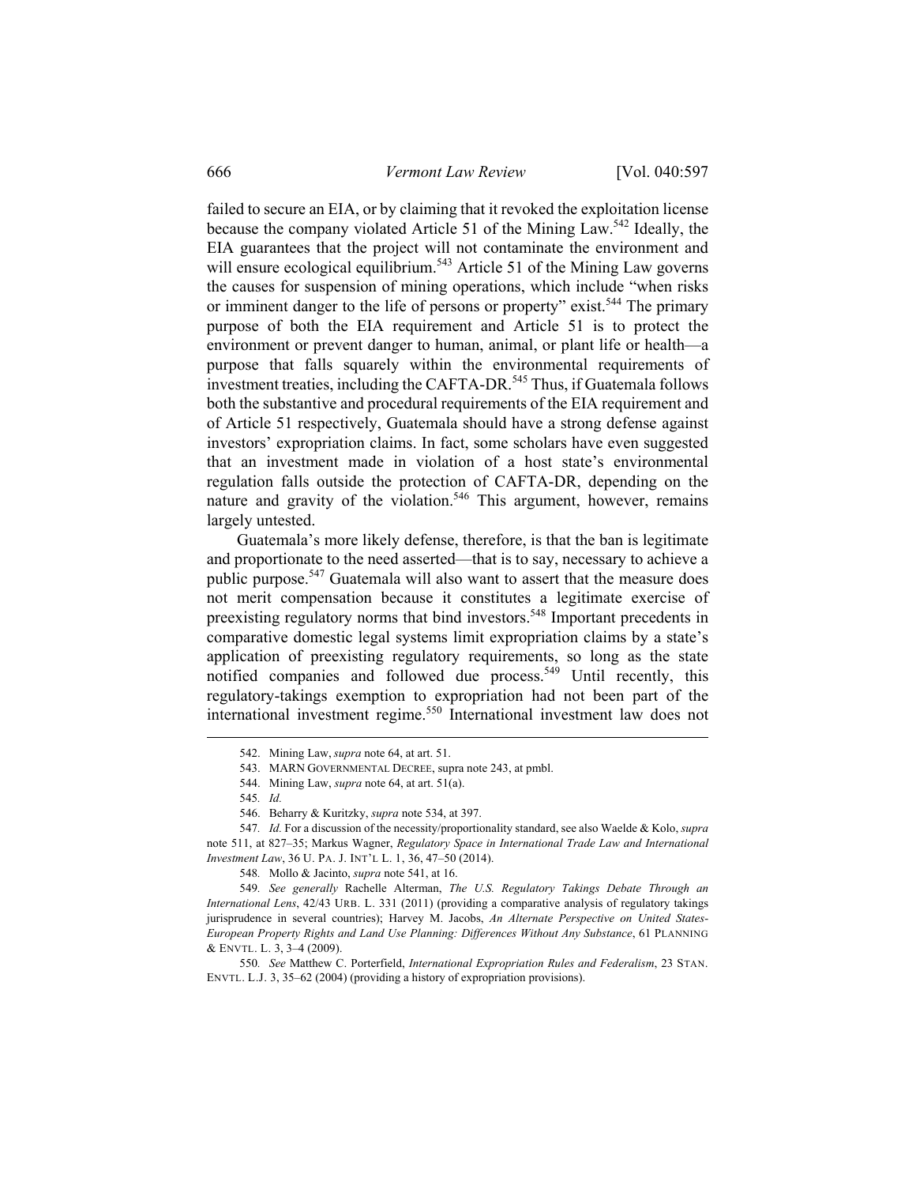failed to secure an EIA, or by claiming that it revoked the exploitation license because the company violated Article 51 of the Mining Law.[542] Ideally, the EIA guarantees that the project will not contaminate the environment and will ensure ecological equilibrium.[543] Article 51 of the Mining Law governs the causes for suspension of mining operations, which include "when risks or imminent danger to the life of persons or property" exist.[544] The primary purpose of both the EIA requirement and Article 51 is to protect the environment or prevent danger to human, animal, or plant life or health—a purpose that falls squarely within the environmental requirements of investment treaties, including the CAFTA-DR.[545] Thus, if Guatemala follows both the substantive and procedural requirements of the EIA requirement and of Article 51 respectively, Guatemala should have a strong defense against investors' expropriation claims. In fact, some scholars have even suggested that an investment made in violation of a host state's environmental regulation falls outside the protection of CAFTA-DR, depending on the nature and gravity of the violation.[546] This argument, however, remains largely untested.

Guatemala's more likely defense, therefore, is that the ban is legitimate and proportionate to the need asserted—that is to say, necessary to achieve a public purpose.[547] Guatemala will also want to assert that the measure does not merit compensation because it constitutes a legitimate exercise of preexisting regulatory norms that bind investors.[548] Important precedents in comparative domestic legal systems limit expropriation claims by a state's application of preexisting regulatory requirements, so long as the state notified companies and followed due process.[549] Until recently, this regulatory-takings exemption to expropriation had not been part of the international investment regime.[550] International investment law does not

542. Mining Law, *supra* note 64, at art. 51.

543. MARN GOVERNMENTAL DECREE, supra note 243, at pmbl.

544. Mining Law, *supra* note 64, at art. 51(a).

545. *Id.*

546. Beharry & Kuritzky, *supra* note 534, at 397.

547. *Id.* For a discussion of the necessity/proportionality standard, see also Waelde & Kolo, *supra* note 511, at 827–35; Markus Wagner, *Regulatory Space in International Trade Law and International Investment Law*, 36 U. PA. J. INT'L L. 1, 36, 47–50 (2014).

548. Mollo & Jacinto, *supra* note 541, at 16.

549. *See generally* Rachelle Alterman, *The U.S. Regulatory Takings Debate Through an International Lens*, 42/43 URB. L. 331 (2011) (providing a comparative analysis of regulatory takings jurisprudence in several countries); Harvey M. Jacobs, *An Alternate Perspective on United States-European Property Rights and Land Use Planning: Differences Without Any Substance*, 61 PLANNING & ENVTL. L. 3, 3–4 (2009).

550. *See* Matthew C. Porterfield, *International Expropriation Rules and Federalism*, 23 STAN. ENVTL. L.J. 3, 35–62 (2004) (providing a history of expropriation provisions).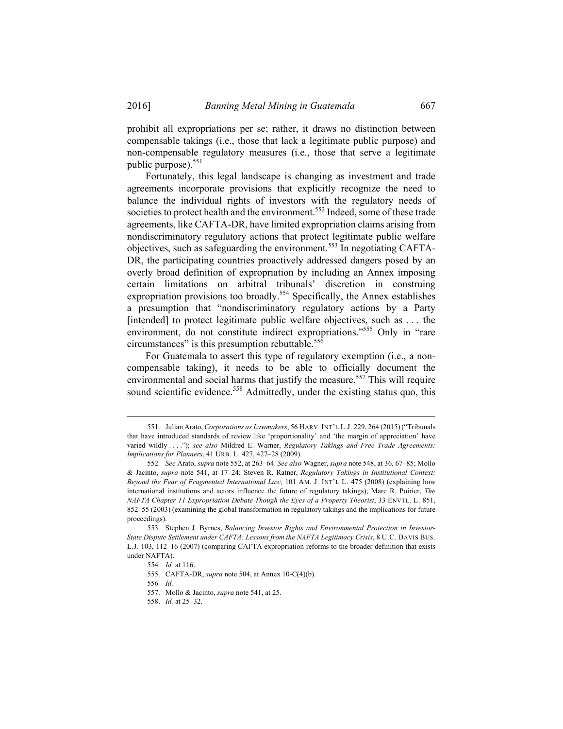prohibit all expropriations per se; rather, it draws no distinction between compensable takings (i.e., those that lack a legitimate public purpose) and non-compensable regulatory measures (i.e., those that serve a legitimate public purpose).[551]

Fortunately, this legal landscape is changing as investment and trade agreements incorporate provisions that explicitly recognize the need to balance the individual rights of investors with the regulatory needs of societies to protect health and the environment.[552] Indeed, some of these trade agreements, like CAFTA-DR, have limited expropriation claims arising from nondiscriminatory regulatory actions that protect legitimate public welfare objectives, such as safeguarding the environment.[553] In negotiating CAFTA-DR, the participating countries proactively addressed dangers posed by an overly broad definition of expropriation by including an Annex imposing certain limitations on arbitral tribunals' discretion in construing expropriation provisions too broadly.[554] Specifically, the Annex establishes a presumption that "nondiscriminatory regulatory actions by a Party [intended] to protect legitimate public welfare objectives, such as . . . the environment, do not constitute indirect expropriations."[555] Only in "rare circumstances" is this presumption rebuttable.[556]

For Guatemala to assert this type of regulatory exemption (i.e., a non-compensable taking), it needs to be able to officially document the environmental and social harms that justify the measure.[557] This will require sound scientific evidence.[558] Admittedly, under the existing status quo, this

---

551. Julian Arato, *Corporations as Lawmakers*, 56 HARV. INT'L L.J. 229, 264 (2015) ("Tribunals that have introduced standards of review like 'proportionality' and 'the margin of appreciation' have varied wildly . . . ."); *see also* Mildred E. Warner, *Regulatory Takings and Free Trade Agreements: Implications for Planners*, 41 URB. L. 427, 427–28 (2009).

552. *See* Arato, *supra* note 552, at 263–64. *See also* Wagner, *supra* note 548, at 36, 67–85; Mollo & Jacinto, *supra* note 541, at 17–24; Steven R. Ratner, *Regulatory Takings in Institutional Context: Beyond the Fear of Fragmented International Law,* 101 AM. J. INT'L L. 475 (2008) (explaining how international institutions and actors influence the future of regulatory takings); Marc R. Poirier, *The NAFTA Chapter 11 Expropriation Debate Though the Eyes of a Property Theorist*, 33 ENVTL. L. 851, 852–55 (2003) (examining the global transformation in regulatory takings and the implications for future proceedings).

553. Stephen J. Byrnes, *Balancing Investor Rights and Environmental Protection in Investor-State Dispute Settlement under CAFTA: Lessons from the NAFTA Legitimacy Crisis*, 8 U.C. DAVIS BUS. L.J. 103, 112–16 (2007) (comparing CAFTA expropriation reforms to the broader definition that exists under NAFTA).

554. *Id.* at 116.

555. CAFTA-DR, *supra* note 504, at Annex 10-C(4)(b).

556. *Id.*

557. Mollo & Jacinto, *supra* note 541, at 25.

558. *Id.* at 25–32.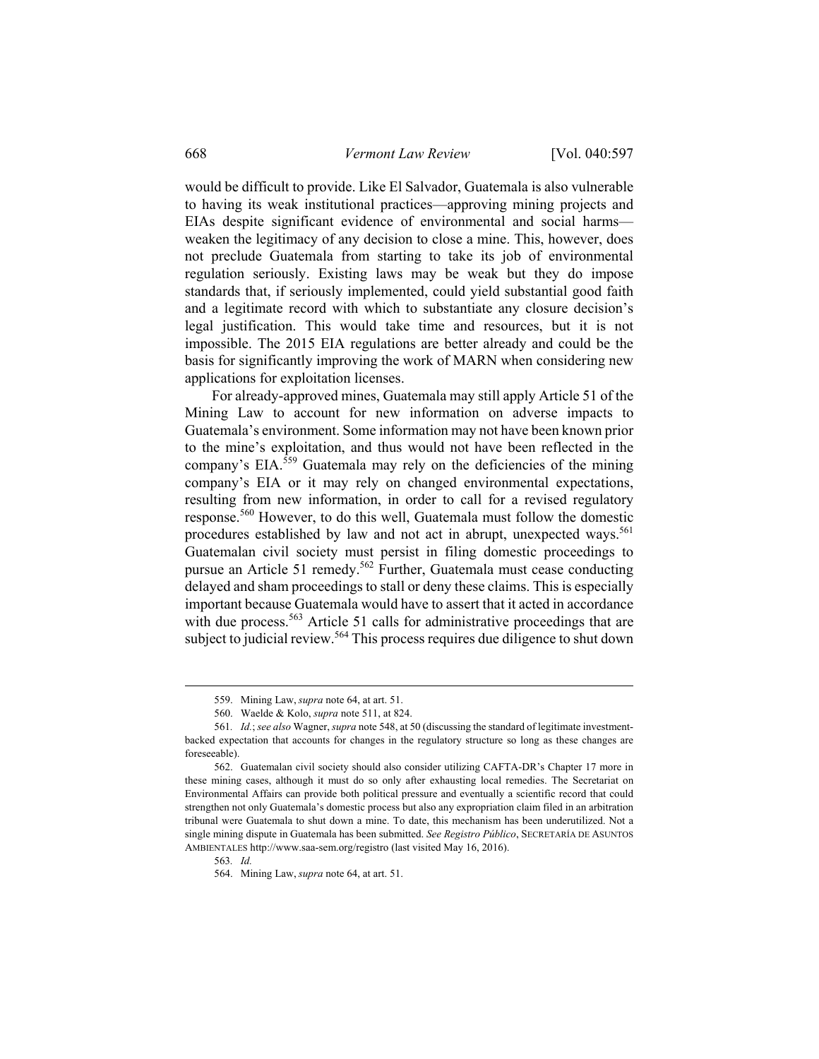would be difficult to provide. Like El Salvador, Guatemala is also vulnerable to having its weak institutional practices—approving mining projects and EIAs despite significant evidence of environmental and social harms—weaken the legitimacy of any decision to close a mine. This, however, does not preclude Guatemala from starting to take its job of environmental regulation seriously. Existing laws may be weak but they do impose standards that, if seriously implemented, could yield substantial good faith and a legitimate record with which to substantiate any closure decision's legal justification. This would take time and resources, but it is not impossible. The 2015 EIA regulations are better already and could be the basis for significantly improving the work of MARN when considering new applications for exploitation licenses.

For already-approved mines, Guatemala may still apply Article 51 of the Mining Law to account for new information on adverse impacts to Guatemala's environment. Some information may not have been known prior to the mine's exploitation, and thus would not have been reflected in the company's EIA.[559] Guatemala may rely on the deficiencies of the mining company's EIA or it may rely on changed environmental expectations, resulting from new information, in order to call for a revised regulatory response.[560] However, to do this well, Guatemala must follow the domestic procedures established by law and not act in abrupt, unexpected ways.[561] Guatemalan civil society must persist in filing domestic proceedings to pursue an Article 51 remedy.[562] Further, Guatemala must cease conducting delayed and sham proceedings to stall or deny these claims. This is especially important because Guatemala would have to assert that it acted in accordance with due process.[563] Article 51 calls for administrative proceedings that are subject to judicial review.[564] This process requires due diligence to shut down

---

559. Mining Law, *supra* note 64, at art. 51.

560. Waelde & Kolo, *supra* note 511, at 824.

561. *Id.*; *see also* Wagner, *supra* note 548, at 50 (discussing the standard of legitimate investment-backed expectation that accounts for changes in the regulatory structure so long as these changes are foreseeable).

562. Guatemalan civil society should also consider utilizing CAFTA-DR's Chapter 17 more in these mining cases, although it must do so only after exhausting local remedies. The Secretariat on Environmental Affairs can provide both political pressure and eventually a scientific record that could strengthen not only Guatemala's domestic process but also any expropriation claim filed in an arbitration tribunal were Guatemala to shut down a mine. To date, this mechanism has been underutilized. Not a single mining dispute in Guatemala has been submitted. *See Registro Público*, SECRETARÍA DE ASUNTOS AMBIENTALES http://www.saa-sem.org/registro (last visited May 16, 2016).

563. *Id.*

564. Mining Law, *supra* note 64, at art. 51.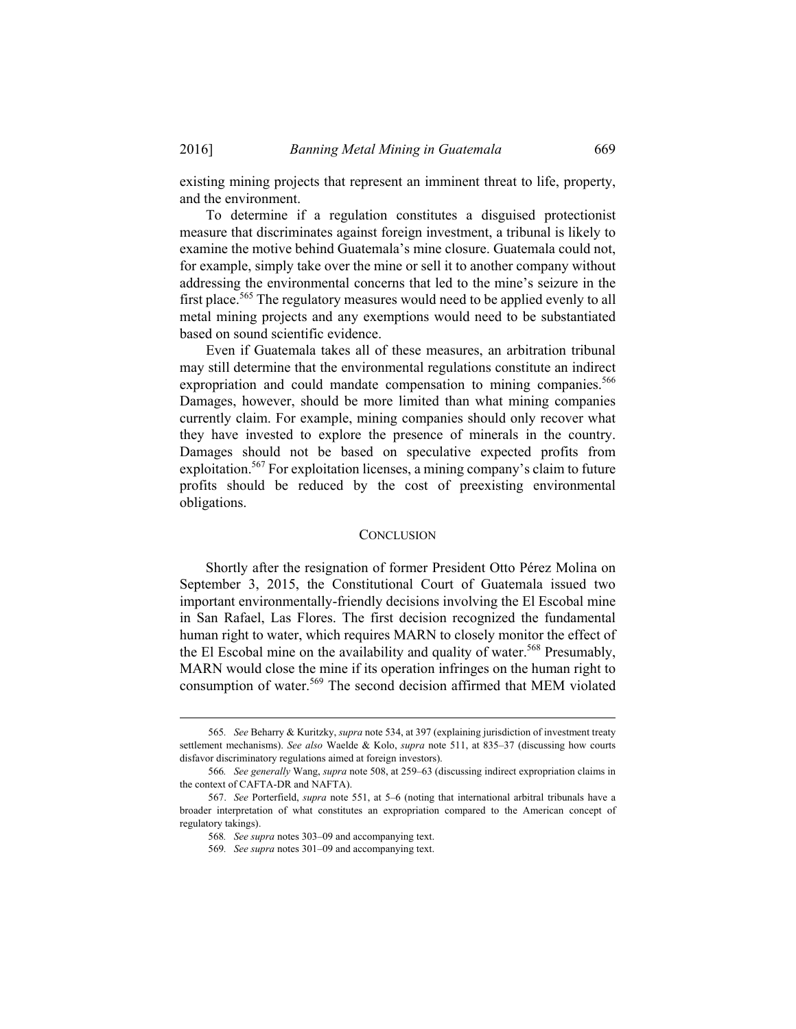existing mining projects that represent an imminent threat to life, property, and the environment.

To determine if a regulation constitutes a disguised protectionist measure that discriminates against foreign investment, a tribunal is likely to examine the motive behind Guatemala's mine closure. Guatemala could not, for example, simply take over the mine or sell it to another company without addressing the environmental concerns that led to the mine's seizure in the first place.[565] The regulatory measures would need to be applied evenly to all metal mining projects and any exemptions would need to be substantiated based on sound scientific evidence.

Even if Guatemala takes all of these measures, an arbitration tribunal may still determine that the environmental regulations constitute an indirect expropriation and could mandate compensation to mining companies.[566] Damages, however, should be more limited than what mining companies currently claim. For example, mining companies should only recover what they have invested to explore the presence of minerals in the country. Damages should not be based on speculative expected profits from exploitation.[567] For exploitation licenses, a mining company's claim to future profits should be reduced by the cost of preexisting environmental obligations.

## CONCLUSION

Shortly after the resignation of former President Otto Pérez Molina on September 3, 2015, the Constitutional Court of Guatemala issued two important environmentally-friendly decisions involving the El Escobal mine in San Rafael, Las Flores. The first decision recognized the fundamental human right to water, which requires MARN to closely monitor the effect of the El Escobal mine on the availability and quality of water.[568] Presumably, MARN would close the mine if its operation infringes on the human right to consumption of water.[569] The second decision affirmed that MEM violated

---

565. *See* Beharry & Kuritzky, *supra* note 534, at 397 (explaining jurisdiction of investment treaty settlement mechanisms). *See also* Waelde & Kolo, *supra* note 511, at 835–37 (discussing how courts disfavor discriminatory regulations aimed at foreign investors).

566. *See generally* Wang, *supra* note 508, at 259–63 (discussing indirect expropriation claims in the context of CAFTA-DR and NAFTA).

567. *See* Porterfield, *supra* note 551, at 5–6 (noting that international arbitral tribunals have a broader interpretation of what constitutes an expropriation compared to the American concept of regulatory takings).

568. *See supra* notes 303–09 and accompanying text.

569. *See supra* notes 301–09 and accompanying text.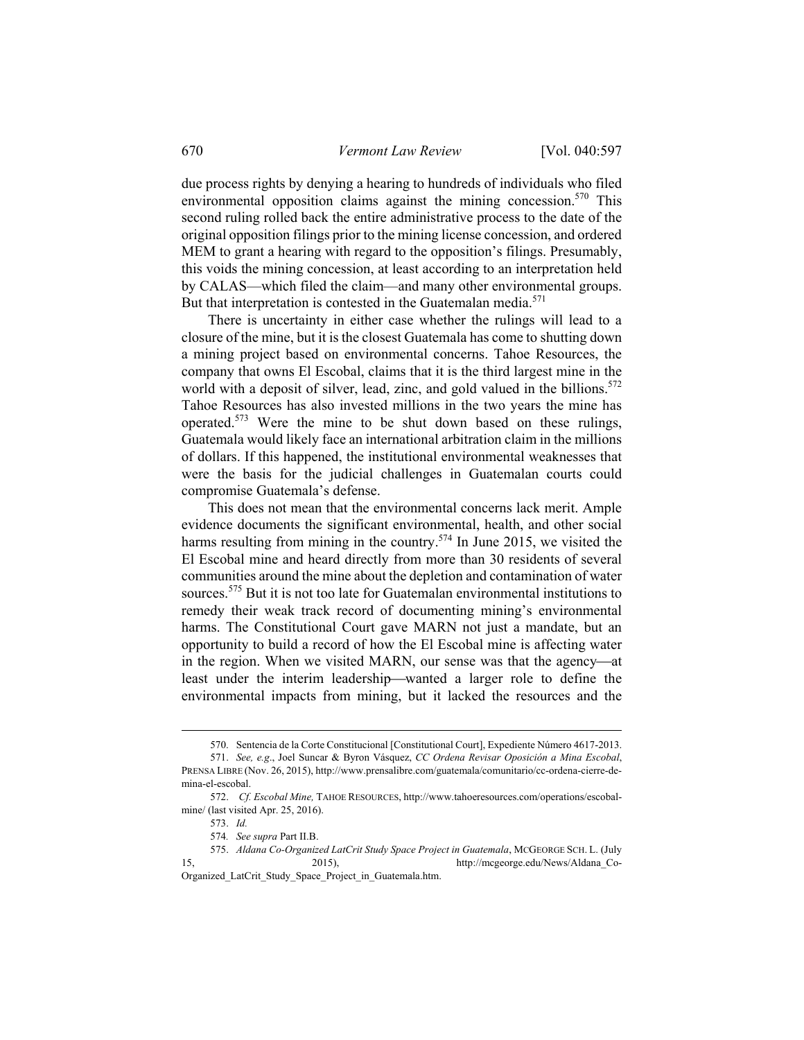due process rights by denying a hearing to hundreds of individuals who filed environmental opposition claims against the mining concession.[570] This second ruling rolled back the entire administrative process to the date of the original opposition filings prior to the mining license concession, and ordered MEM to grant a hearing with regard to the opposition's filings. Presumably, this voids the mining concession, at least according to an interpretation held by CALAS—which filed the claim—and many other environmental groups. But that interpretation is contested in the Guatemalan media.[571]

There is uncertainty in either case whether the rulings will lead to a closure of the mine, but it is the closest Guatemala has come to shutting down a mining project based on environmental concerns. Tahoe Resources, the company that owns El Escobal, claims that it is the third largest mine in the world with a deposit of silver, lead, zinc, and gold valued in the billions.[572] Tahoe Resources has also invested millions in the two years the mine has operated.[573] Were the mine to be shut down based on these rulings, Guatemala would likely face an international arbitration claim in the millions of dollars. If this happened, the institutional environmental weaknesses that were the basis for the judicial challenges in Guatemalan courts could compromise Guatemala's defense.

This does not mean that the environmental concerns lack merit. Ample evidence documents the significant environmental, health, and other social harms resulting from mining in the country.[574] In June 2015, we visited the El Escobal mine and heard directly from more than 30 residents of several communities around the mine about the depletion and contamination of water sources.[575] But it is not too late for Guatemalan environmental institutions to remedy their weak track record of documenting mining's environmental harms. The Constitutional Court gave MARN not just a mandate, but an opportunity to build a record of how the El Escobal mine is affecting water in the region. When we visited MARN, our sense was that the agency—at least under the interim leadership—wanted a larger role to define the environmental impacts from mining, but it lacked the resources and the

---

570. Sentencia de la Corte Constitucional [Constitutional Court], Expediente Número 4617-2013.

571. *See, e.g.*, Joel Suncar & Byron Vásquez, *CC Ordena Revisar Oposición a Mina Escobal*, PRENSA LIBRE (Nov. 26, 2015), http://www.prensalibre.com/guatemala/comunitario/cc-ordena-cierre-de-mina-el-escobal.

572. *Cf. Escobal Mine,* TAHOE RESOURCES, http://www.tahoeresources.com/operations/escobal-mine/ (last visited Apr. 25, 2016).

573. *Id.*

574. *See supra* Part II.B.

575. *Aldana Co-Organized LatCrit Study Space Project in Guatemala*, MCGEORGE SCH. L. (July 15, 2015), http://mcgeorge.edu/News/Aldana_Co-Organized_LatCrit_Study_Space_Project_in_Guatemala.htm.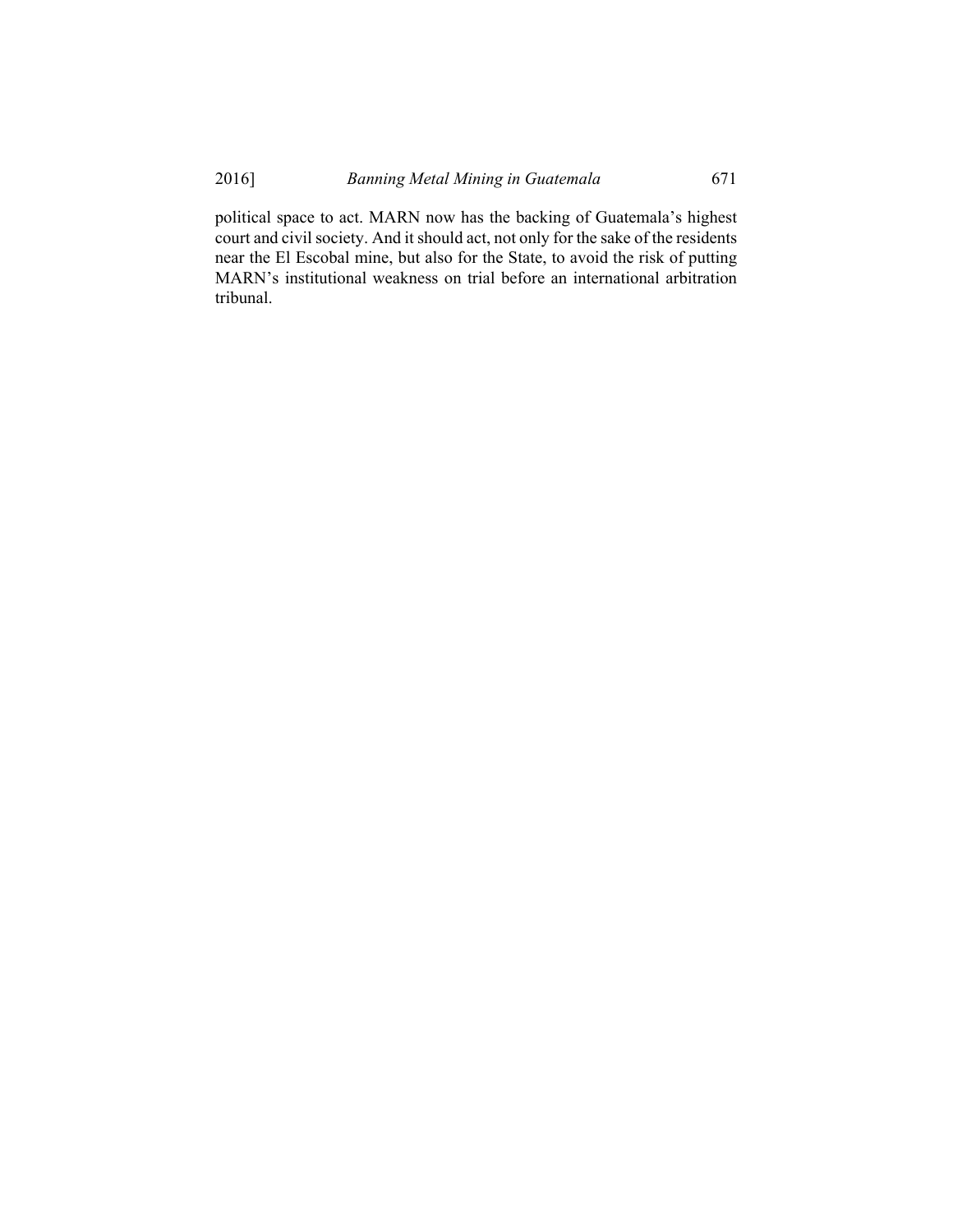political space to act. MARN now has the backing of Guatemala's highest court and civil society. And it should act, not only for the sake of the residents near the El Escobal mine, but also for the State, to avoid the risk of putting MARN's institutional weakness on trial before an international arbitration tribunal.